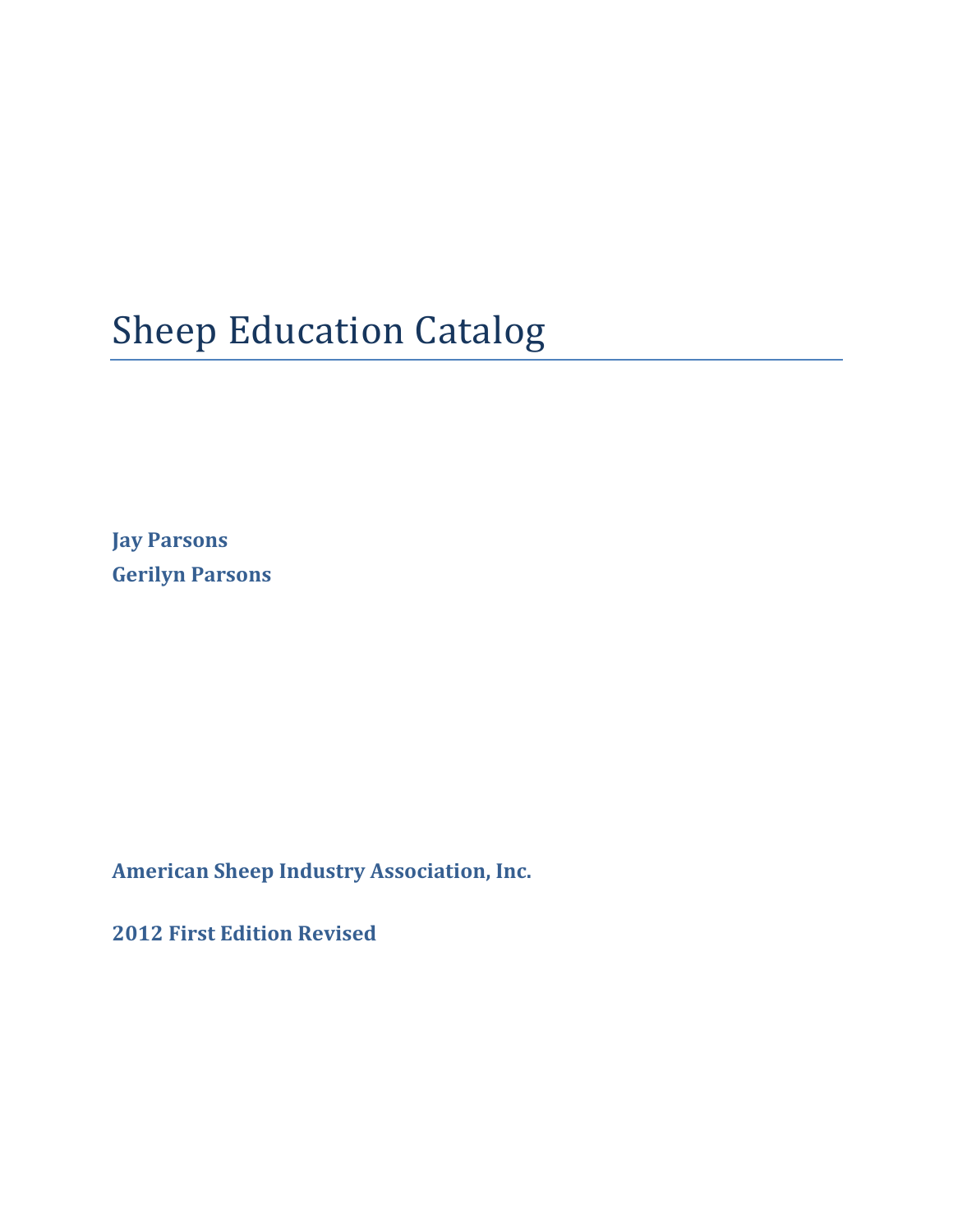# Sheep Education Catalog

**Jay Parsons**
**Gerilyn Parsons**

**American Sheep Industry Association, Inc.**

**2012 First Edition Revised**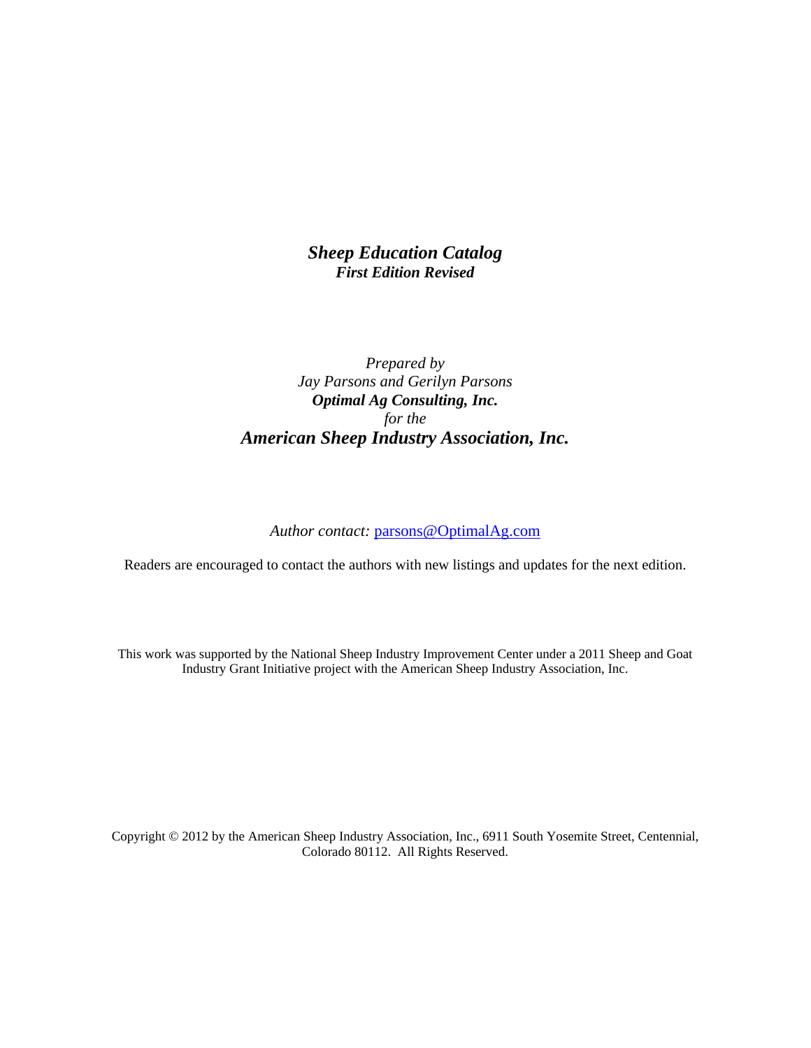# *Sheep Education Catalog*

***First Edition Revised***

*Prepared by*
*Jay Parsons and Gerilyn Parsons*
***Optimal Ag Consulting, Inc.***
*for the*
***American Sheep Industry Association, Inc.***

*Author contact:* parsons@OptimalAg.com

Readers are encouraged to contact the authors with new listings and updates for the next edition.

This work was supported by the National Sheep Industry Improvement Center under a 2011 Sheep and Goat Industry Grant Initiative project with the American Sheep Industry Association, Inc.

Copyright © 2012 by the American Sheep Industry Association, Inc., 6911 South Yosemite Street, Centennial, Colorado 80112. All Rights Reserved.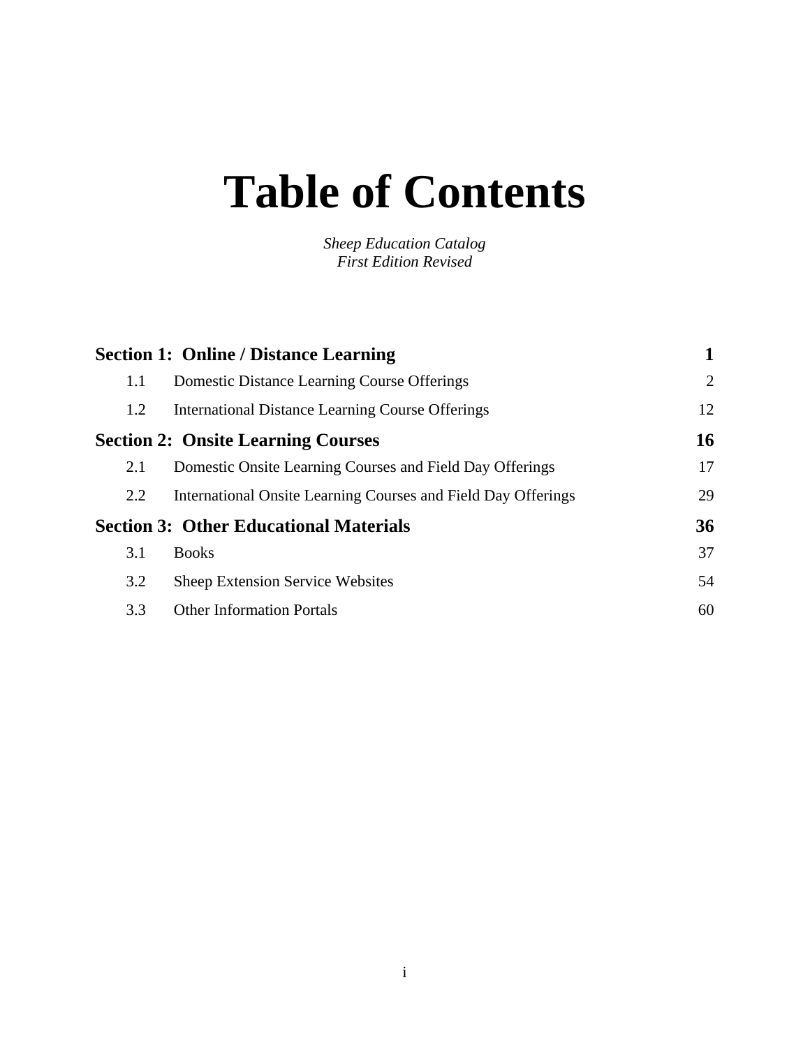# Table of Contents

*Sheep Education Catalog*
*First Edition Revised*

| | | |
|---|---|---|
| **Section 1: Online / Distance Learning** | | **1** |
| 1.1 | Domestic Distance Learning Course Offerings | 2 |
| 1.2 | International Distance Learning Course Offerings | 12 |
| **Section 2: Onsite Learning Courses** | | **16** |
| 2.1 | Domestic Onsite Learning Courses and Field Day Offerings | 17 |
| 2.2 | International Onsite Learning Courses and Field Day Offerings | 29 |
| **Section 3: Other Educational Materials** | | **36** |
| 3.1 | Books | 37 |
| 3.2 | Sheep Extension Service Websites | 54 |
| 3.3 | Other Information Portals | 60 |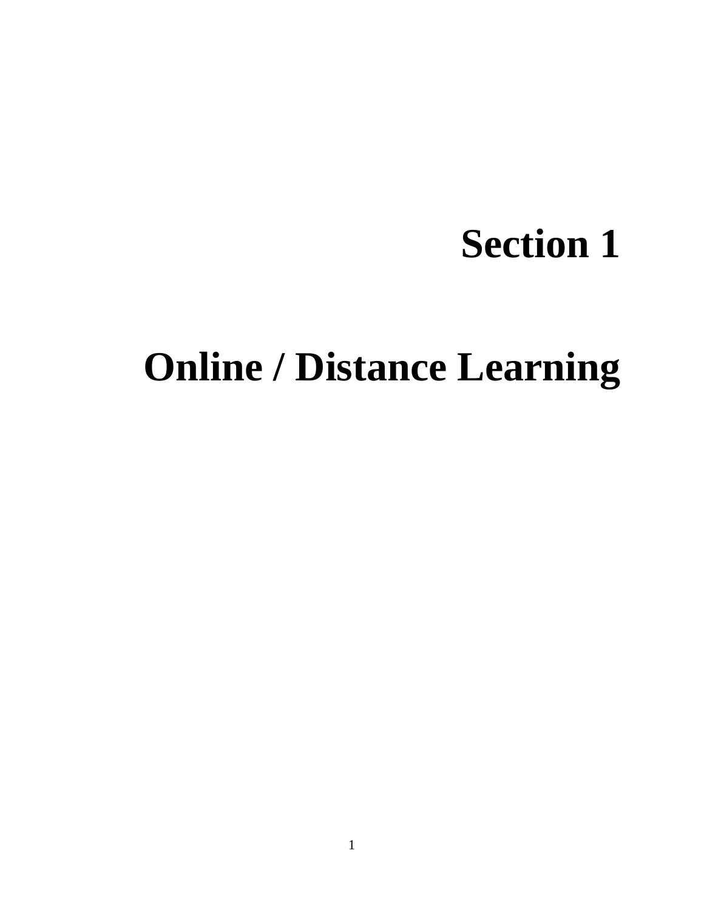# Section 1

# Online / Distance Learning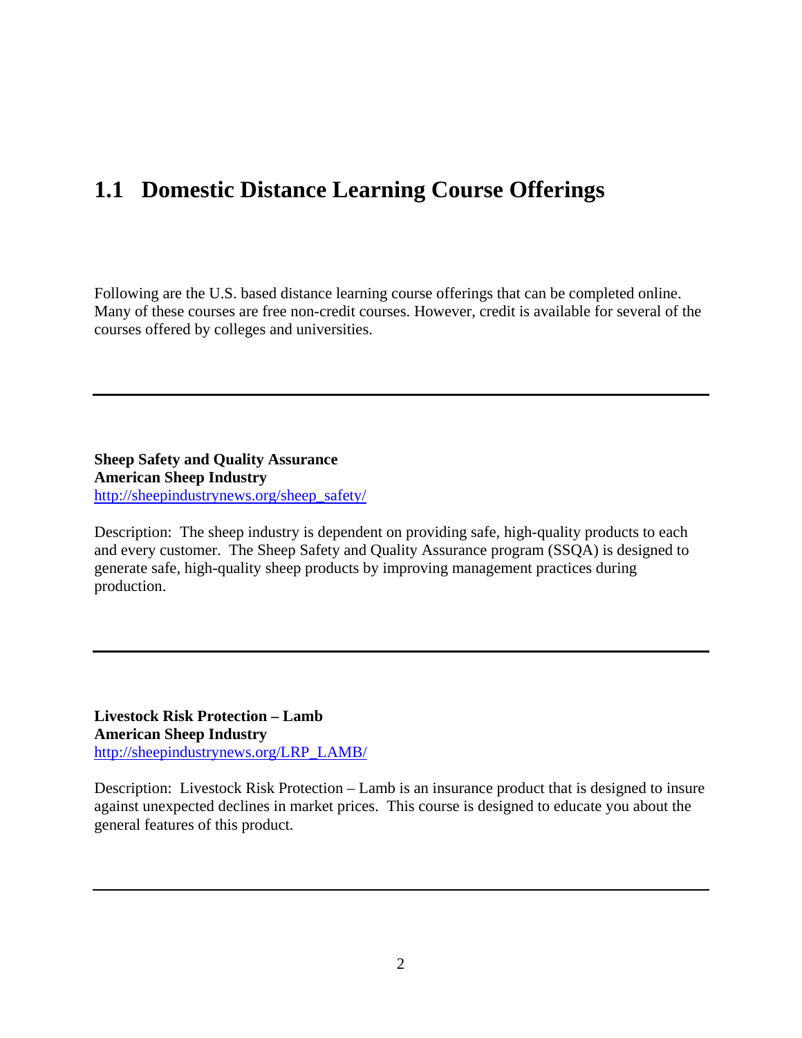## 1.1 Domestic Distance Learning Course Offerings

Following are the U.S. based distance learning course offerings that can be completed online. Many of these courses are free non-credit courses. However, credit is available for several of the courses offered by colleges and universities.

---

**Sheep Safety and Quality Assurance**
**American Sheep Industry**
http://sheepindustrynews.org/sheep_safety/

Description: The sheep industry is dependent on providing safe, high-quality products to each and every customer. The Sheep Safety and Quality Assurance program (SSQA) is designed to generate safe, high-quality sheep products by improving management practices during production.

---

**Livestock Risk Protection – Lamb**
**American Sheep Industry**
http://sheepindustrynews.org/LRP_LAMB/

Description: Livestock Risk Protection – Lamb is an insurance product that is designed to insure against unexpected declines in market prices. This course is designed to educate you about the general features of this product.

---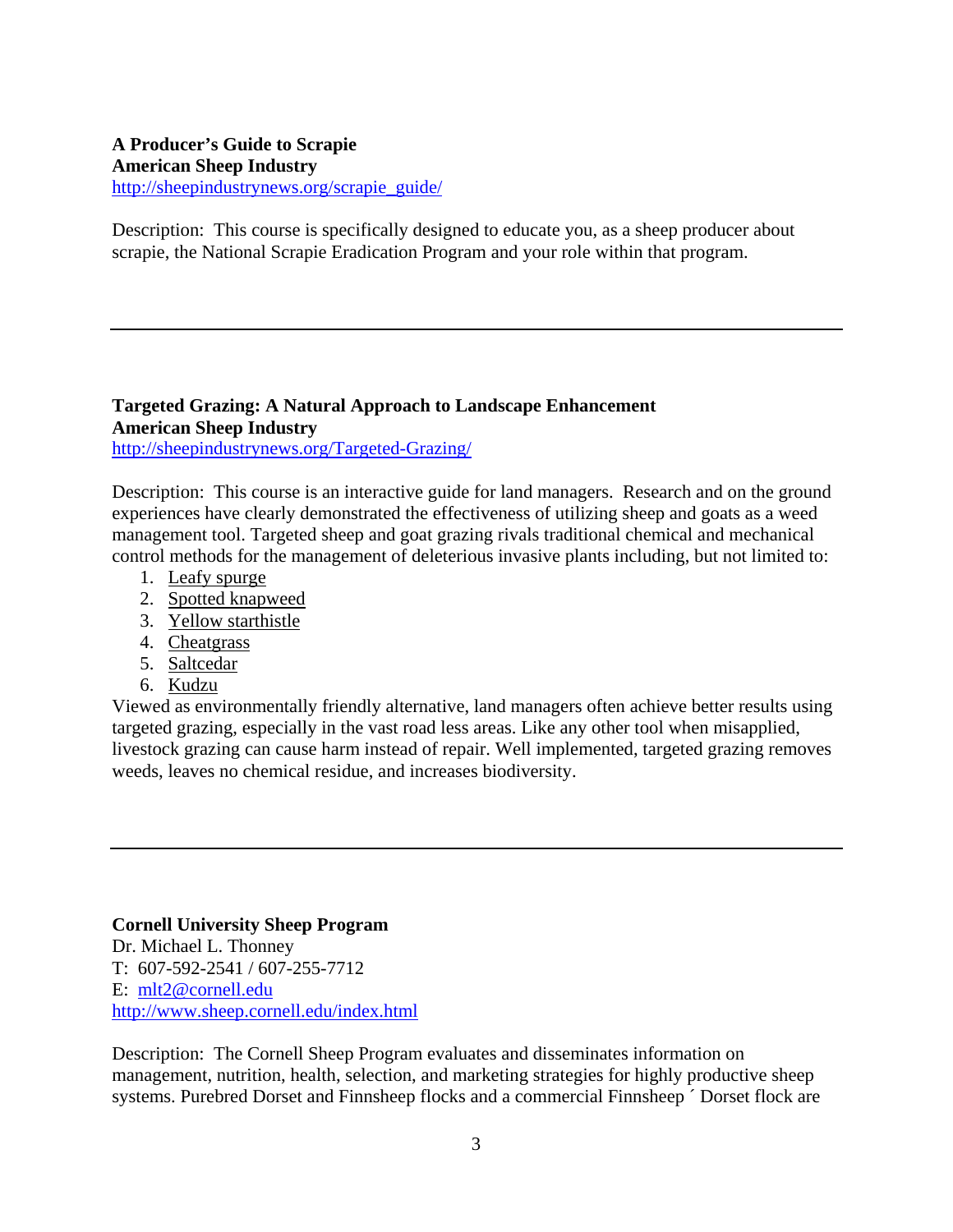**A Producer's Guide to Scrapie**
**American Sheep Industry**
http://sheepindustrynews.org/scrapie_guide/

Description: This course is specifically designed to educate you, as a sheep producer about scrapie, the National Scrapie Eradication Program and your role within that program.

---

**Targeted Grazing: A Natural Approach to Landscape Enhancement**
**American Sheep Industry**
http://sheepindustrynews.org/Targeted-Grazing/

Description: This course is an interactive guide for land managers. Research and on the ground experiences have clearly demonstrated the effectiveness of utilizing sheep and goats as a weed management tool. Targeted sheep and goat grazing rivals traditional chemical and mechanical control methods for the management of deleterious invasive plants including, but not limited to:

1. Leafy spurge
2. Spotted knapweed
3. Yellow starthistle
4. Cheatgrass
5. Saltcedar
6. Kudzu

Viewed as environmentally friendly alternative, land managers often achieve better results using targeted grazing, especially in the vast road less areas. Like any other tool when misapplied, livestock grazing can cause harm instead of repair. Well implemented, targeted grazing removes weeds, leaves no chemical residue, and increases biodiversity.

---

**Cornell University Sheep Program**
Dr. Michael L. Thonney
T: 607-592-2541 / 607-255-7712
E: mlt2@cornell.edu
http://www.sheep.cornell.edu/index.html

Description: The Cornell Sheep Program evaluates and disseminates information on management, nutrition, health, selection, and marketing strategies for highly productive sheep systems. Purebred Dorset and Finnsheep flocks and a commercial Finnsheep ´ Dorset flock are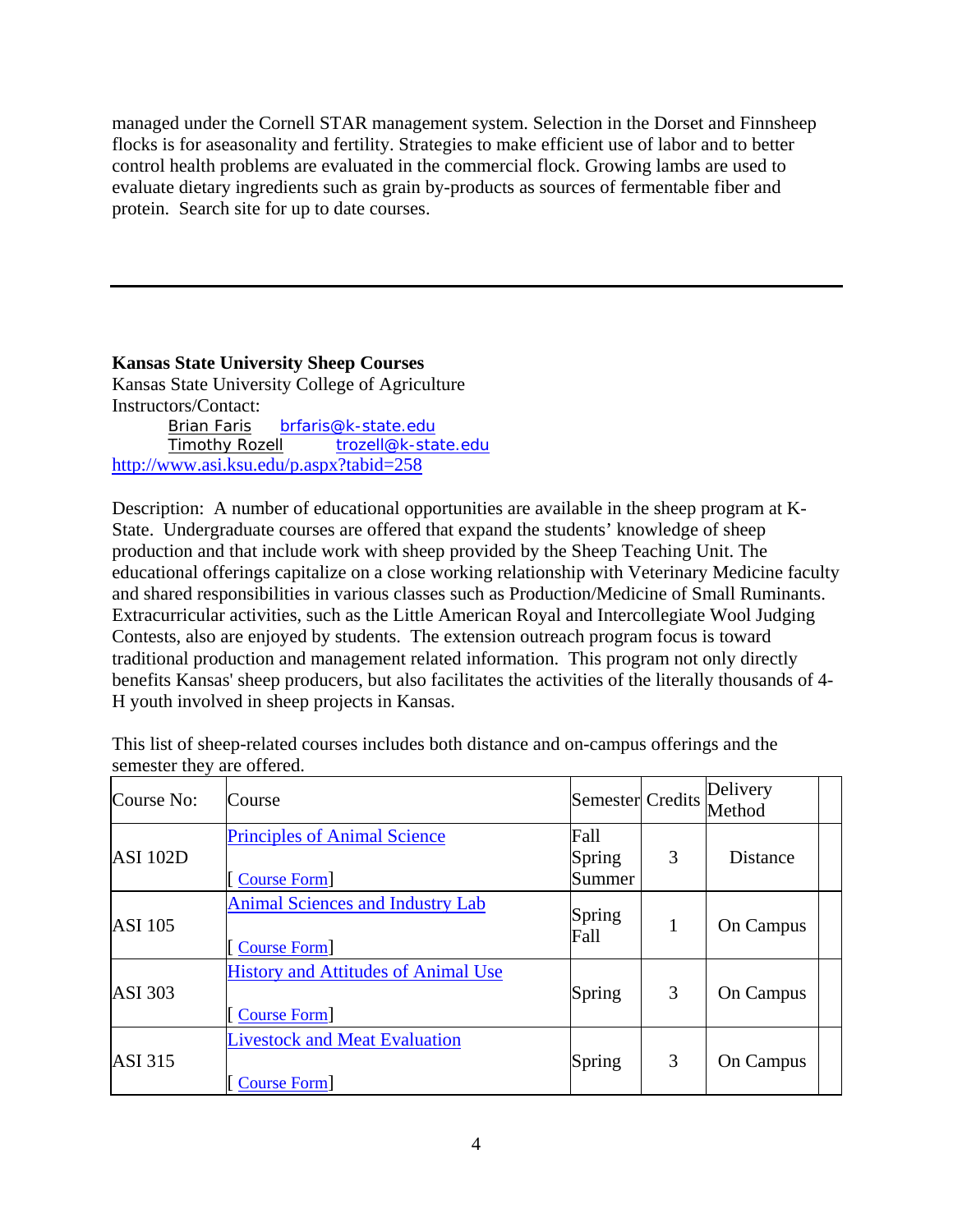managed under the Cornell STAR management system. Selection in the Dorset and Finnsheep flocks is for aseasonality and fertility. Strategies to make efficient use of labor and to better control health problems are evaluated in the commercial flock. Growing lambs are used to evaluate dietary ingredients such as grain by-products as sources of fermentable fiber and protein. Search site for up to date courses.

---

**Kansas State University Sheep Courses**
Kansas State University College of Agriculture
Instructors/Contact:

Brian Faris brfaris@k-state.edu
Timothy Rozell trozell@k-state.edu

http://www.asi.ksu.edu/p.aspx?tabid=258

Description: A number of educational opportunities are available in the sheep program at K-State. Undergraduate courses are offered that expand the students' knowledge of sheep production and that include work with sheep provided by the Sheep Teaching Unit. The educational offerings capitalize on a close working relationship with Veterinary Medicine faculty and shared responsibilities in various classes such as Production/Medicine of Small Ruminants. Extracurricular activities, such as the Little American Royal and Intercollegiate Wool Judging Contests, also are enjoyed by students. The extension outreach program focus is toward traditional production and management related information. This program not only directly benefits Kansas' sheep producers, but also facilitates the activities of the literally thousands of 4-H youth involved in sheep projects in Kansas.

This list of sheep-related courses includes both distance and on-campus offerings and the semester they are offered.

| Course No: | Course | Semester | Credits | Delivery Method | |
|---|---|---|---|---|---|
| ASI 102D | Principles of Animal Science [ Course Form] | Fall Spring Summer | 3 | Distance | |
| ASI 105 | Animal Sciences and Industry Lab [ Course Form] | Spring Fall | 1 | On Campus | |
| ASI 303 | History and Attitudes of Animal Use [ Course Form] | Spring | 3 | On Campus | |
| ASI 315 | Livestock and Meat Evaluation [ Course Form] | Spring | 3 | On Campus | |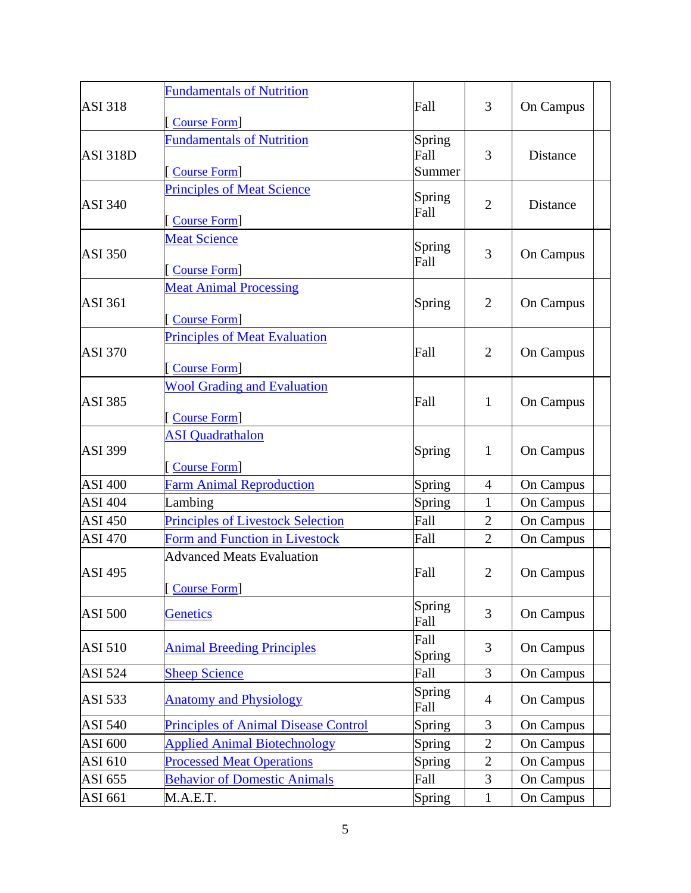| | | | | | |
|---|---|---|---|---|---|
| ASI 318 | Fundamentals of Nutrition<br><br>[ Course Form] | Fall | 3 | On Campus | |
| ASI 318D | Fundamentals of Nutrition<br><br>[ Course Form] | Spring<br>Fall<br>Summer | 3 | Distance | |
| ASI 340 | Principles of Meat Science<br><br>[ Course Form] | Spring<br>Fall | 2 | Distance | |
| ASI 350 | Meat Science<br><br>[ Course Form] | Spring<br>Fall | 3 | On Campus | |
| ASI 361 | Meat Animal Processing<br><br>[ Course Form] | Spring | 2 | On Campus | |
| ASI 370 | Principles of Meat Evaluation<br><br>[ Course Form] | Fall | 2 | On Campus | |
| ASI 385 | Wool Grading and Evaluation<br><br>[ Course Form] | Fall | 1 | On Campus | |
| ASI 399 | ASI Quadrathalon<br><br>[ Course Form] | Spring | 1 | On Campus | |
| ASI 400 | Farm Animal Reproduction | Spring | 4 | On Campus | |
| ASI 404 | Lambing | Spring | 1 | On Campus | |
| ASI 450 | Principles of Livestock Selection | Fall | 2 | On Campus | |
| ASI 470 | Form and Function in Livestock | Fall | 2 | On Campus | |
| ASI 495 | Advanced Meats Evaluation<br><br>[ Course Form] | Fall | 2 | On Campus | |
| ASI 500 | Genetics | Spring<br>Fall | 3 | On Campus | |
| ASI 510 | Animal Breeding Principles | Fall<br>Spring | 3 | On Campus | |
| ASI 524 | Sheep Science | Fall | 3 | On Campus | |
| ASI 533 | Anatomy and Physiology | Spring<br>Fall | 4 | On Campus | |
| ASI 540 | Principles of Animal Disease Control | Spring | 3 | On Campus | |
| ASI 600 | Applied Animal Biotechnology | Spring | 2 | On Campus | |
| ASI 610 | Processed Meat Operations | Spring | 2 | On Campus | |
| ASI 655 | Behavior of Domestic Animals | Fall | 3 | On Campus | |
| ASI 661 | M.A.E.T. | Spring | 1 | On Campus | |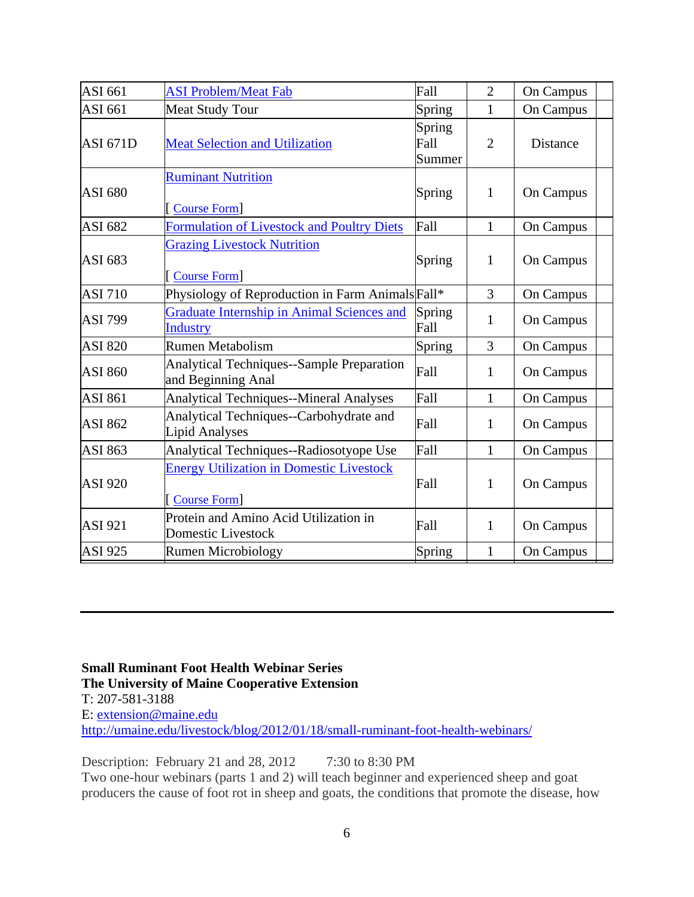| ASI 661 | ASI Problem/Meat Fab | Fall | 2 | On Campus | |
|---|---|---|---|---|---|
| ASI 661 | Meat Study Tour | Spring | 1 | On Campus | |
| ASI 671D | Meat Selection and Utilization | Spring Fall Summer | 2 | Distance | |
| ASI 680 | Ruminant Nutrition [ Course Form] | Spring | 1 | On Campus | |
| ASI 682 | Formulation of Livestock and Poultry Diets | Fall | 1 | On Campus | |
| ASI 683 | Grazing Livestock Nutrition [ Course Form] | Spring | 1 | On Campus | |
| ASI 710 | Physiology of Reproduction in Farm Animals | Fall* | 3 | On Campus | |
| ASI 799 | Graduate Internship in Animal Sciences and Industry | Spring Fall | 1 | On Campus | |
| ASI 820 | Rumen Metabolism | Spring | 3 | On Campus | |
| ASI 860 | Analytical Techniques--Sample Preparation and Beginning Anal | Fall | 1 | On Campus | |
| ASI 861 | Analytical Techniques--Mineral Analyses | Fall | 1 | On Campus | |
| ASI 862 | Analytical Techniques--Carbohydrate and Lipid Analyses | Fall | 1 | On Campus | |
| ASI 863 | Analytical Techniques--Radiosotyope Use | Fall | 1 | On Campus | |
| ASI 920 | Energy Utilization in Domestic Livestock [ Course Form] | Fall | 1 | On Campus | |
| ASI 921 | Protein and Amino Acid Utilization in Domestic Livestock | Fall | 1 | On Campus | |
| ASI 925 | Rumen Microbiology | Spring | 1 | On Campus | |

---

**Small Ruminant Foot Health Webinar Series**
**The University of Maine Cooperative Extension**
T: 207-581-3188
E: extension@maine.edu
http://umaine.edu/livestock/blog/2012/01/18/small-ruminant-foot-health-webinars/

Description: February 21 and 28, 2012 7:30 to 8:30 PM
Two one-hour webinars (parts 1 and 2) will teach beginner and experienced sheep and goat producers the cause of foot rot in sheep and goats, the conditions that promote the disease, how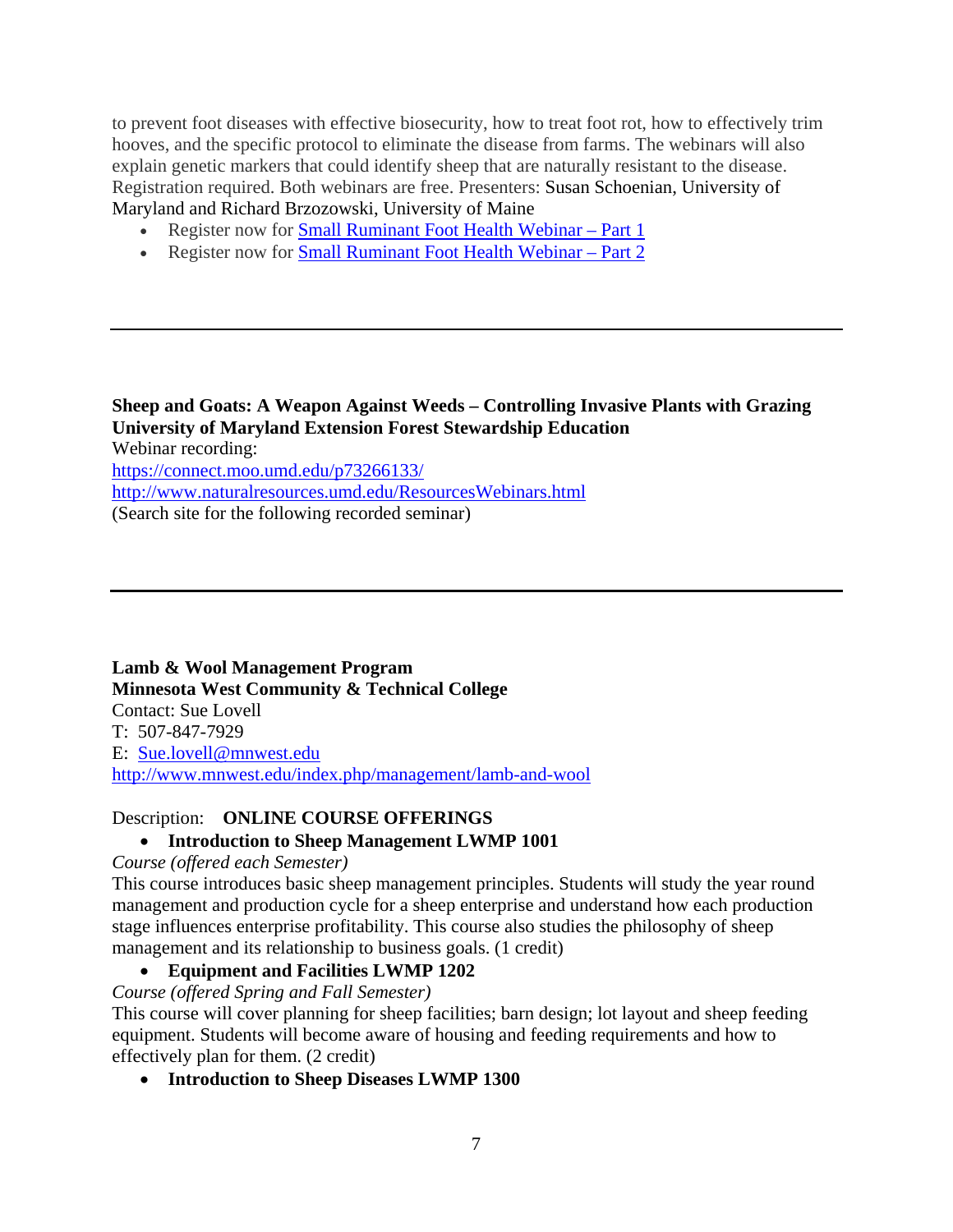to prevent foot diseases with effective biosecurity, how to treat foot rot, how to effectively trim hooves, and the specific protocol to eliminate the disease from farms. The webinars will also explain genetic markers that could identify sheep that are naturally resistant to the disease. Registration required. Both webinars are free. Presenters: Susan Schoenian, University of Maryland and Richard Brzozowski, University of Maine

- Register now for Small Ruminant Foot Health Webinar – Part 1
- Register now for Small Ruminant Foot Health Webinar – Part 2

---

**Sheep and Goats: A Weapon Against Weeds – Controlling Invasive Plants with Grazing**
**University of Maryland Extension Forest Stewardship Education**
Webinar recording:
https://connect.moo.umd.edu/p73266133/
http://www.naturalresources.umd.edu/ResourcesWebinars.html
(Search site for the following recorded seminar)

---

**Lamb & Wool Management Program**
**Minnesota West Community & Technical College**
Contact: Sue Lovell
T: 507-847-7929
E: Sue.lovell@mnwest.edu
http://www.mnwest.edu/index.php/management/lamb-and-wool

Description: **ONLINE COURSE OFFERINGS**

- **Introduction to Sheep Management LWMP 1001**

*Course (offered each Semester)*
This course introduces basic sheep management principles. Students will study the year round management and production cycle for a sheep enterprise and understand how each production stage influences enterprise profitability. This course also studies the philosophy of sheep management and its relationship to business goals. (1 credit)

- **Equipment and Facilities LWMP 1202**

*Course (offered Spring and Fall Semester)*
This course will cover planning for sheep facilities; barn design; lot layout and sheep feeding equipment. Students will become aware of housing and feeding requirements and how to effectively plan for them. (2 credit)

- **Introduction to Sheep Diseases LWMP 1300**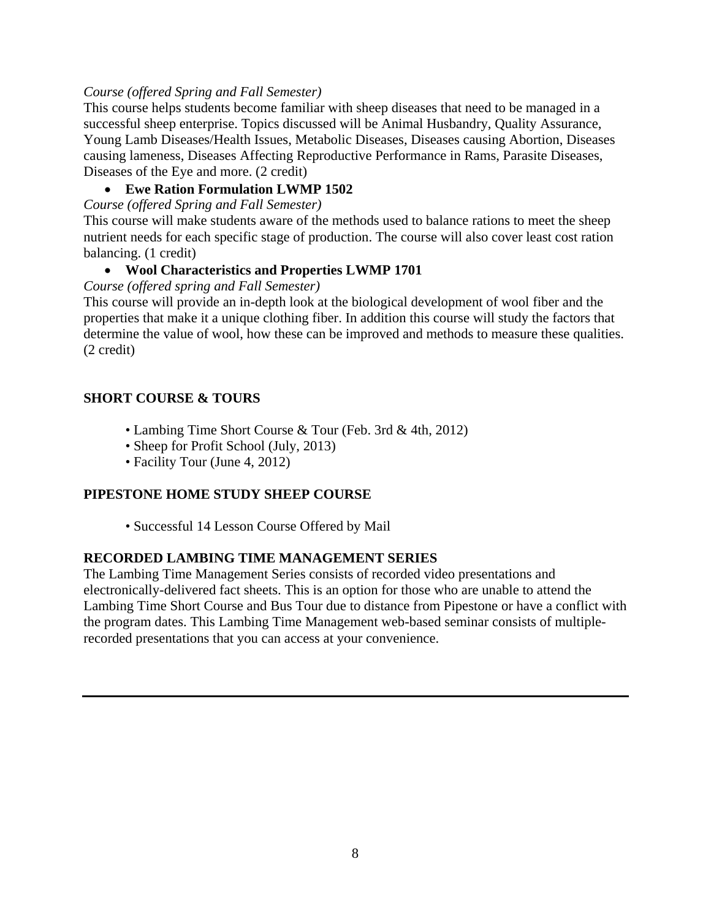*Course (offered Spring and Fall Semester)*
This course helps students become familiar with sheep diseases that need to be managed in a successful sheep enterprise. Topics discussed will be Animal Husbandry, Quality Assurance, Young Lamb Diseases/Health Issues, Metabolic Diseases, Diseases causing Abortion, Diseases causing lameness, Diseases Affecting Reproductive Performance in Rams, Parasite Diseases, Diseases of the Eye and more. (2 credit)

- **Ewe Ration Formulation LWMP 1502**

*Course (offered Spring and Fall Semester)*
This course will make students aware of the methods used to balance rations to meet the sheep nutrient needs for each specific stage of production. The course will also cover least cost ration balancing. (1 credit)

- **Wool Characteristics and Properties LWMP 1701**

*Course (offered spring and Fall Semester)*
This course will provide an in-depth look at the biological development of wool fiber and the properties that make it a unique clothing fiber. In addition this course will study the factors that determine the value of wool, how these can be improved and methods to measure these qualities. (2 credit)

## SHORT COURSE & TOURS

- Lambing Time Short Course & Tour (Feb. 3rd & 4th, 2012)
- Sheep for Profit School (July, 2013)
- Facility Tour (June 4, 2012)

## PIPESTONE HOME STUDY SHEEP COURSE

- Successful 14 Lesson Course Offered by Mail

## RECORDED LAMBING TIME MANAGEMENT SERIES

The Lambing Time Management Series consists of recorded video presentations and electronically-delivered fact sheets. This is an option for those who are unable to attend the Lambing Time Short Course and Bus Tour due to distance from Pipestone or have a conflict with the program dates. This Lambing Time Management web-based seminar consists of multiple-recorded presentations that you can access at your convenience.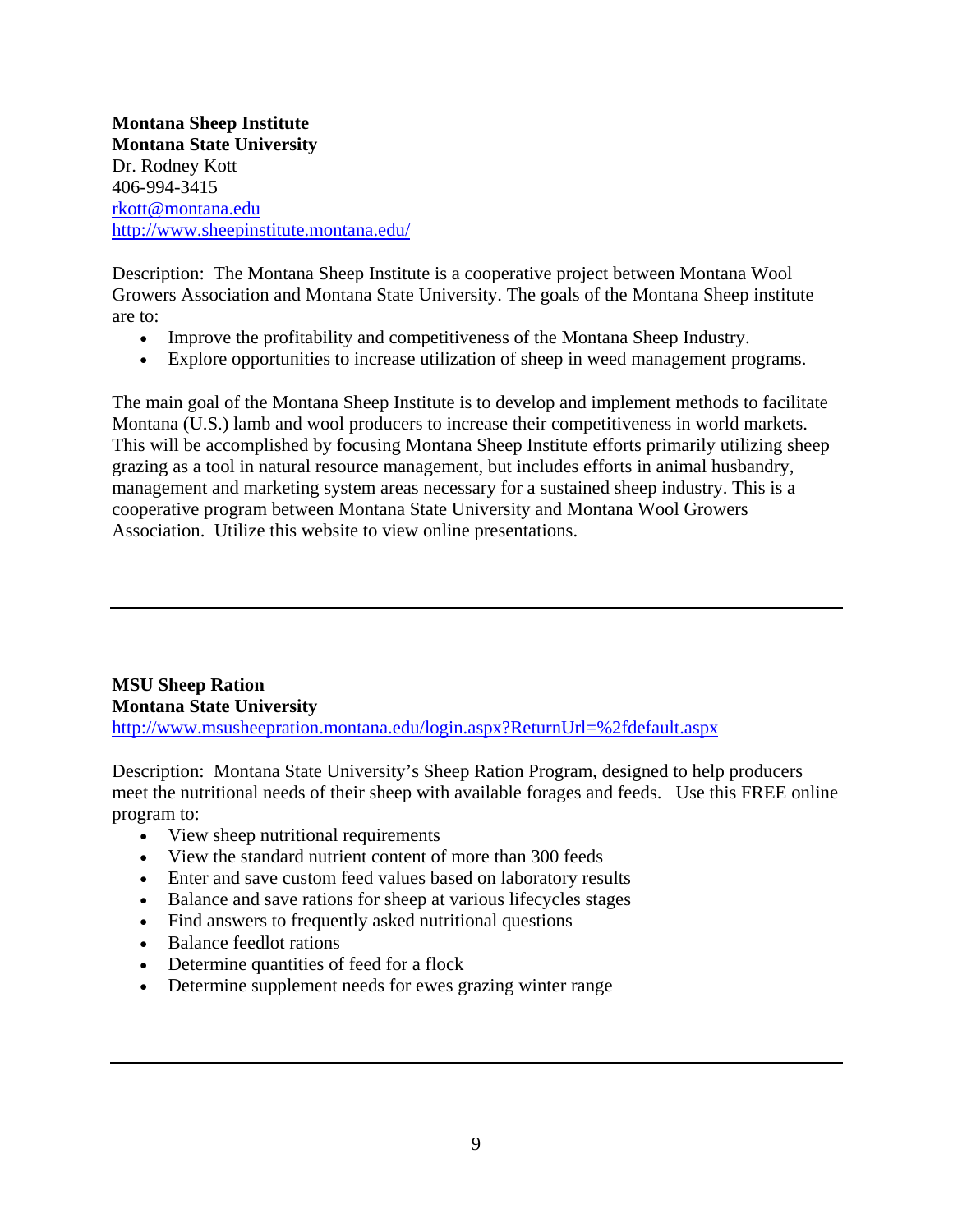**Montana Sheep Institute**
**Montana State University**
Dr. Rodney Kott
406-994-3415
rkott@montana.edu
http://www.sheepinstitute.montana.edu/

Description: The Montana Sheep Institute is a cooperative project between Montana Wool Growers Association and Montana State University. The goals of the Montana Sheep institute are to:

- Improve the profitability and competitiveness of the Montana Sheep Industry.
- Explore opportunities to increase utilization of sheep in weed management programs.

The main goal of the Montana Sheep Institute is to develop and implement methods to facilitate Montana (U.S.) lamb and wool producers to increase their competitiveness in world markets. This will be accomplished by focusing Montana Sheep Institute efforts primarily utilizing sheep grazing as a tool in natural resource management, but includes efforts in animal husbandry, management and marketing system areas necessary for a sustained sheep industry. This is a cooperative program between Montana State University and Montana Wool Growers Association. Utilize this website to view online presentations.

---

**MSU Sheep Ration**
**Montana State University**
http://www.msusheepration.montana.edu/login.aspx?ReturnUrl=%2fdefault.aspx

Description: Montana State University's Sheep Ration Program, designed to help producers meet the nutritional needs of their sheep with available forages and feeds. Use this FREE online program to:

- View sheep nutritional requirements
- View the standard nutrient content of more than 300 feeds
- Enter and save custom feed values based on laboratory results
- Balance and save rations for sheep at various lifecycles stages
- Find answers to frequently asked nutritional questions
- Balance feedlot rations
- Determine quantities of feed for a flock
- Determine supplement needs for ewes grazing winter range

---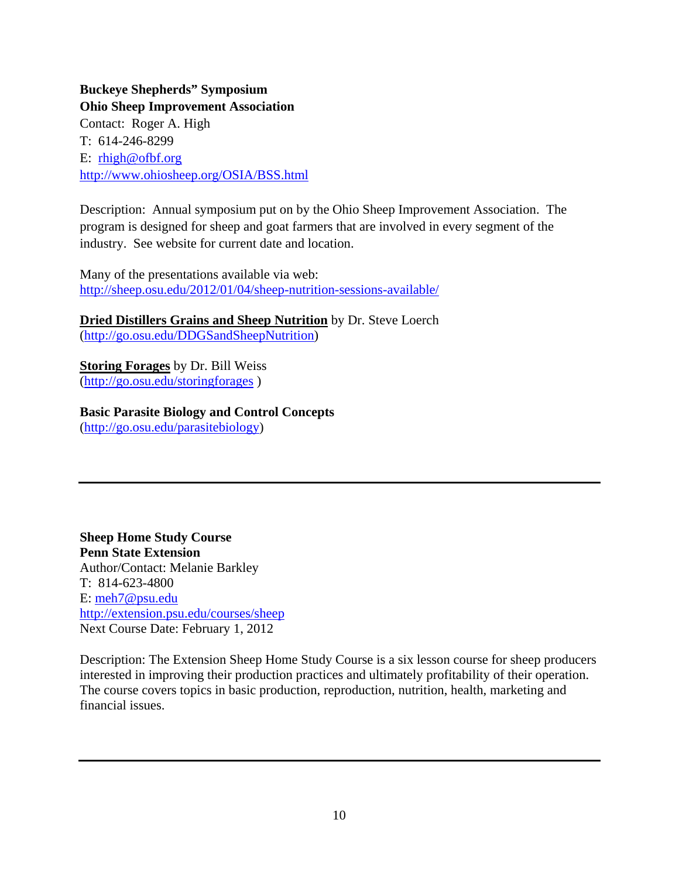**Buckeye Shepherds" Symposium**
**Ohio Sheep Improvement Association**
Contact: Roger A. High
T: 614-246-8299
E: rhigh@ofbf.org
http://www.ohiosheep.org/OSIA/BSS.html

Description: Annual symposium put on by the Ohio Sheep Improvement Association. The program is designed for sheep and goat farmers that are involved in every segment of the industry. See website for current date and location.

Many of the presentations available via web:
http://sheep.osu.edu/2012/01/04/sheep-nutrition-sessions-available/

**Dried Distillers Grains and Sheep Nutrition** by Dr. Steve Loerch
(http://go.osu.edu/DDGSandSheepNutrition)

**Storing Forages** by Dr. Bill Weiss
(http://go.osu.edu/storingforages )

**Basic Parasite Biology and Control Concepts**
(http://go.osu.edu/parasitebiology)

---

**Sheep Home Study Course**
**Penn State Extension**
Author/Contact: Melanie Barkley
T: 814-623-4800
E: meh7@psu.edu
http://extension.psu.edu/courses/sheep
Next Course Date: February 1, 2012

Description: The Extension Sheep Home Study Course is a six lesson course for sheep producers interested in improving their production practices and ultimately profitability of their operation. The course covers topics in basic production, reproduction, nutrition, health, marketing and financial issues.

---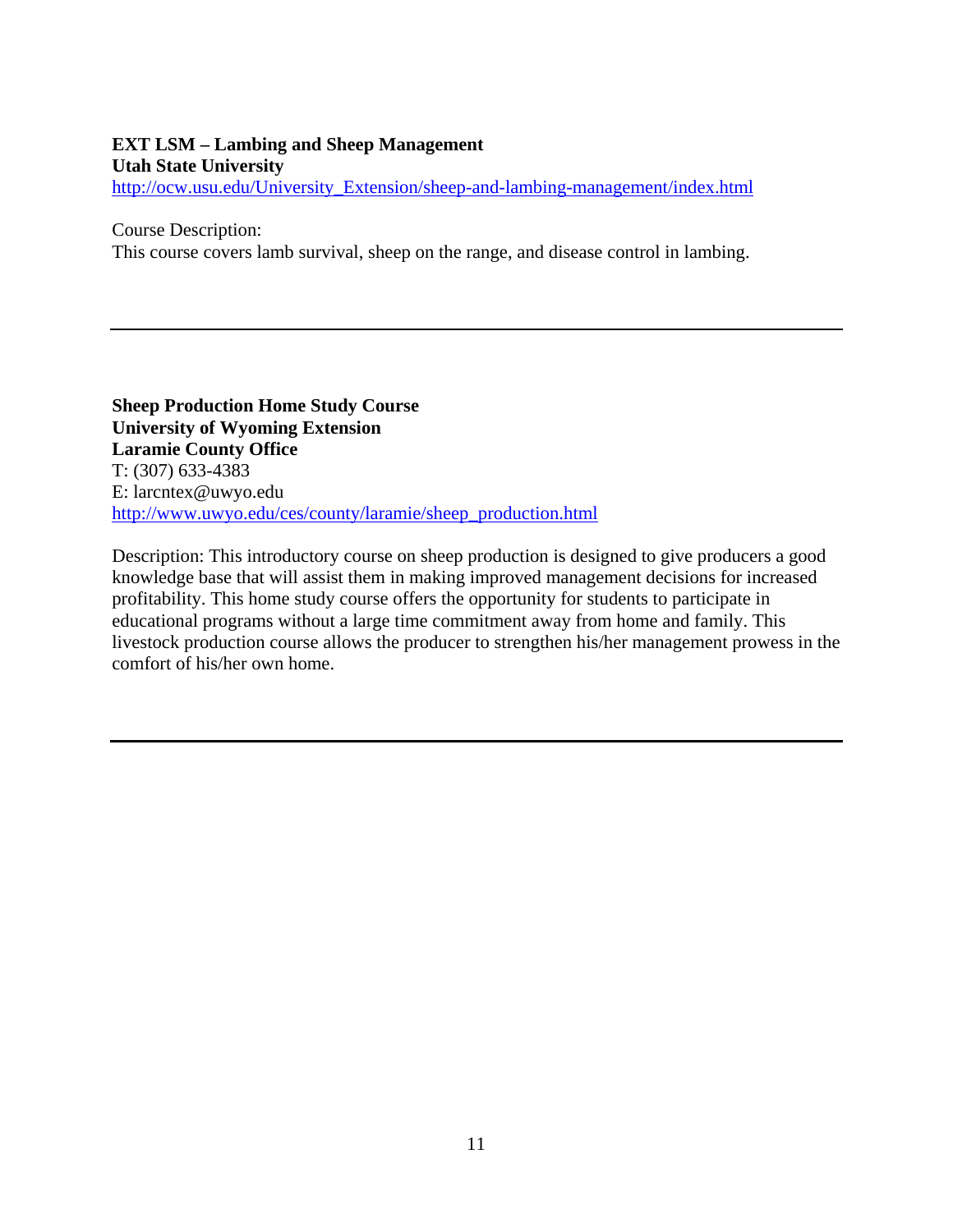**EXT LSM – Lambing and Sheep Management**
**Utah State University**
http://ocw.usu.edu/University_Extension/sheep-and-lambing-management/index.html

Course Description:
This course covers lamb survival, sheep on the range, and disease control in lambing.

---

**Sheep Production Home Study Course**
**University of Wyoming Extension**
**Laramie County Office**
T: (307) 633-4383
E: larcntex@uwyo.edu
http://www.uwyo.edu/ces/county/laramie/sheep_production.html

Description: This introductory course on sheep production is designed to give producers a good knowledge base that will assist them in making improved management decisions for increased profitability. This home study course offers the opportunity for students to participate in educational programs without a large time commitment away from home and family. This livestock production course allows the producer to strengthen his/her management prowess in the comfort of his/her own home.

---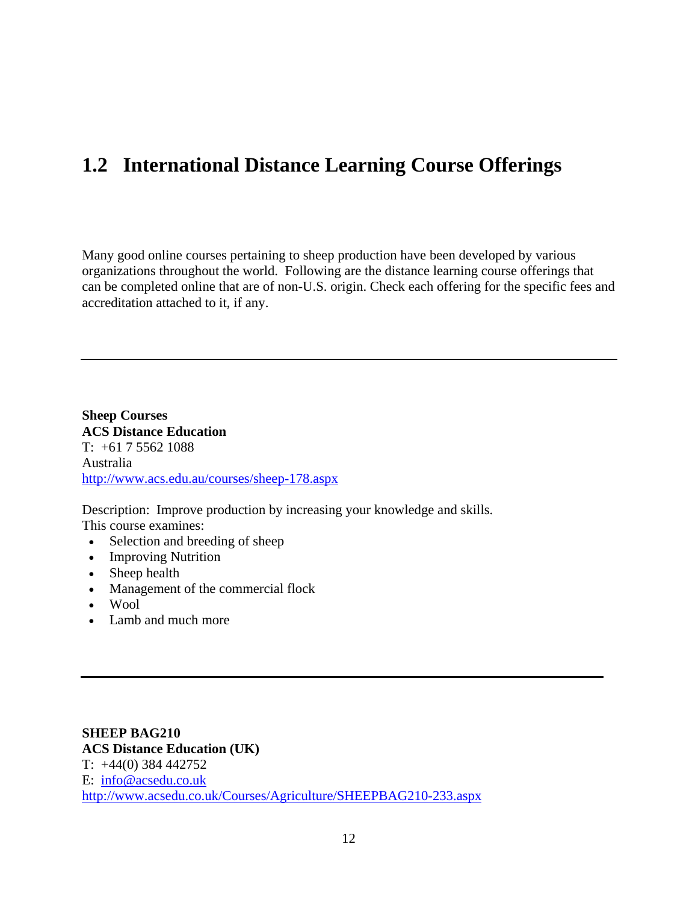## 1.2 International Distance Learning Course Offerings

Many good online courses pertaining to sheep production have been developed by various organizations throughout the world. Following are the distance learning course offerings that can be completed online that are of non-U.S. origin. Check each offering for the specific fees and accreditation attached to it, if any.

---

**Sheep Courses**
**ACS Distance Education**
T: +61 7 5562 1088
Australia
http://www.acs.edu.au/courses/sheep-178.aspx

Description: Improve production by increasing your knowledge and skills.
This course examines:

- Selection and breeding of sheep
- Improving Nutrition
- Sheep health
- Management of the commercial flock
- Wool
- Lamb and much more

---

**SHEEP BAG210**
**ACS Distance Education (UK)**
T: +44(0) 384 442752
E: info@acsedu.co.uk
http://www.acsedu.co.uk/Courses/Agriculture/SHEEPBAG210-233.aspx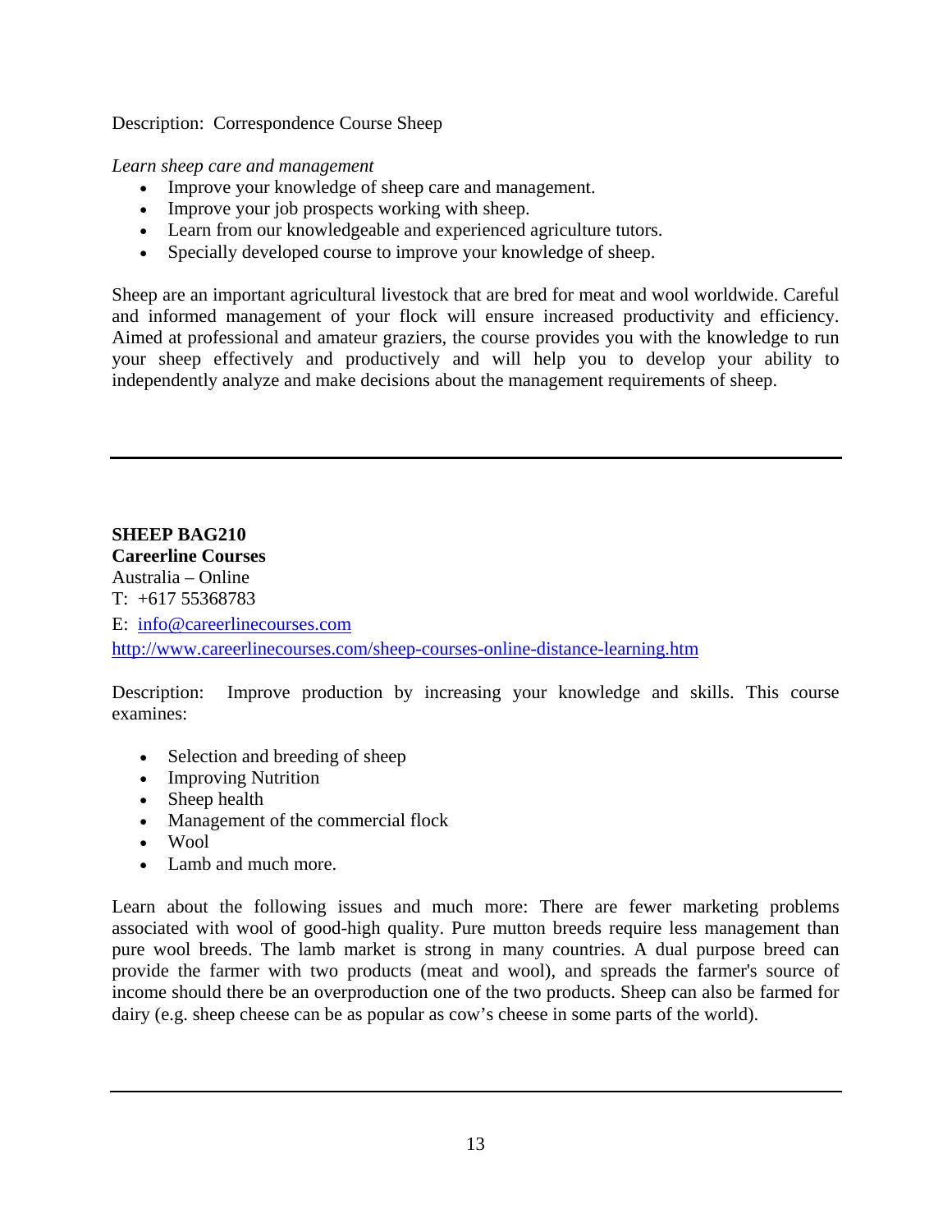Description: Correspondence Course Sheep

*Learn sheep care and management*

- Improve your knowledge of sheep care and management.
- Improve your job prospects working with sheep.
- Learn from our knowledgeable and experienced agriculture tutors.
- Specially developed course to improve your knowledge of sheep.

Sheep are an important agricultural livestock that are bred for meat and wool worldwide. Careful and informed management of your flock will ensure increased productivity and efficiency. Aimed at professional and amateur graziers, the course provides you with the knowledge to run your sheep effectively and productively and will help you to develop your ability to independently analyze and make decisions about the management requirements of sheep.

---

**SHEEP BAG210**
**Careerline Courses**
Australia – Online
T: +617 55368783
E: [info@careerlinecourses.com](mailto:info@careerlinecourses.com)
[http://www.careerlinecourses.com/sheep-courses-online-distance-learning.htm](http://www.careerlinecourses.com/sheep-courses-online-distance-learning.htm)

Description: Improve production by increasing your knowledge and skills. This course examines:

- Selection and breeding of sheep
- Improving Nutrition
- Sheep health
- Management of the commercial flock
- Wool
- Lamb and much more.

Learn about the following issues and much more: There are fewer marketing problems associated with wool of good-high quality. Pure mutton breeds require less management than pure wool breeds. The lamb market is strong in many countries. A dual purpose breed can provide the farmer with two products (meat and wool), and spreads the farmer's source of income should there be an overproduction one of the two products. Sheep can also be farmed for dairy (e.g. sheep cheese can be as popular as cow's cheese in some parts of the world).

---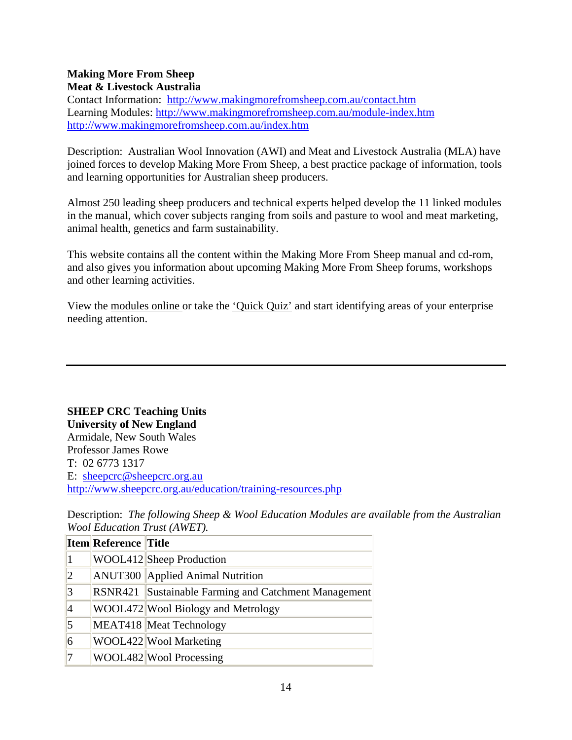**Making More From Sheep**
**Meat & Livestock Australia**
Contact Information: http://www.makingmorefromsheep.com.au/contact.htm
Learning Modules: http://www.makingmorefromsheep.com.au/module-index.htm
http://www.makingmorefromsheep.com.au/index.htm

Description: Australian Wool Innovation (AWI) and Meat and Livestock Australia (MLA) have joined forces to develop Making More From Sheep, a best practice package of information, tools and learning opportunities for Australian sheep producers.

Almost 250 leading sheep producers and technical experts helped develop the 11 linked modules in the manual, which cover subjects ranging from soils and pasture to wool and meat marketing, animal health, genetics and farm sustainability.

This website contains all the content within the Making More From Sheep manual and cd-rom, and also gives you information about upcoming Making More From Sheep forums, workshops and other learning activities.

View the modules online or take the 'Quick Quiz' and start identifying areas of your enterprise needing attention.

---

**SHEEP CRC Teaching Units**
**University of New England**
Armidale, New South Wales
Professor James Rowe
T: 02 6773 1317
E: sheepcrc@sheepcrc.org.au
http://www.sheepcrc.org.au/education/training-resources.php

Description: *The following Sheep & Wool Education Modules are available from the Australian Wool Education Trust (AWET).*

| Item | Reference | Title |
|---|---|---|
| 1 | WOOL412 | Sheep Production |
| 2 | ANUT300 | Applied Animal Nutrition |
| 3 | RSNR421 | Sustainable Farming and Catchment Management |
| 4 | WOOL472 | Wool Biology and Metrology |
| 5 | MEAT418 | Meat Technology |
| 6 | WOOL422 | Wool Marketing |
| 7 | WOOL482 | Wool Processing |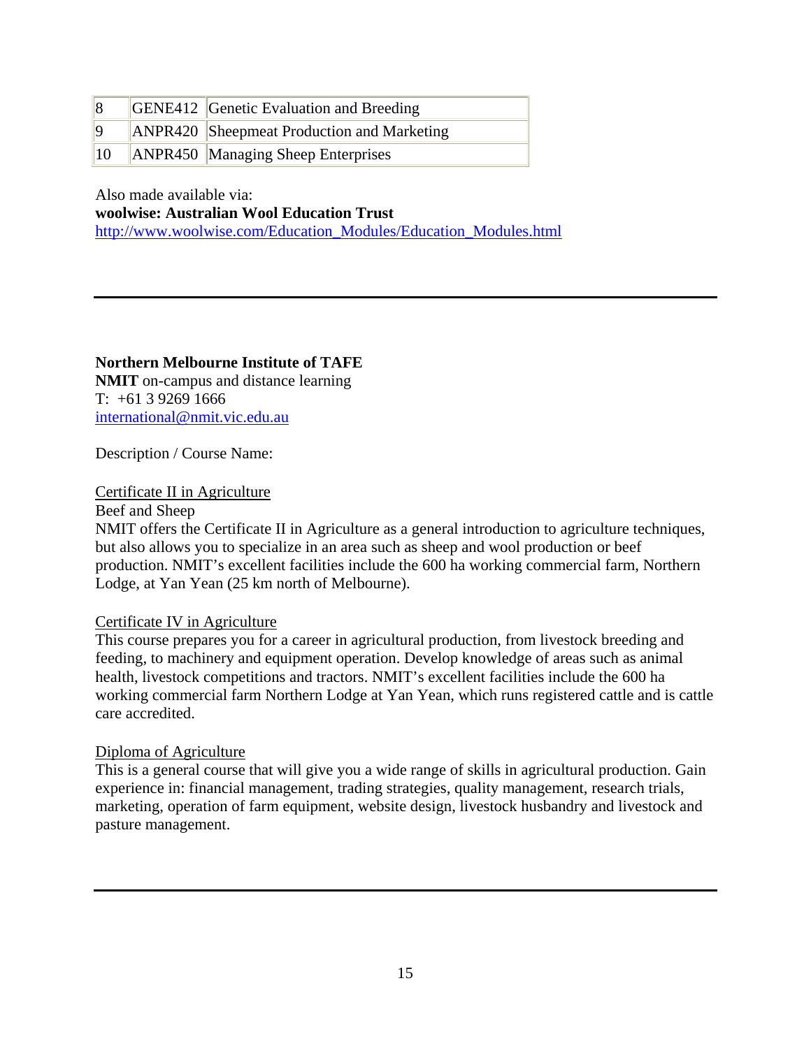| | | |
|---|---|---|
| 8 | GENE412 | Genetic Evaluation and Breeding |
| 9 | ANPR420 | Sheepmeat Production and Marketing |
| 10 | ANPR450 | Managing Sheep Enterprises |

Also made available via:
**woolwise: Australian Wool Education Trust**
http://www.woolwise.com/Education_Modules/Education_Modules.html

---

**Northern Melbourne Institute of TAFE**
**NMIT** on-campus and distance learning
T: +61 3 9269 1666
international@nmit.vic.edu.au

Description / Course Name:

Certificate II in Agriculture
Beef and Sheep
NMIT offers the Certificate II in Agriculture as a general introduction to agriculture techniques, but also allows you to specialize in an area such as sheep and wool production or beef production. NMIT's excellent facilities include the 600 ha working commercial farm, Northern Lodge, at Yan Yean (25 km north of Melbourne).

Certificate IV in Agriculture
This course prepares you for a career in agricultural production, from livestock breeding and feeding, to machinery and equipment operation. Develop knowledge of areas such as animal health, livestock competitions and tractors. NMIT's excellent facilities include the 600 ha working commercial farm Northern Lodge at Yan Yean, which runs registered cattle and is cattle care accredited.

Diploma of Agriculture
This is a general course that will give you a wide range of skills in agricultural production. Gain experience in: financial management, trading strategies, quality management, research trials, marketing, operation of farm equipment, website design, livestock husbandry and livestock and pasture management.

---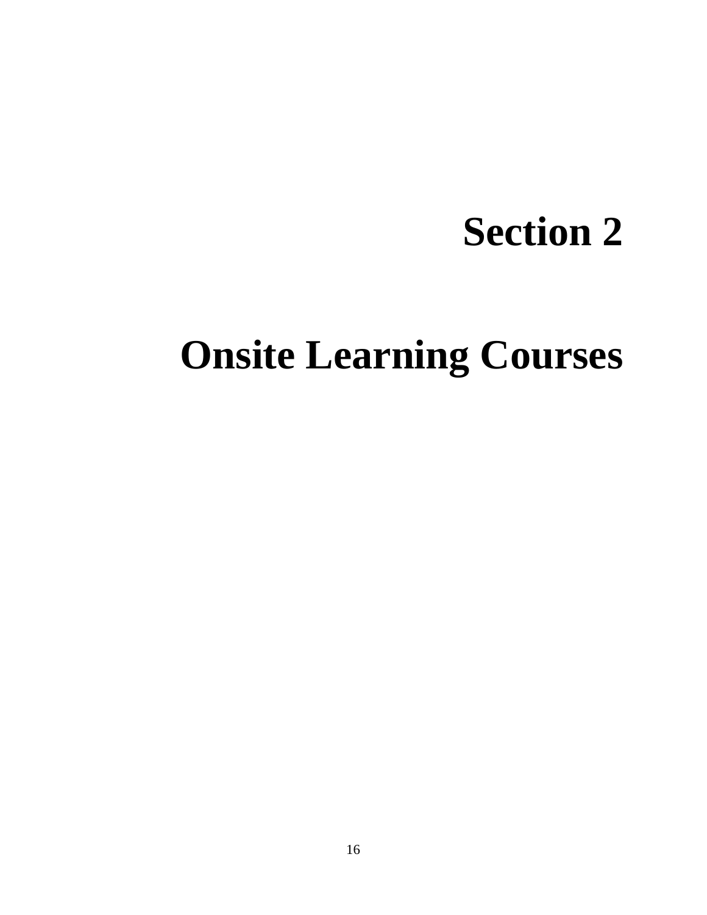# Section 2

# Onsite Learning Courses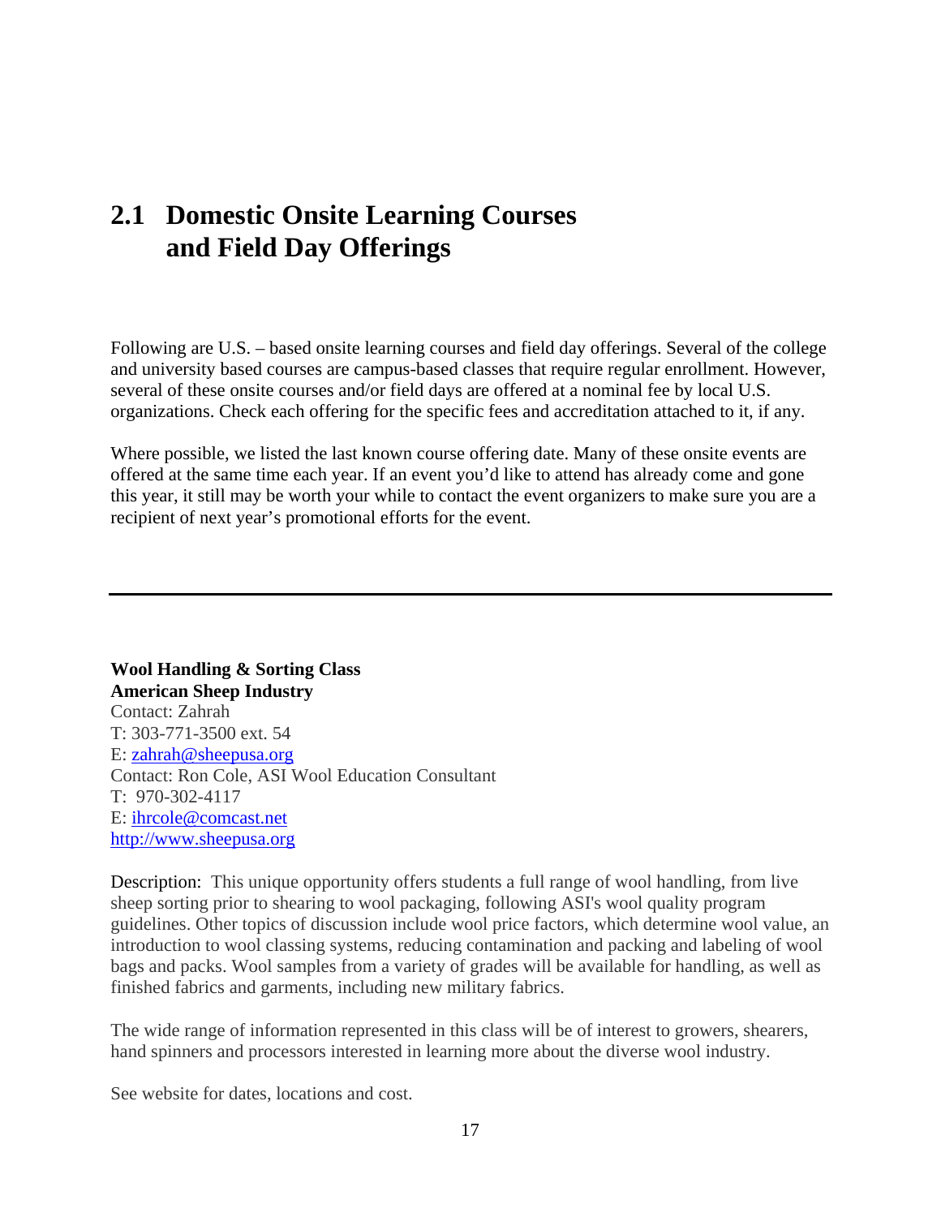## 2.1 Domestic Onsite Learning Courses and Field Day Offerings

Following are U.S. – based onsite learning courses and field day offerings. Several of the college and university based courses are campus-based classes that require regular enrollment. However, several of these onsite courses and/or field days are offered at a nominal fee by local U.S. organizations. Check each offering for the specific fees and accreditation attached to it, if any.

Where possible, we listed the last known course offering date. Many of these onsite events are offered at the same time each year. If an event you'd like to attend has already come and gone this year, it still may be worth your while to contact the event organizers to make sure you are a recipient of next year's promotional efforts for the event.

---

**Wool Handling & Sorting Class**
**American Sheep Industry**
Contact: Zahrah
T: 303-771-3500 ext. 54
E: zahrah@sheepusa.org
Contact: Ron Cole, ASI Wool Education Consultant
T: 970-302-4117
E: ihrcole@comcast.net
http://www.sheepusa.org

Description: This unique opportunity offers students a full range of wool handling, from live sheep sorting prior to shearing to wool packaging, following ASI's wool quality program guidelines. Other topics of discussion include wool price factors, which determine wool value, an introduction to wool classing systems, reducing contamination and packing and labeling of wool bags and packs. Wool samples from a variety of grades will be available for handling, as well as finished fabrics and garments, including new military fabrics.

The wide range of information represented in this class will be of interest to growers, shearers, hand spinners and processors interested in learning more about the diverse wool industry.

See website for dates, locations and cost.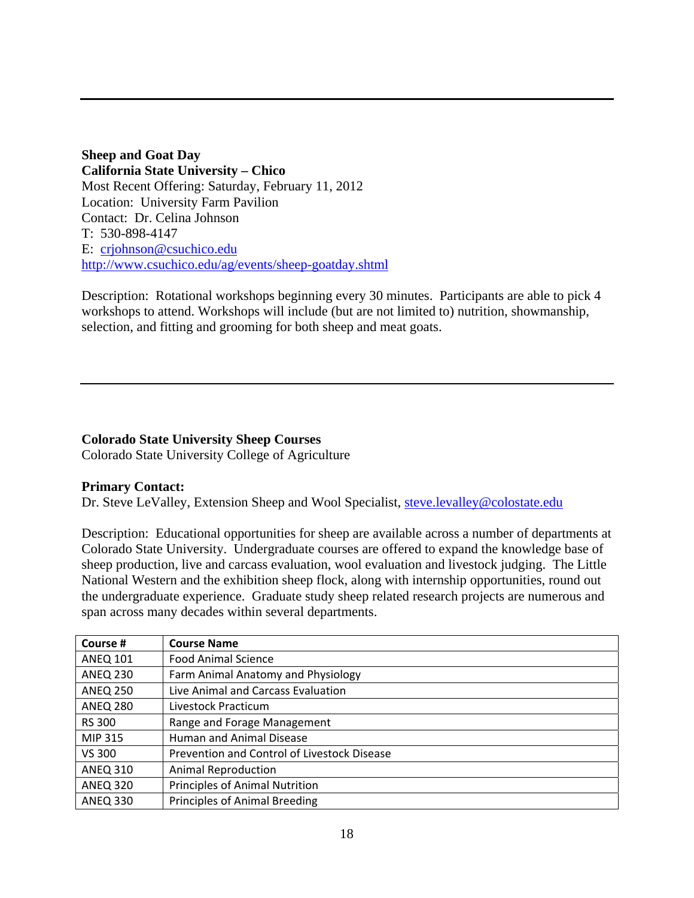---

**Sheep and Goat Day**
**California State University – Chico**
Most Recent Offering: Saturday, February 11, 2012
Location: University Farm Pavilion
Contact: Dr. Celina Johnson
T: 530-898-4147
E: [crjohnson@csuchico.edu](mailto:crjohnson@csuchico.edu)
[http://www.csuchico.edu/ag/events/sheep-goatday.shtml](http://www.csuchico.edu/ag/events/sheep-goatday.shtml)

Description: Rotational workshops beginning every 30 minutes. Participants are able to pick 4 workshops to attend. Workshops will include (but are not limited to) nutrition, showmanship, selection, and fitting and grooming for both sheep and meat goats.

---

**Colorado State University Sheep Courses**
Colorado State University College of Agriculture

**Primary Contact:**
Dr. Steve LeValley, Extension Sheep and Wool Specialist, [steve.levalley@colostate.edu](mailto:steve.levalley@colostate.edu)

Description: Educational opportunities for sheep are available across a number of departments at Colorado State University. Undergraduate courses are offered to expand the knowledge base of sheep production, live and carcass evaluation, wool evaluation and livestock judging. The Little National Western and the exhibition sheep flock, along with internship opportunities, round out the undergraduate experience. Graduate study sheep related research projects are numerous and span across many decades within several departments.

| Course # | Course Name |
|---|---|
| ANEQ 101 | Food Animal Science |
| ANEQ 230 | Farm Animal Anatomy and Physiology |
| ANEQ 250 | Live Animal and Carcass Evaluation |
| ANEQ 280 | Livestock Practicum |
| RS 300 | Range and Forage Management |
| MIP 315 | Human and Animal Disease |
| VS 300 | Prevention and Control of Livestock Disease |
| ANEQ 310 | Animal Reproduction |
| ANEQ 320 | Principles of Animal Nutrition |
| ANEQ 330 | Principles of Animal Breeding |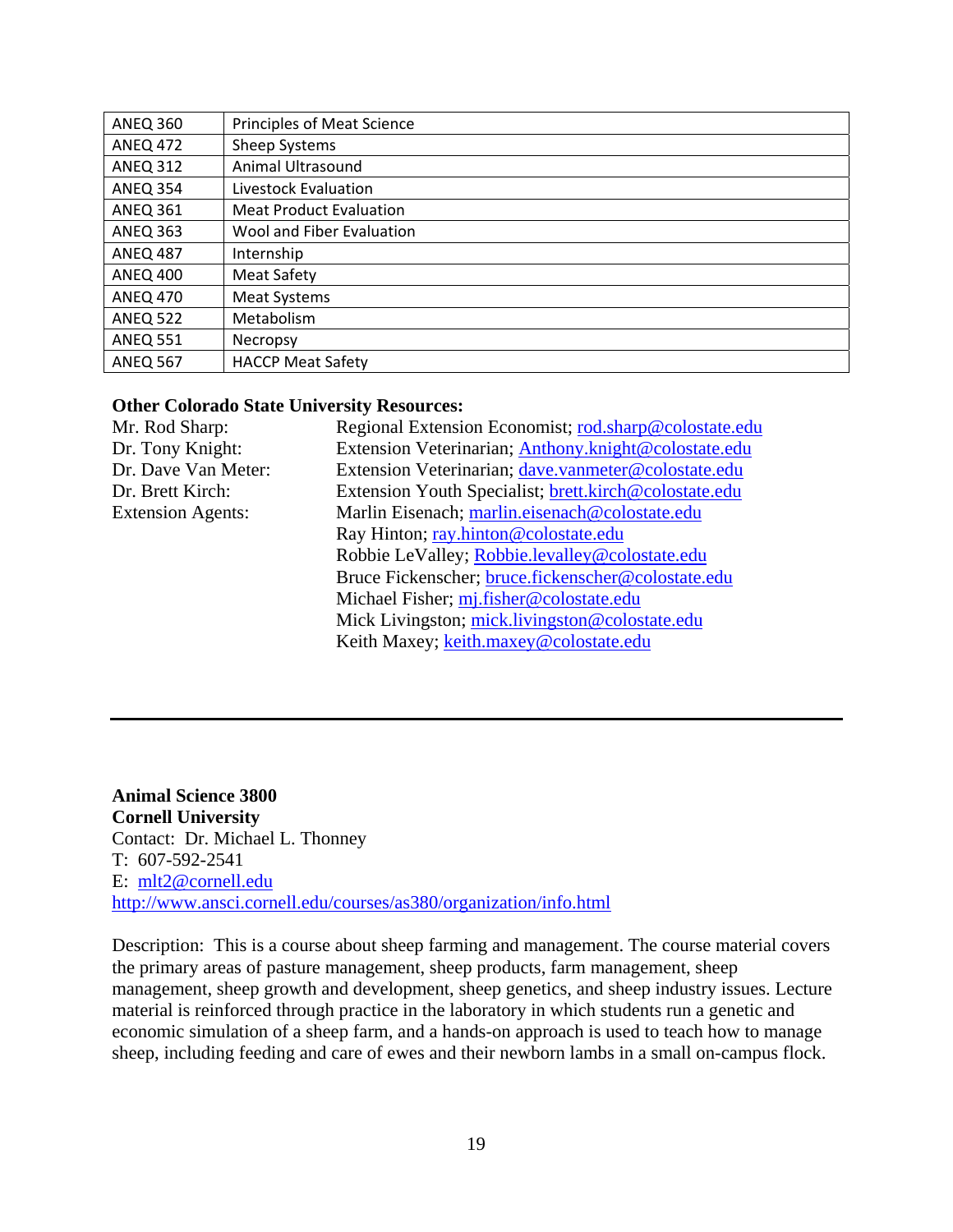| ANEQ 360 | Principles of Meat Science |
|---|---|
| ANEQ 472 | Sheep Systems |
| ANEQ 312 | Animal Ultrasound |
| ANEQ 354 | Livestock Evaluation |
| ANEQ 361 | Meat Product Evaluation |
| ANEQ 363 | Wool and Fiber Evaluation |
| ANEQ 487 | Internship |
| ANEQ 400 | Meat Safety |
| ANEQ 470 | Meat Systems |
| ANEQ 522 | Metabolism |
| ANEQ 551 | Necropsy |
| ANEQ 567 | HACCP Meat Safety |

**Other Colorado State University Resources:**

Mr. Rod Sharp: Regional Extension Economist; rod.sharp@colostate.edu
Dr. Tony Knight: Extension Veterinarian; Anthony.knight@colostate.edu
Dr. Dave Van Meter: Extension Veterinarian; dave.vanmeter@colostate.edu
Dr. Brett Kirch: Extension Youth Specialist; brett.kirch@colostate.edu
Extension Agents: Marlin Eisenach; marlin.eisenach@colostate.edu
Ray Hinton; ray.hinton@colostate.edu
Robbie LeValley; Robbie.levalley@colostate.edu
Bruce Fickenscher; bruce.fickenscher@colostate.edu
Michael Fisher; mj.fisher@colostate.edu
Mick Livingston; mick.livingston@colostate.edu
Keith Maxey; keith.maxey@colostate.edu

---

**Animal Science 3800**
**Cornell University**
Contact: Dr. Michael L. Thonney
T: 607-592-2541
E: mlt2@cornell.edu
http://www.ansci.cornell.edu/courses/as380/organization/info.html

Description: This is a course about sheep farming and management. The course material covers the primary areas of pasture management, sheep products, farm management, sheep management, sheep growth and development, sheep genetics, and sheep industry issues. Lecture material is reinforced through practice in the laboratory in which students run a genetic and economic simulation of a sheep farm, and a hands-on approach is used to teach how to manage sheep, including feeding and care of ewes and their newborn lambs in a small on-campus flock.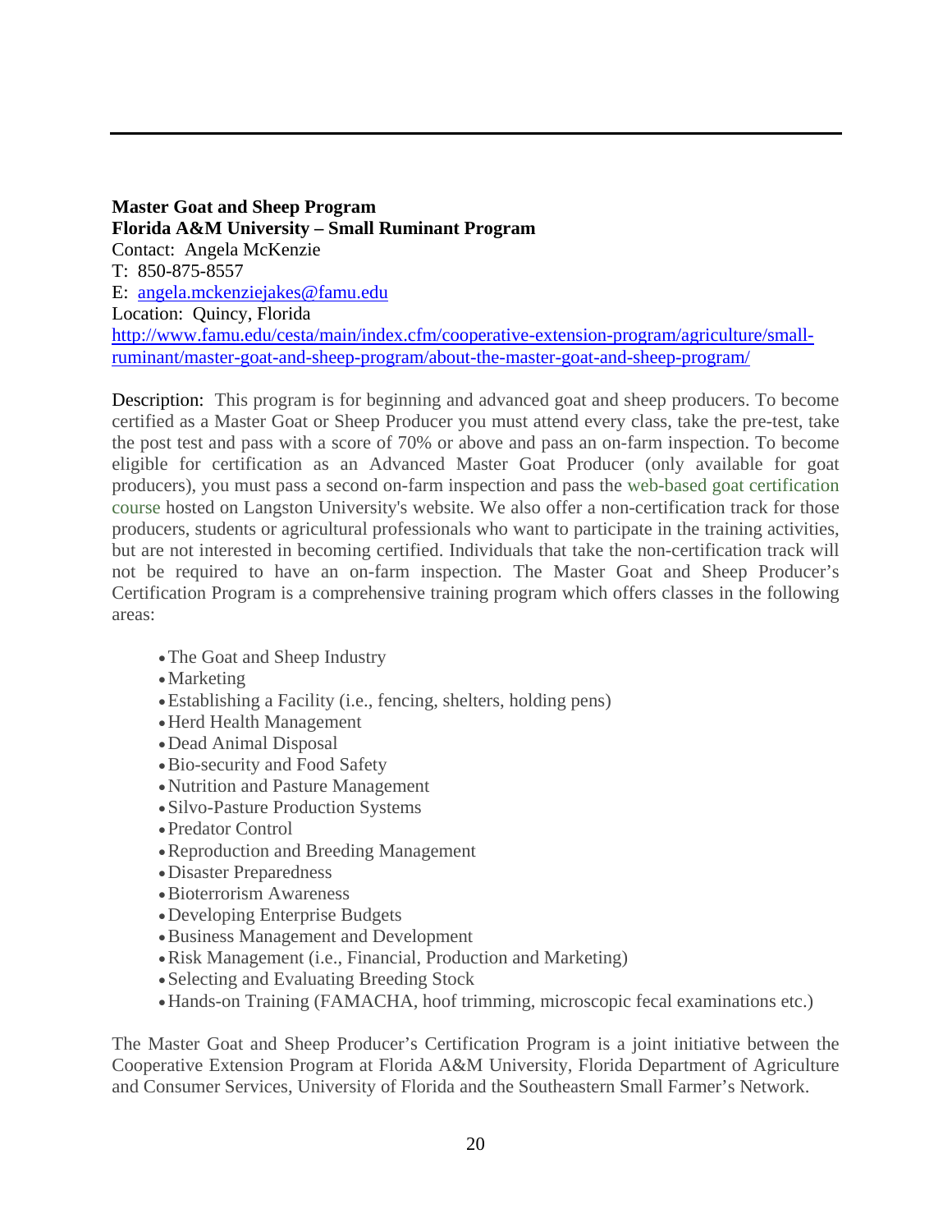**Master Goat and Sheep Program**
**Florida A&M University – Small Ruminant Program**
Contact: Angela McKenzie
T: 850-875-8557
E: angela.mckenziejakes@famu.edu
Location: Quincy, Florida
http://www.famu.edu/cesta/main/index.cfm/cooperative-extension-program/agriculture/small-ruminant/master-goat-and-sheep-program/about-the-master-goat-and-sheep-program/

Description: This program is for beginning and advanced goat and sheep producers. To become certified as a Master Goat or Sheep Producer you must attend every class, take the pre-test, take the post test and pass with a score of 70% or above and pass an on-farm inspection. To become eligible for certification as an Advanced Master Goat Producer (only available for goat producers), you must pass a second on-farm inspection and pass the web-based goat certification course hosted on Langston University's website. We also offer a non-certification track for those producers, students or agricultural professionals who want to participate in the training activities, but are not interested in becoming certified. Individuals that take the non-certification track will not be required to have an on-farm inspection. The Master Goat and Sheep Producer's Certification Program is a comprehensive training program which offers classes in the following areas:

- The Goat and Sheep Industry
- Marketing
- Establishing a Facility (i.e., fencing, shelters, holding pens)
- Herd Health Management
- Dead Animal Disposal
- Bio-security and Food Safety
- Nutrition and Pasture Management
- Silvo-Pasture Production Systems
- Predator Control
- Reproduction and Breeding Management
- Disaster Preparedness
- Bioterrorism Awareness
- Developing Enterprise Budgets
- Business Management and Development
- Risk Management (i.e., Financial, Production and Marketing)
- Selecting and Evaluating Breeding Stock
- Hands-on Training (FAMACHA, hoof trimming, microscopic fecal examinations etc.)

The Master Goat and Sheep Producer's Certification Program is a joint initiative between the Cooperative Extension Program at Florida A&M University, Florida Department of Agriculture and Consumer Services, University of Florida and the Southeastern Small Farmer's Network.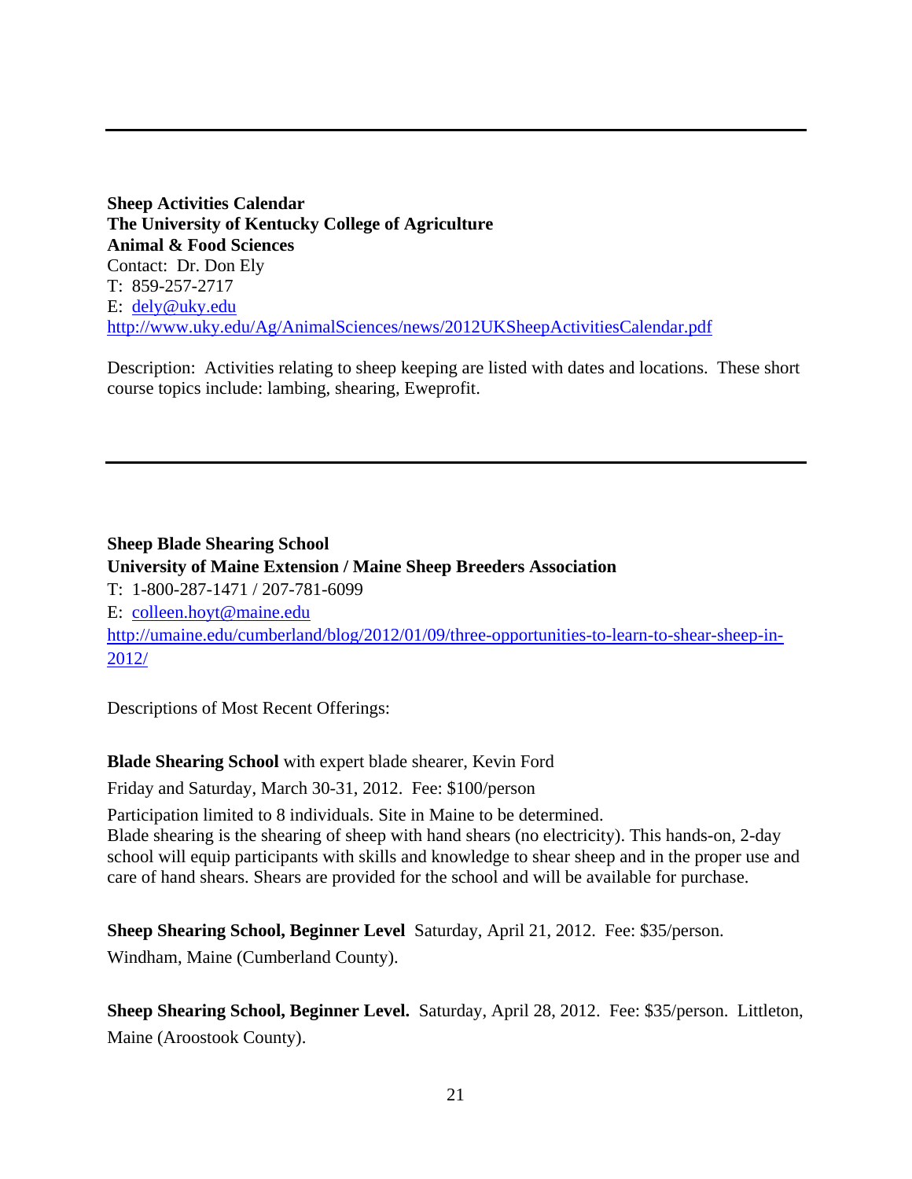---

**Sheep Activities Calendar**
**The University of Kentucky College of Agriculture**
**Animal & Food Sciences**
Contact: Dr. Don Ely
T: 859-257-2717
E: dely@uky.edu
http://www.uky.edu/Ag/AnimalSciences/news/2012UKSheepActivitiesCalendar.pdf

Description: Activities relating to sheep keeping are listed with dates and locations. These short course topics include: lambing, shearing, Eweprofit.

---

**Sheep Blade Shearing School**
**University of Maine Extension / Maine Sheep Breeders Association**
T: 1-800-287-1471 / 207-781-6099
E: colleen.hoyt@maine.edu
http://umaine.edu/cumberland/blog/2012/01/09/three-opportunities-to-learn-to-shear-sheep-in-2012/

Descriptions of Most Recent Offerings:

**Blade Shearing School** with expert blade shearer, Kevin Ford

Friday and Saturday, March 30-31, 2012. Fee: $100/person

Participation limited to 8 individuals. Site in Maine to be determined.
Blade shearing is the shearing of sheep with hand shears (no electricity). This hands-on, 2-day school will equip participants with skills and knowledge to shear sheep and in the proper use and care of hand shears. Shears are provided for the school and will be available for purchase.

**Sheep Shearing School, Beginner Level** Saturday, April 21, 2012. Fee: $35/person.
Windham, Maine (Cumberland County).

**Sheep Shearing School, Beginner Level.** Saturday, April 28, 2012. Fee: $35/person. Littleton, Maine (Aroostook County).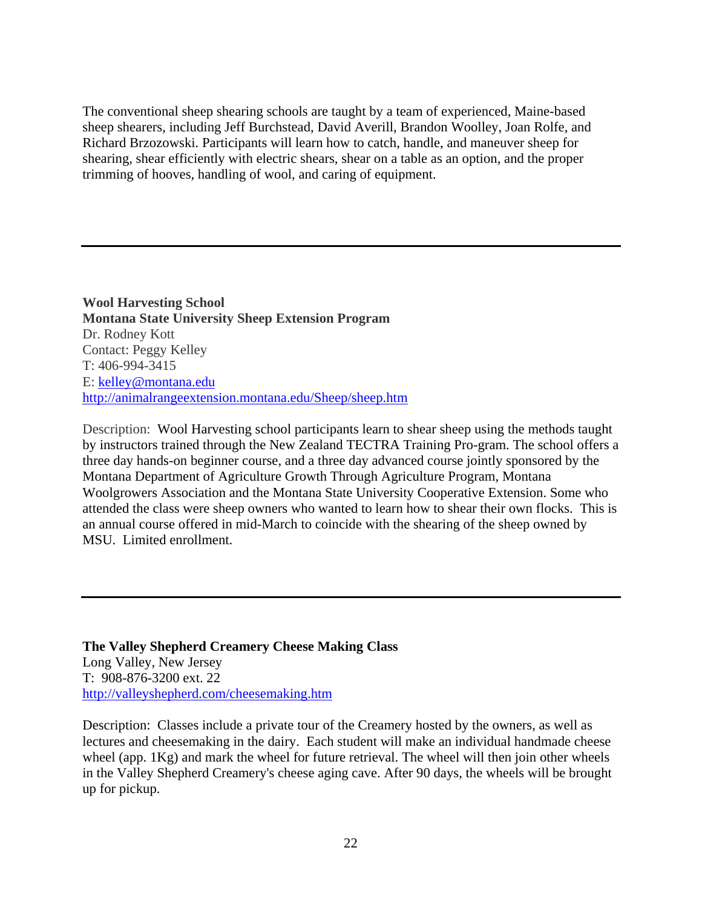The conventional sheep shearing schools are taught by a team of experienced, Maine-based sheep shearers, including Jeff Burchstead, David Averill, Brandon Woolley, Joan Rolfe, and Richard Brzozowski. Participants will learn how to catch, handle, and maneuver sheep for shearing, shear efficiently with electric shears, shear on a table as an option, and the proper trimming of hooves, handling of wool, and caring of equipment.

---

**Wool Harvesting School**
**Montana State University Sheep Extension Program**
Dr. Rodney Kott
Contact: Peggy Kelley
T: 406-994-3415
E: kelley@montana.edu
http://animalrangeextension.montana.edu/Sheep/sheep.htm

Description: Wool Harvesting school participants learn to shear sheep using the methods taught by instructors trained through the New Zealand TECTRA Training Pro-gram. The school offers a three day hands-on beginner course, and a three day advanced course jointly sponsored by the Montana Department of Agriculture Growth Through Agriculture Program, Montana Woolgrowers Association and the Montana State University Cooperative Extension. Some who attended the class were sheep owners who wanted to learn how to shear their own flocks. This is an annual course offered in mid-March to coincide with the shearing of the sheep owned by MSU. Limited enrollment.

---

**The Valley Shepherd Creamery Cheese Making Class**
Long Valley, New Jersey
T: 908-876-3200 ext. 22
http://valleyshepherd.com/cheesemaking.htm

Description: Classes include a private tour of the Creamery hosted by the owners, as well as lectures and cheesemaking in the dairy. Each student will make an individual handmade cheese wheel (app. 1Kg) and mark the wheel for future retrieval. The wheel will then join other wheels in the Valley Shepherd Creamery's cheese aging cave. After 90 days, the wheels will be brought up for pickup.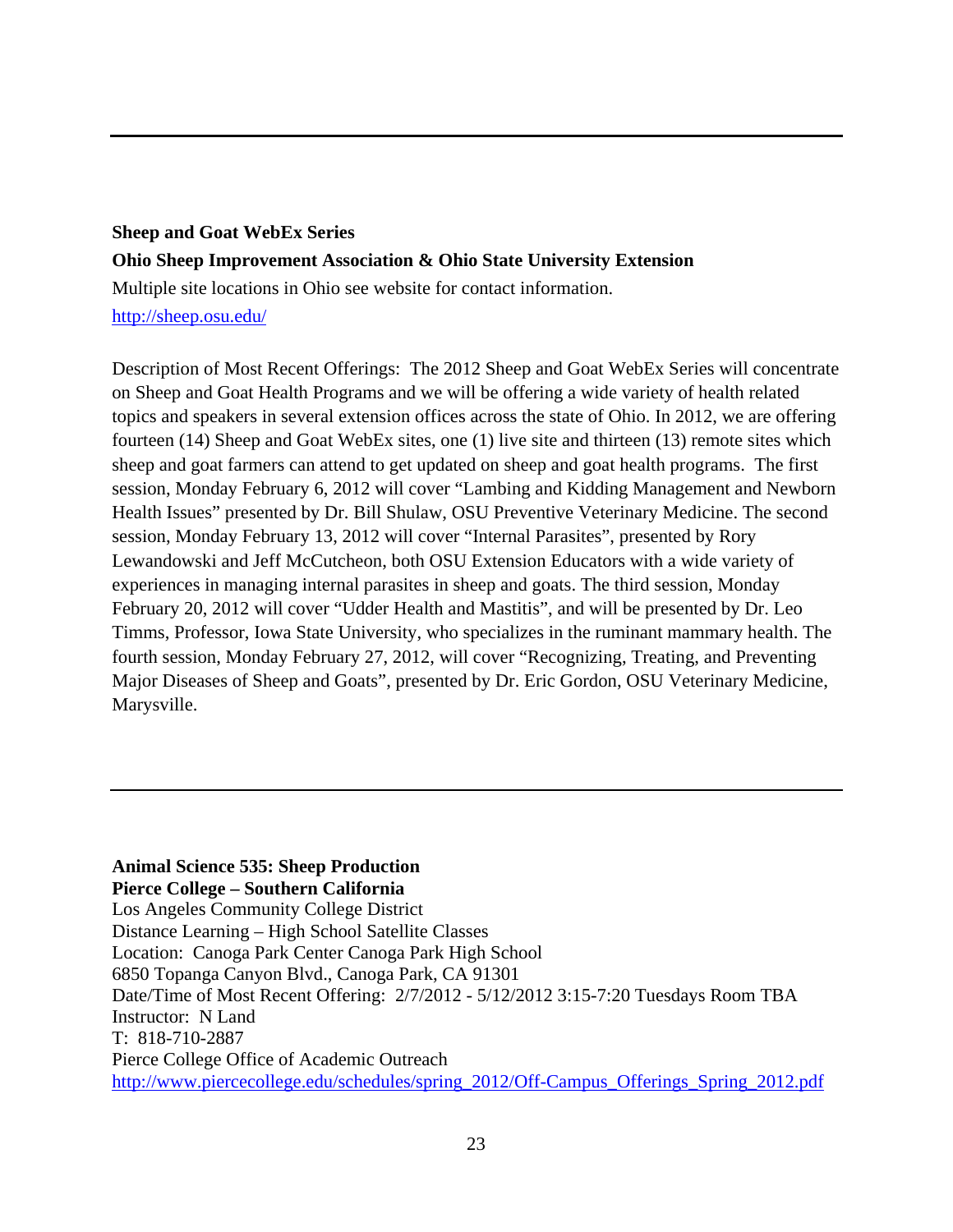---

**Sheep and Goat WebEx Series**

**Ohio Sheep Improvement Association & Ohio State University Extension**

Multiple site locations in Ohio see website for contact information.

http://sheep.osu.edu/

Description of Most Recent Offerings: The 2012 Sheep and Goat WebEx Series will concentrate on Sheep and Goat Health Programs and we will be offering a wide variety of health related topics and speakers in several extension offices across the state of Ohio. In 2012, we are offering fourteen (14) Sheep and Goat WebEx sites, one (1) live site and thirteen (13) remote sites which sheep and goat farmers can attend to get updated on sheep and goat health programs. The first session, Monday February 6, 2012 will cover "Lambing and Kidding Management and Newborn Health Issues" presented by Dr. Bill Shulaw, OSU Preventive Veterinary Medicine. The second session, Monday February 13, 2012 will cover "Internal Parasites", presented by Rory Lewandowski and Jeff McCutcheon, both OSU Extension Educators with a wide variety of experiences in managing internal parasites in sheep and goats. The third session, Monday February 20, 2012 will cover "Udder Health and Mastitis", and will be presented by Dr. Leo Timms, Professor, Iowa State University, who specializes in the ruminant mammary health. The fourth session, Monday February 27, 2012, will cover "Recognizing, Treating, and Preventing Major Diseases of Sheep and Goats", presented by Dr. Eric Gordon, OSU Veterinary Medicine, Marysville.

---

**Animal Science 535: Sheep Production**
**Pierce College – Southern California**
Los Angeles Community College District
Distance Learning – High School Satellite Classes
Location: Canoga Park Center Canoga Park High School
6850 Topanga Canyon Blvd., Canoga Park, CA 91301
Date/Time of Most Recent Offering: 2/7/2012 - 5/12/2012 3:15-7:20 Tuesdays Room TBA
Instructor: N Land
T: 818-710-2887
Pierce College Office of Academic Outreach
http://www.piercecollege.edu/schedules/spring_2012/Off-Campus_Offerings_Spring_2012.pdf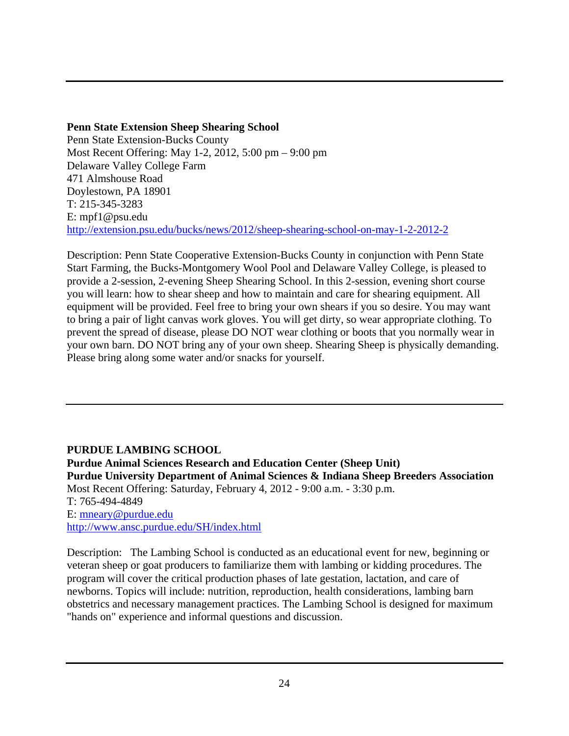---

**Penn State Extension Sheep Shearing School**
Penn State Extension-Bucks County
Most Recent Offering: May 1-2, 2012, 5:00 pm – 9:00 pm
Delaware Valley College Farm
471 Almshouse Road
Doylestown, PA 18901
T: 215-345-3283
E: mpf1@psu.edu
http://extension.psu.edu/bucks/news/2012/sheep-shearing-school-on-may-1-2-2012-2

Description: Penn State Cooperative Extension-Bucks County in conjunction with Penn State Start Farming, the Bucks-Montgomery Wool Pool and Delaware Valley College, is pleased to provide a 2-session, 2-evening Sheep Shearing School. In this 2-session, evening short course you will learn: how to shear sheep and how to maintain and care for shearing equipment. All equipment will be provided. Feel free to bring your own shears if you so desire. You may want to bring a pair of light canvas work gloves. You will get dirty, so wear appropriate clothing. To prevent the spread of disease, please DO NOT wear clothing or boots that you normally wear in your own barn. DO NOT bring any of your own sheep. Shearing Sheep is physically demanding. Please bring along some water and/or snacks for yourself.

---

**PURDUE LAMBING SCHOOL**
**Purdue Animal Sciences Research and Education Center (Sheep Unit)**
**Purdue University Department of Animal Sciences & Indiana Sheep Breeders Association**
Most Recent Offering: Saturday, February 4, 2012 - 9:00 a.m. - 3:30 p.m.
T: 765-494-4849
E: mneary@purdue.edu
http://www.ansc.purdue.edu/SH/index.html

Description: The Lambing School is conducted as an educational event for new, beginning or veteran sheep or goat producers to familiarize them with lambing or kidding procedures. The program will cover the critical production phases of late gestation, lactation, and care of newborns. Topics will include: nutrition, reproduction, health considerations, lambing barn obstetrics and necessary management practices. The Lambing School is designed for maximum "hands on" experience and informal questions and discussion.

---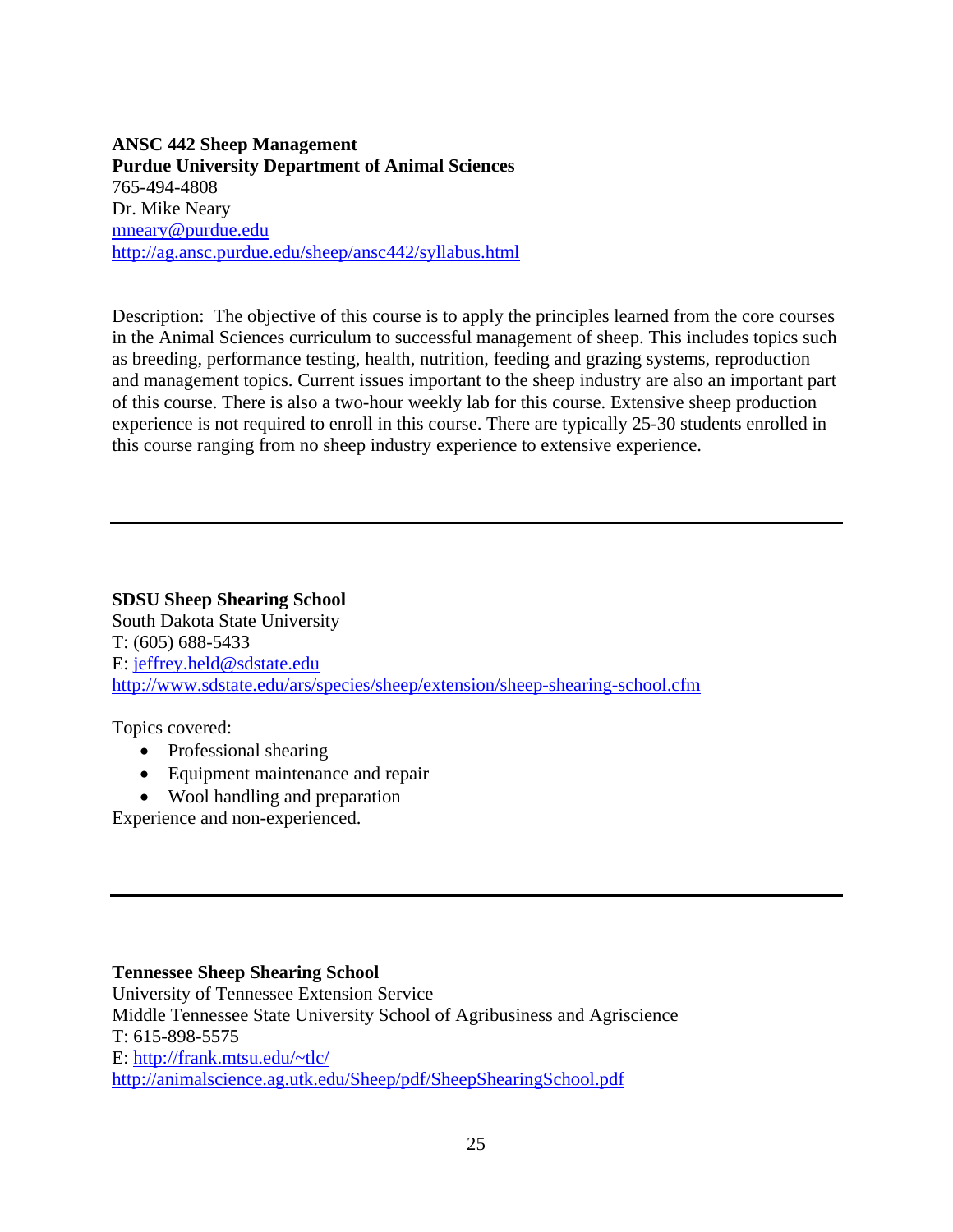**ANSC 442 Sheep Management**
**Purdue University Department of Animal Sciences**
765-494-4808
Dr. Mike Neary
mneary@purdue.edu
http://ag.ansc.purdue.edu/sheep/ansc442/syllabus.html

Description: The objective of this course is to apply the principles learned from the core courses in the Animal Sciences curriculum to successful management of sheep. This includes topics such as breeding, performance testing, health, nutrition, feeding and grazing systems, reproduction and management topics. Current issues important to the sheep industry are also an important part of this course. There is also a two-hour weekly lab for this course. Extensive sheep production experience is not required to enroll in this course. There are typically 25-30 students enrolled in this course ranging from no sheep industry experience to extensive experience.

---

**SDSU Sheep Shearing School**
South Dakota State University
T: (605) 688-5433
E: jeffrey.held@sdstate.edu
http://www.sdstate.edu/ars/species/sheep/extension/sheep-shearing-school.cfm

Topics covered:

- Professional shearing
- Equipment maintenance and repair
- Wool handling and preparation

Experience and non-experienced.

---

**Tennessee Sheep Shearing School**
University of Tennessee Extension Service
Middle Tennessee State University School of Agribusiness and Agriscience
T: 615-898-5575
E: http://frank.mtsu.edu/~tlc/
http://animalscience.ag.utk.edu/Sheep/pdf/SheepShearingSchool.pdf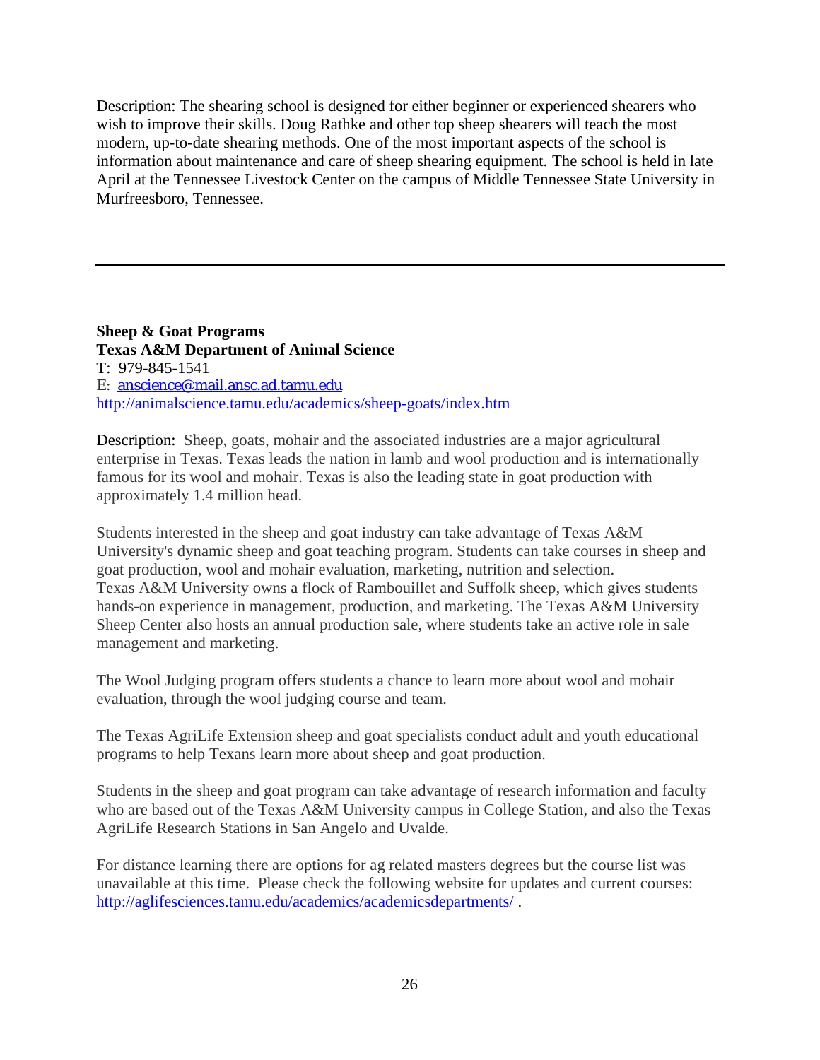Description: The shearing school is designed for either beginner or experienced shearers who wish to improve their skills. Doug Rathke and other top sheep shearers will teach the most modern, up-to-date shearing methods. One of the most important aspects of the school is information about maintenance and care of sheep shearing equipment. The school is held in late April at the Tennessee Livestock Center on the campus of Middle Tennessee State University in Murfreesboro, Tennessee.

---

**Sheep & Goat Programs**
**Texas A&M Department of Animal Science**
T: 979-845-1541
E: anscience@mail.ansc.ad.tamu.edu
http://animalscience.tamu.edu/academics/sheep-goats/index.htm

Description: Sheep, goats, mohair and the associated industries are a major agricultural enterprise in Texas. Texas leads the nation in lamb and wool production and is internationally famous for its wool and mohair. Texas is also the leading state in goat production with approximately 1.4 million head.

Students interested in the sheep and goat industry can take advantage of Texas A&M University's dynamic sheep and goat teaching program. Students can take courses in sheep and goat production, wool and mohair evaluation, marketing, nutrition and selection. Texas A&M University owns a flock of Rambouillet and Suffolk sheep, which gives students hands-on experience in management, production, and marketing. The Texas A&M University Sheep Center also hosts an annual production sale, where students take an active role in sale management and marketing.

The Wool Judging program offers students a chance to learn more about wool and mohair evaluation, through the wool judging course and team.

The Texas AgriLife Extension sheep and goat specialists conduct adult and youth educational programs to help Texans learn more about sheep and goat production.

Students in the sheep and goat program can take advantage of research information and faculty who are based out of the Texas A&M University campus in College Station, and also the Texas AgriLife Research Stations in San Angelo and Uvalde.

For distance learning there are options for ag related masters degrees but the course list was unavailable at this time. Please check the following website for updates and current courses: http://aglifesciences.tamu.edu/academics/academicsdepartments/ .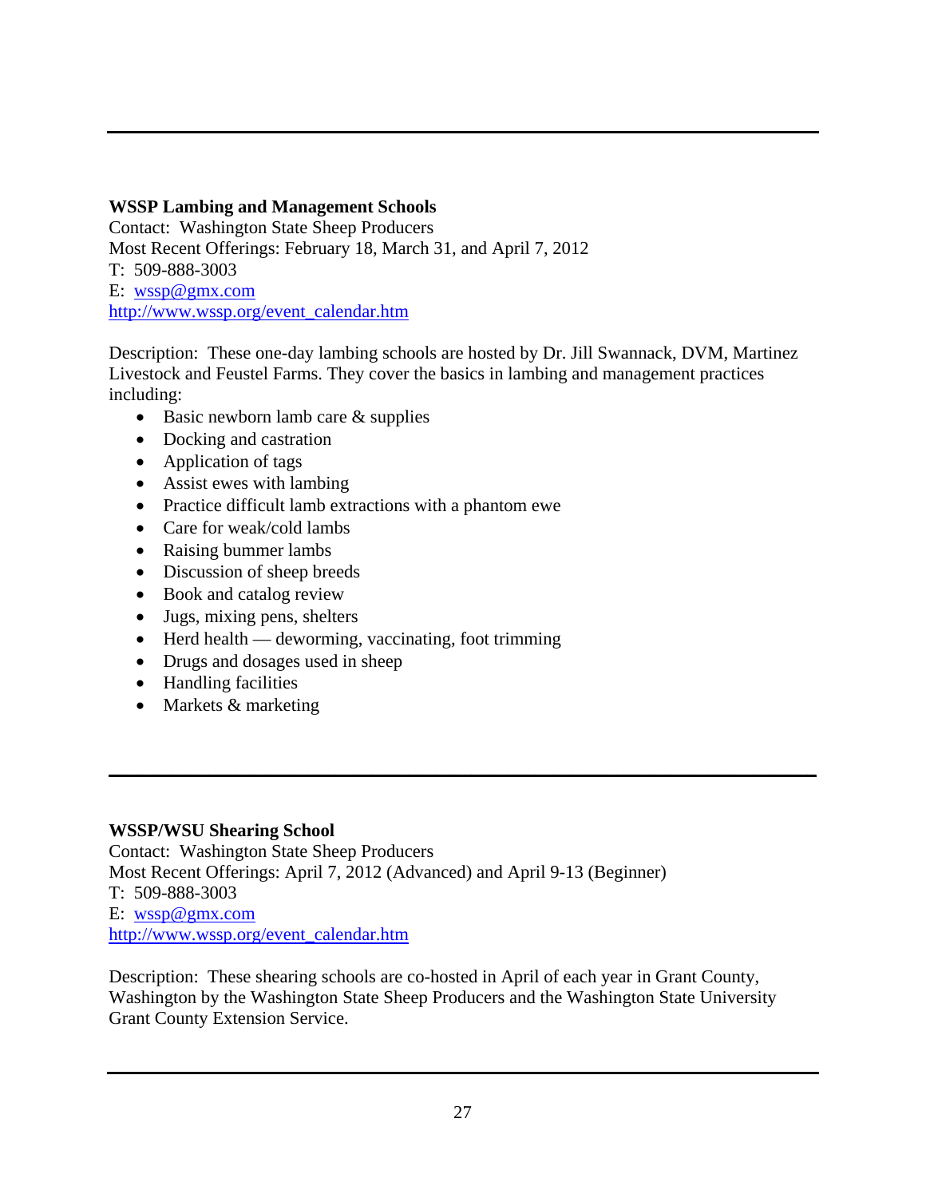---

**WSSP Lambing and Management Schools**
Contact: Washington State Sheep Producers
Most Recent Offerings: February 18, March 31, and April 7, 2012
T: 509-888-3003
E: [wssp@gmx.com](mailto:wssp@gmx.com)
[http://www.wssp.org/event_calendar.htm](http://www.wssp.org/event_calendar.htm)

Description: These one-day lambing schools are hosted by Dr. Jill Swannack, DVM, Martinez Livestock and Feustel Farms. They cover the basics in lambing and management practices including:

- Basic newborn lamb care & supplies
- Docking and castration
- Application of tags
- Assist ewes with lambing
- Practice difficult lamb extractions with a phantom ewe
- Care for weak/cold lambs
- Raising bummer lambs
- Discussion of sheep breeds
- Book and catalog review
- Jugs, mixing pens, shelters
- Herd health — deworming, vaccinating, foot trimming
- Drugs and dosages used in sheep
- Handling facilities
- Markets & marketing

---

**WSSP/WSU Shearing School**
Contact: Washington State Sheep Producers
Most Recent Offerings: April 7, 2012 (Advanced) and April 9-13 (Beginner)
T: 509-888-3003
E: [wssp@gmx.com](mailto:wssp@gmx.com)
[http://www.wssp.org/event_calendar.htm](http://www.wssp.org/event_calendar.htm)

Description: These shearing schools are co-hosted in April of each year in Grant County, Washington by the Washington State Sheep Producers and the Washington State University Grant County Extension Service.

---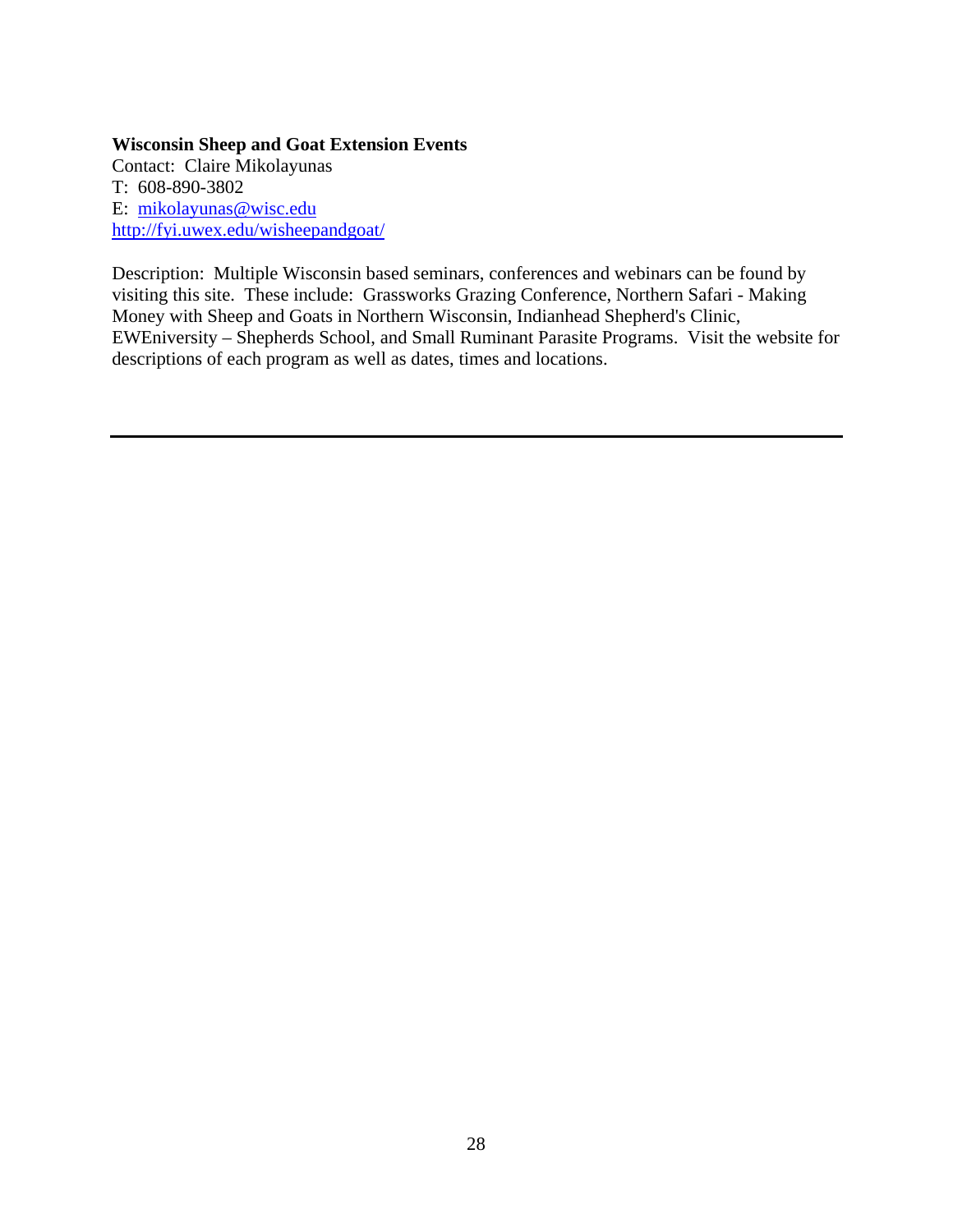**Wisconsin Sheep and Goat Extension Events**
Contact: Claire Mikolayunas
T: 608-890-3802
E: [mikolayunas@wisc.edu](mailto:mikolayunas@wisc.edu)
[http://fyi.uwex.edu/wisheepandgoat/](http://fyi.uwex.edu/wisheepandgoat/)

Description: Multiple Wisconsin based seminars, conferences and webinars can be found by visiting this site. These include: Grassworks Grazing Conference, Northern Safari - Making Money with Sheep and Goats in Northern Wisconsin, Indianhead Shepherd's Clinic, EWEniversity – Shepherds School, and Small Ruminant Parasite Programs. Visit the website for descriptions of each program as well as dates, times and locations.

---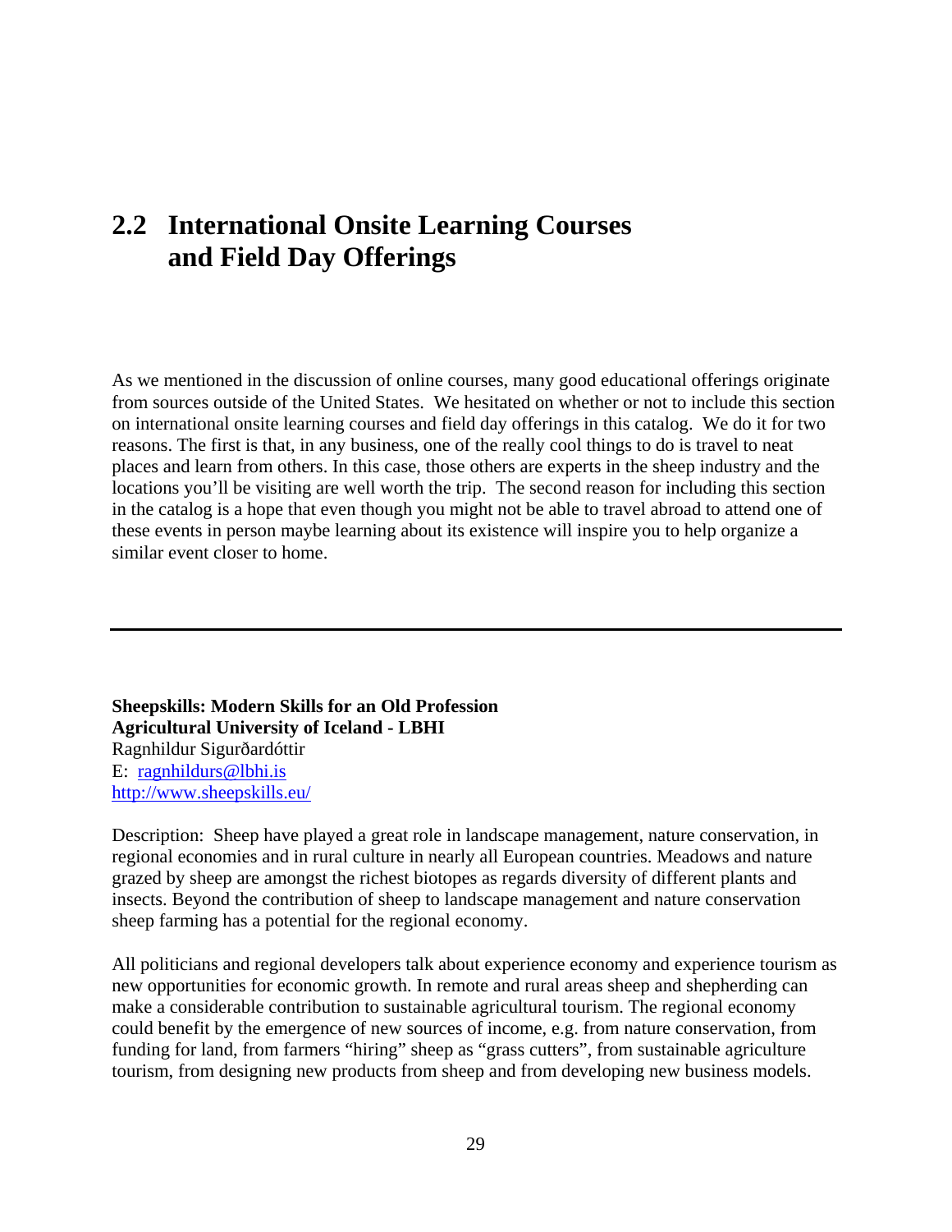## 2.2 International Onsite Learning Courses and Field Day Offerings

As we mentioned in the discussion of online courses, many good educational offerings originate from sources outside of the United States. We hesitated on whether or not to include this section on international onsite learning courses and field day offerings in this catalog. We do it for two reasons. The first is that, in any business, one of the really cool things to do is travel to neat places and learn from others. In this case, those others are experts in the sheep industry and the locations you'll be visiting are well worth the trip. The second reason for including this section in the catalog is a hope that even though you might not be able to travel abroad to attend one of these events in person maybe learning about its existence will inspire you to help organize a similar event closer to home.

---

**Sheepskills: Modern Skills for an Old Profession**
**Agricultural University of Iceland - LBHI**
Ragnhildur Sigurðardóttir
E: [ragnhildurs@lbhi.is](mailto:ragnhildurs@lbhi.is)
[http://www.sheepskills.eu/](http://www.sheepskills.eu/)

Description: Sheep have played a great role in landscape management, nature conservation, in regional economies and in rural culture in nearly all European countries. Meadows and nature grazed by sheep are amongst the richest biotopes as regards diversity of different plants and insects. Beyond the contribution of sheep to landscape management and nature conservation sheep farming has a potential for the regional economy.

All politicians and regional developers talk about experience economy and experience tourism as new opportunities for economic growth. In remote and rural areas sheep and shepherding can make a considerable contribution to sustainable agricultural tourism. The regional economy could benefit by the emergence of new sources of income, e.g. from nature conservation, from funding for land, from farmers "hiring" sheep as "grass cutters", from sustainable agriculture tourism, from designing new products from sheep and from developing new business models.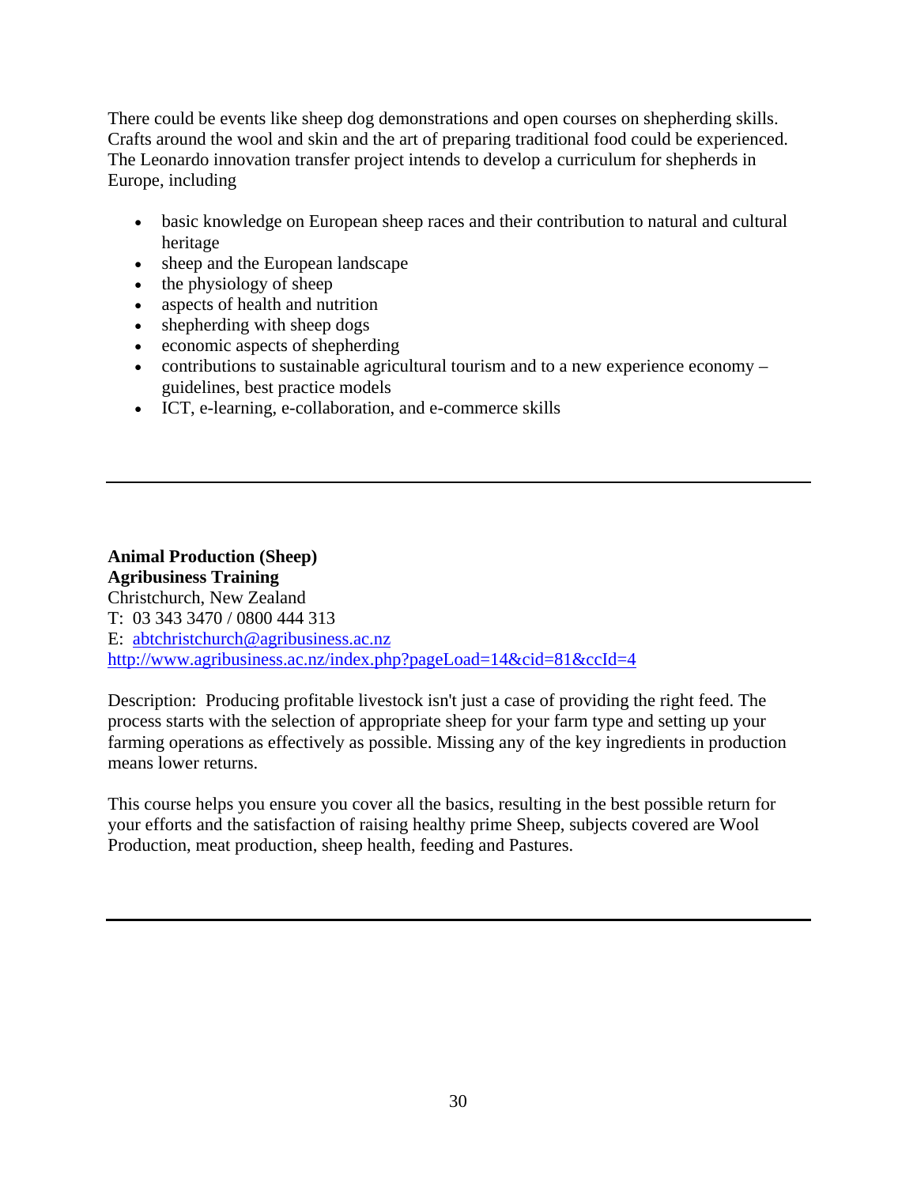There could be events like sheep dog demonstrations and open courses on shepherding skills. Crafts around the wool and skin and the art of preparing traditional food could be experienced. The Leonardo innovation transfer project intends to develop a curriculum for shepherds in Europe, including

- basic knowledge on European sheep races and their contribution to natural and cultural heritage
- sheep and the European landscape
- the physiology of sheep
- aspects of health and nutrition
- shepherding with sheep dogs
- economic aspects of shepherding
- contributions to sustainable agricultural tourism and to a new experience economy – guidelines, best practice models
- ICT, e-learning, e-collaboration, and e-commerce skills

---

**Animal Production (Sheep)**
**Agribusiness Training**
Christchurch, New Zealand
T: 03 343 3470 / 0800 444 313
E: abtchristchurch@agribusiness.ac.nz
http://www.agribusiness.ac.nz/index.php?pageLoad=14&cid=81&ccId=4

Description: Producing profitable livestock isn't just a case of providing the right feed. The process starts with the selection of appropriate sheep for your farm type and setting up your farming operations as effectively as possible. Missing any of the key ingredients in production means lower returns.

This course helps you ensure you cover all the basics, resulting in the best possible return for your efforts and the satisfaction of raising healthy prime Sheep, subjects covered are Wool Production, meat production, sheep health, feeding and Pastures.

---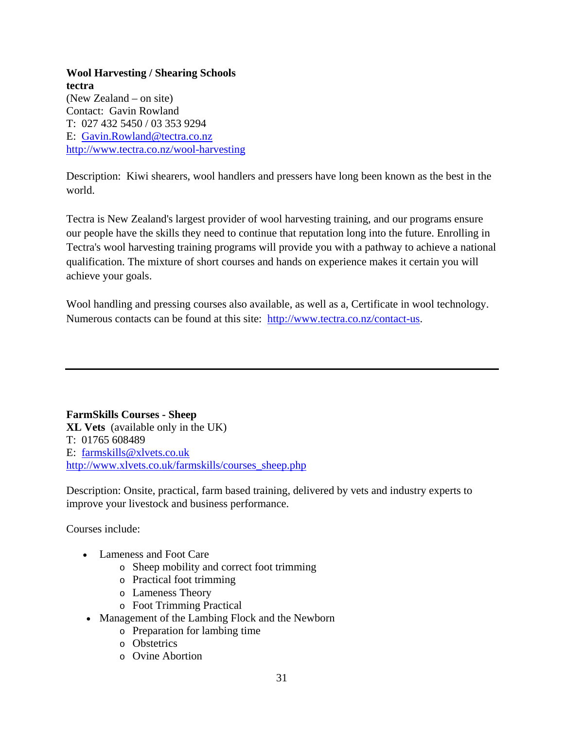**Wool Harvesting / Shearing Schools**
**tectra**
(New Zealand – on site)
Contact:  Gavin Rowland
T:  027 432 5450 / 03 353 9294
E:  Gavin.Rowland@tectra.co.nz
http://www.tectra.co.nz/wool-harvesting

Description:  Kiwi shearers, wool handlers and pressers have long been known as the best in the world.

Tectra is New Zealand's largest provider of wool harvesting training, and our programs ensure our people have the skills they need to continue that reputation long into the future. Enrolling in Tectra's wool harvesting training programs will provide you with a pathway to achieve a national qualification. The mixture of short courses and hands on experience makes it certain you will achieve your goals.

Wool handling and pressing courses also available, as well as a, Certificate in wool technology. Numerous contacts can be found at this site:  http://www.tectra.co.nz/contact-us.

---

**FarmSkills Courses - Sheep**
**XL Vets**  (available only in the UK)
T:  01765 608489
E:  farmskills@xlvets.co.uk
http://www.xlvets.co.uk/farmskills/courses_sheep.php

Description: Onsite, practical, farm based training, delivered by vets and industry experts to improve your livestock and business performance.

Courses include:

- Lameness and Foot Care
  - Sheep mobility and correct foot trimming
  - Practical foot trimming
  - Lameness Theory
  - Foot Trimming Practical
- Management of the Lambing Flock and the Newborn
  - Preparation for lambing time
  - Obstetrics
  - Ovine Abortion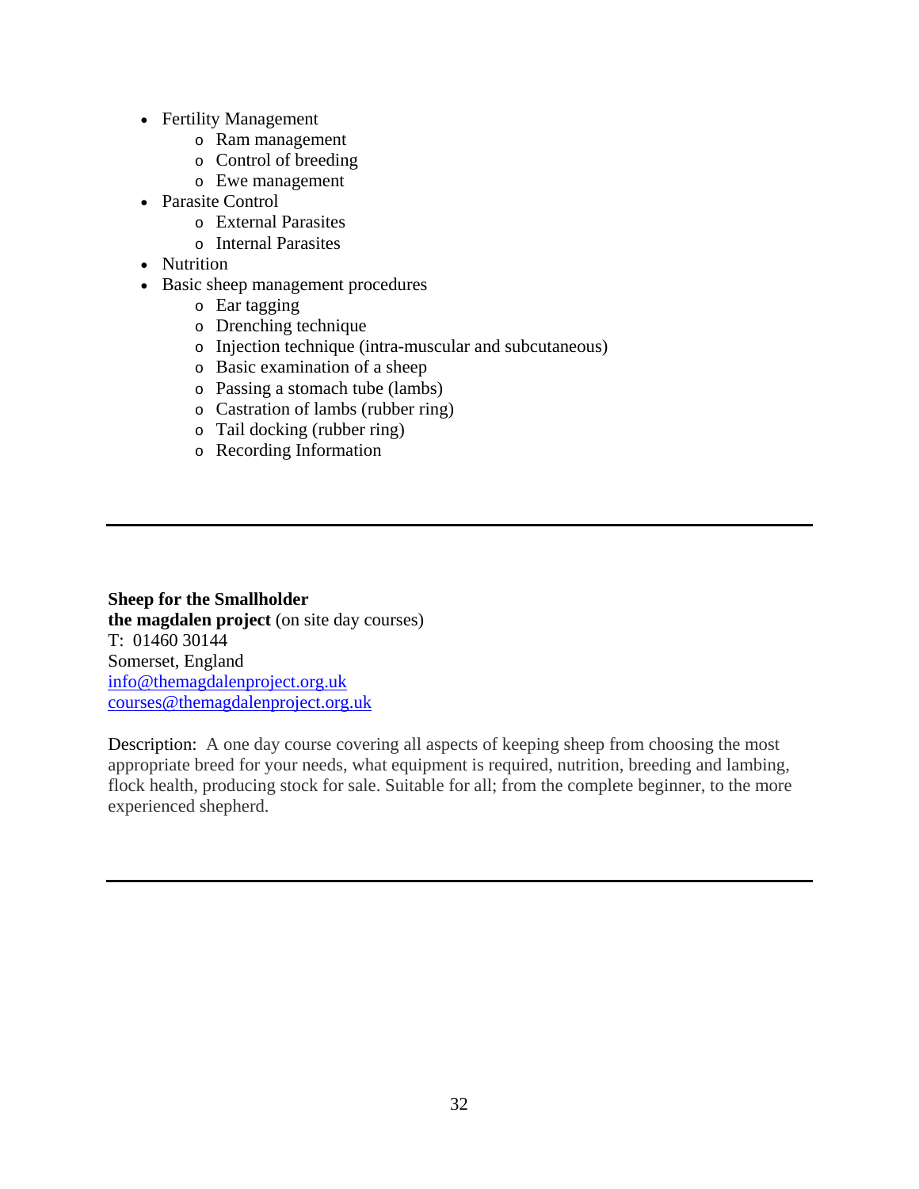- Fertility Management
    - Ram management
    - Control of breeding
    - Ewe management
- Parasite Control
    - External Parasites
    - Internal Parasites
- Nutrition
- Basic sheep management procedures
    - Ear tagging
    - Drenching technique
    - Injection technique (intra-muscular and subcutaneous)
    - Basic examination of a sheep
    - Passing a stomach tube (lambs)
    - Castration of lambs (rubber ring)
    - Tail docking (rubber ring)
    - Recording Information

---

**Sheep for the Smallholder**
**the magdalen project** (on site day courses)
T: 01460 30144
Somerset, England
info@themagdalenproject.org.uk
courses@themagdalenproject.org.uk

Description: A one day course covering all aspects of keeping sheep from choosing the most appropriate breed for your needs, what equipment is required, nutrition, breeding and lambing, flock health, producing stock for sale. Suitable for all; from the complete beginner, to the more experienced shepherd.

---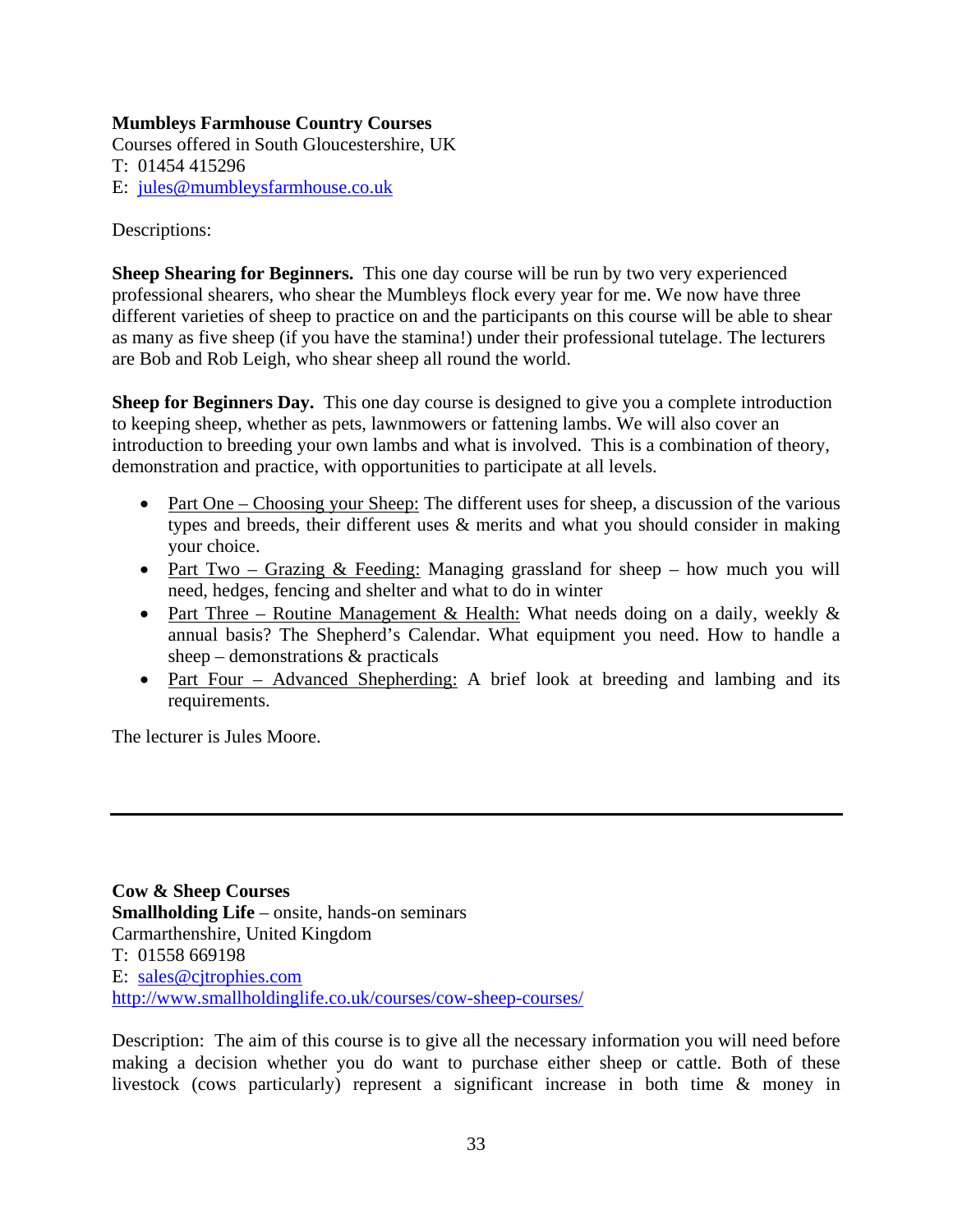**Mumbleys Farmhouse Country Courses**
Courses offered in South Gloucestershire, UK
T: 01454 415296
E: jules@mumbleysfarmhouse.co.uk

Descriptions:

**Sheep Shearing for Beginners.** This one day course will be run by two very experienced professional shearers, who shear the Mumbleys flock every year for me. We now have three different varieties of sheep to practice on and the participants on this course will be able to shear as many as five sheep (if you have the stamina!) under their professional tutelage. The lecturers are Bob and Rob Leigh, who shear sheep all round the world.

**Sheep for Beginners Day.** This one day course is designed to give you a complete introduction to keeping sheep, whether as pets, lawnmowers or fattening lambs. We will also cover an introduction to breeding your own lambs and what is involved. This is a combination of theory, demonstration and practice, with opportunities to participate at all levels.

- Part One – Choosing your Sheep: The different uses for sheep, a discussion of the various types and breeds, their different uses & merits and what you should consider in making your choice.
- Part Two – Grazing & Feeding: Managing grassland for sheep – how much you will need, hedges, fencing and shelter and what to do in winter
- Part Three – Routine Management & Health: What needs doing on a daily, weekly & annual basis? The Shepherd's Calendar. What equipment you need. How to handle a sheep – demonstrations & practicals
- Part Four – Advanced Shepherding: A brief look at breeding and lambing and its requirements.

The lecturer is Jules Moore.

---

**Cow & Sheep Courses**
**Smallholding Life** – onsite, hands-on seminars
Carmarthenshire, United Kingdom
T: 01558 669198
E: sales@cjtrophies.com
http://www.smallholdinglife.co.uk/courses/cow-sheep-courses/

Description: The aim of this course is to give all the necessary information you will need before making a decision whether you do want to purchase either sheep or cattle. Both of these livestock (cows particularly) represent a significant increase in both time & money in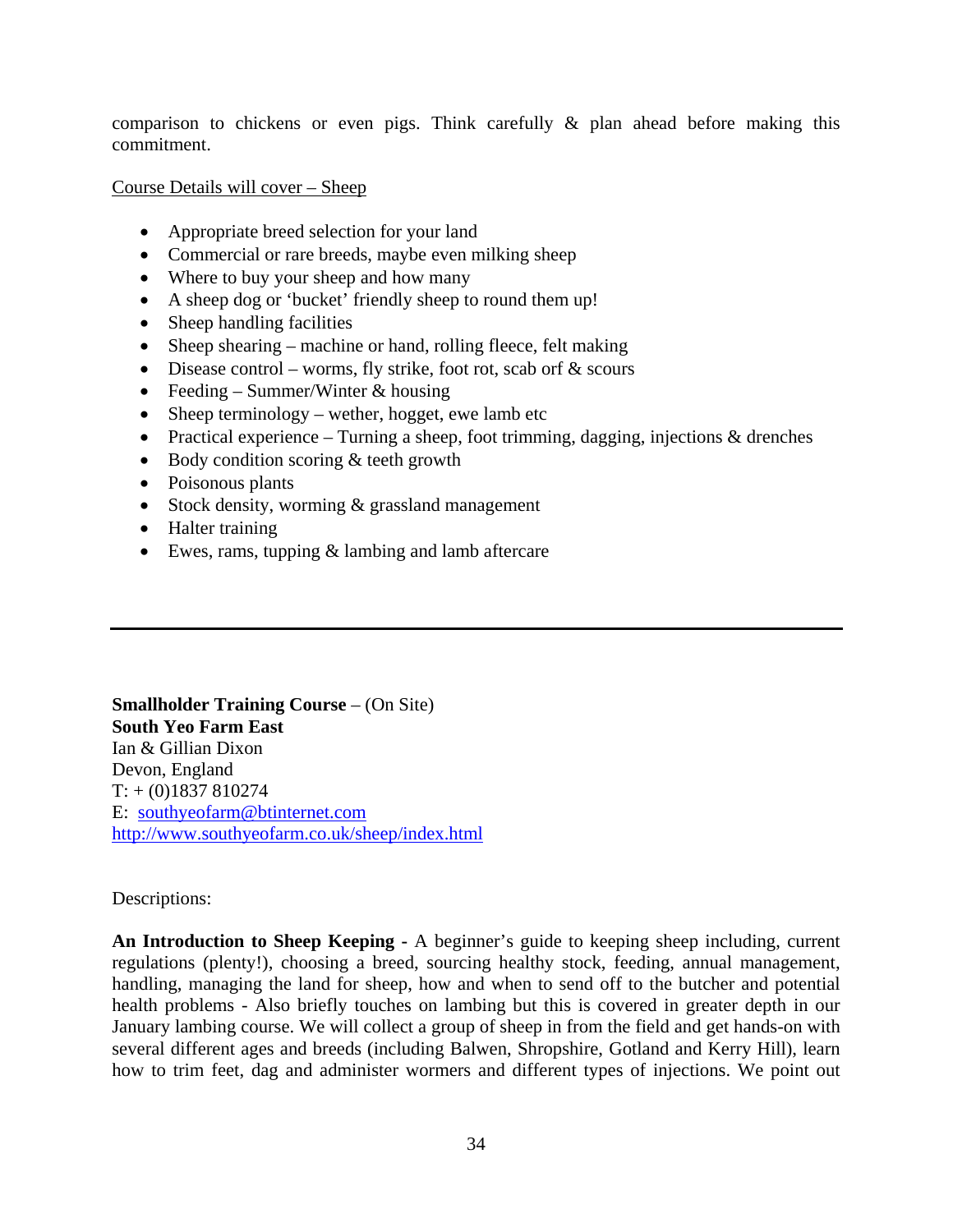comparison to chickens or even pigs. Think carefully & plan ahead before making this commitment.

Course Details will cover – Sheep

- Appropriate breed selection for your land
- Commercial or rare breeds, maybe even milking sheep
- Where to buy your sheep and how many
- A sheep dog or 'bucket' friendly sheep to round them up!
- Sheep handling facilities
- Sheep shearing – machine or hand, rolling fleece, felt making
- Disease control – worms, fly strike, foot rot, scab orf & scours
- Feeding – Summer/Winter & housing
- Sheep terminology – wether, hogget, ewe lamb etc
- Practical experience – Turning a sheep, foot trimming, dagging, injections & drenches
- Body condition scoring & teeth growth
- Poisonous plants
- Stock density, worming & grassland management
- Halter training
- Ewes, rams, tupping & lambing and lamb aftercare

---

**Smallholder Training Course** – (On Site)
**South Yeo Farm East**
Ian & Gillian Dixon
Devon, England
T: + (0)1837 810274
E: southyeofarm@btinternet.com
http://www.southyeofarm.co.uk/sheep/index.html

Descriptions:

**An Introduction to Sheep Keeping -** A beginner's guide to keeping sheep including, current regulations (plenty!), choosing a breed, sourcing healthy stock, feeding, annual management, handling, managing the land for sheep, how and when to send off to the butcher and potential health problems - Also briefly touches on lambing but this is covered in greater depth in our January lambing course. We will collect a group of sheep in from the field and get hands-on with several different ages and breeds (including Balwen, Shropshire, Gotland and Kerry Hill), learn how to trim feet, dag and administer wormers and different types of injections. We point out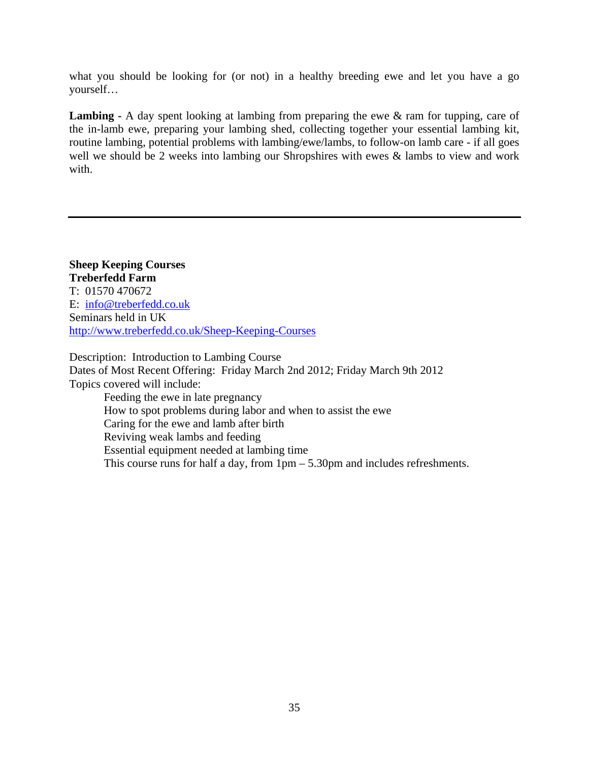what you should be looking for (or not) in a healthy breeding ewe and let you have a go yourself…

**Lambing -** A day spent looking at lambing from preparing the ewe & ram for tupping, care of the in-lamb ewe, preparing your lambing shed, collecting together your essential lambing kit, routine lambing, potential problems with lambing/ewe/lambs, to follow-on lamb care - if all goes well we should be 2 weeks into lambing our Shropshires with ewes & lambs to view and work with.

---

**Sheep Keeping Courses**
**Treberfedd Farm**
T: 01570 470672
E: info@treberfedd.co.uk
Seminars held in UK
http://www.treberfedd.co.uk/Sheep-Keeping-Courses

Description: Introduction to Lambing Course
Dates of Most Recent Offering: Friday March 2nd 2012; Friday March 9th 2012
Topics covered will include:

- Feeding the ewe in late pregnancy
- How to spot problems during labor and when to assist the ewe
- Caring for the ewe and lamb after birth
- Reviving weak lambs and feeding
- Essential equipment needed at lambing time
- This course runs for half a day, from 1pm – 5.30pm and includes refreshments.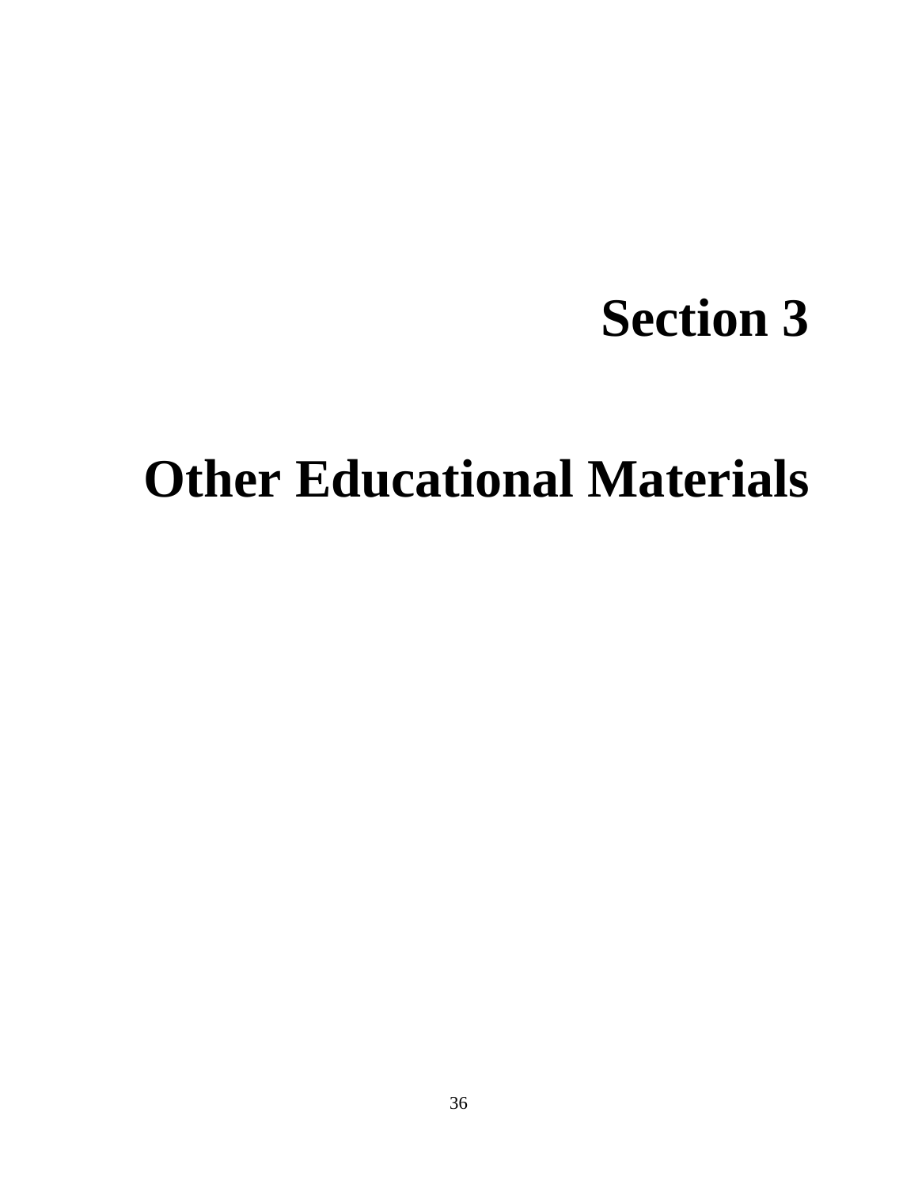# Section 3

# Other Educational Materials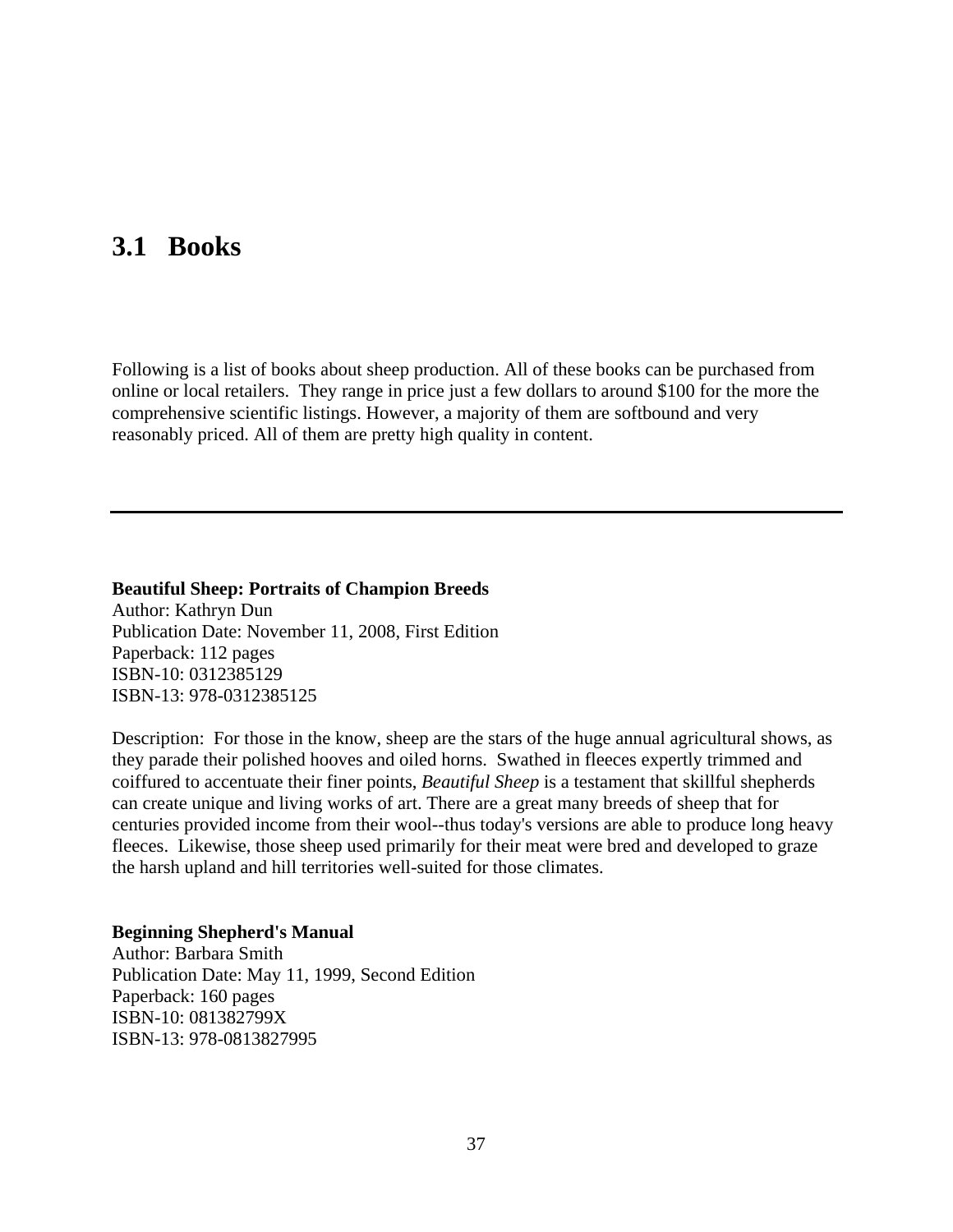## 3.1 Books

Following is a list of books about sheep production. All of these books can be purchased from online or local retailers. They range in price just a few dollars to around $100 for the more the comprehensive scientific listings. However, a majority of them are softbound and very reasonably priced. All of them are pretty high quality in content.

---

**Beautiful Sheep: Portraits of Champion Breeds**
Author: Kathryn Dun
Publication Date: November 11, 2008, First Edition
Paperback: 112 pages
ISBN-10: 0312385129
ISBN-13: 978-0312385125

Description: For those in the know, sheep are the stars of the huge annual agricultural shows, as they parade their polished hooves and oiled horns. Swathed in fleeces expertly trimmed and coiffured to accentuate their finer points, *Beautiful Sheep* is a testament that skillful shepherds can create unique and living works of art. There are a great many breeds of sheep that for centuries provided income from their wool--thus today's versions are able to produce long heavy fleeces. Likewise, those sheep used primarily for their meat were bred and developed to graze the harsh upland and hill territories well-suited for those climates.

**Beginning Shepherd's Manual**
Author: Barbara Smith
Publication Date: May 11, 1999, Second Edition
Paperback: 160 pages
ISBN-10: 081382799X
ISBN-13: 978-0813827995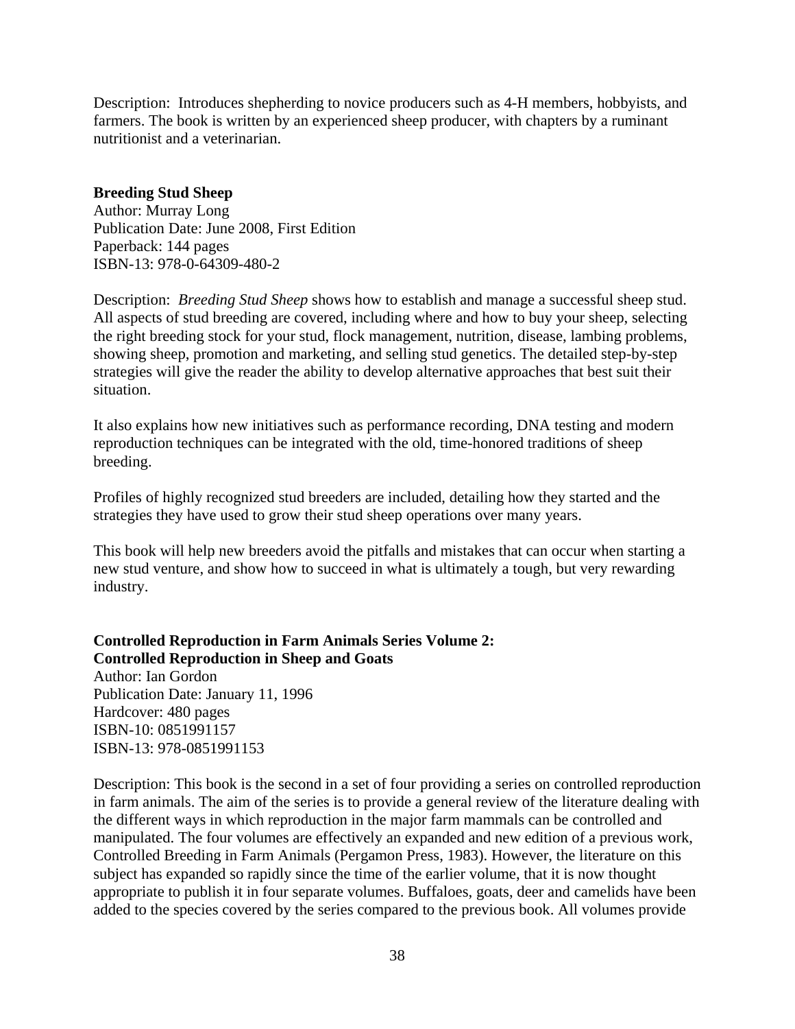Description: Introduces shepherding to novice producers such as 4-H members, hobbyists, and farmers. The book is written by an experienced sheep producer, with chapters by a ruminant nutritionist and a veterinarian.

**Breeding Stud Sheep**
Author: Murray Long
Publication Date: June 2008, First Edition
Paperback: 144 pages
ISBN-13: 978-0-64309-480-2

Description: *Breeding Stud Sheep* shows how to establish and manage a successful sheep stud. All aspects of stud breeding are covered, including where and how to buy your sheep, selecting the right breeding stock for your stud, flock management, nutrition, disease, lambing problems, showing sheep, promotion and marketing, and selling stud genetics. The detailed step-by-step strategies will give the reader the ability to develop alternative approaches that best suit their situation.

It also explains how new initiatives such as performance recording, DNA testing and modern reproduction techniques can be integrated with the old, time-honored traditions of sheep breeding.

Profiles of highly recognized stud breeders are included, detailing how they started and the strategies they have used to grow their stud sheep operations over many years.

This book will help new breeders avoid the pitfalls and mistakes that can occur when starting a new stud venture, and show how to succeed in what is ultimately a tough, but very rewarding industry.

**Controlled Reproduction in Farm Animals Series Volume 2: Controlled Reproduction in Sheep and Goats**
Author: Ian Gordon
Publication Date: January 11, 1996
Hardcover: 480 pages
ISBN-10: 0851991157
ISBN-13: 978-0851991153

Description: This book is the second in a set of four providing a series on controlled reproduction in farm animals. The aim of the series is to provide a general review of the literature dealing with the different ways in which reproduction in the major farm mammals can be controlled and manipulated. The four volumes are effectively an expanded and new edition of a previous work, Controlled Breeding in Farm Animals (Pergamon Press, 1983). However, the literature on this subject has expanded so rapidly since the time of the earlier volume, that it is now thought appropriate to publish it in four separate volumes. Buffaloes, goats, deer and camelids have been added to the species covered by the series compared to the previous book. All volumes provide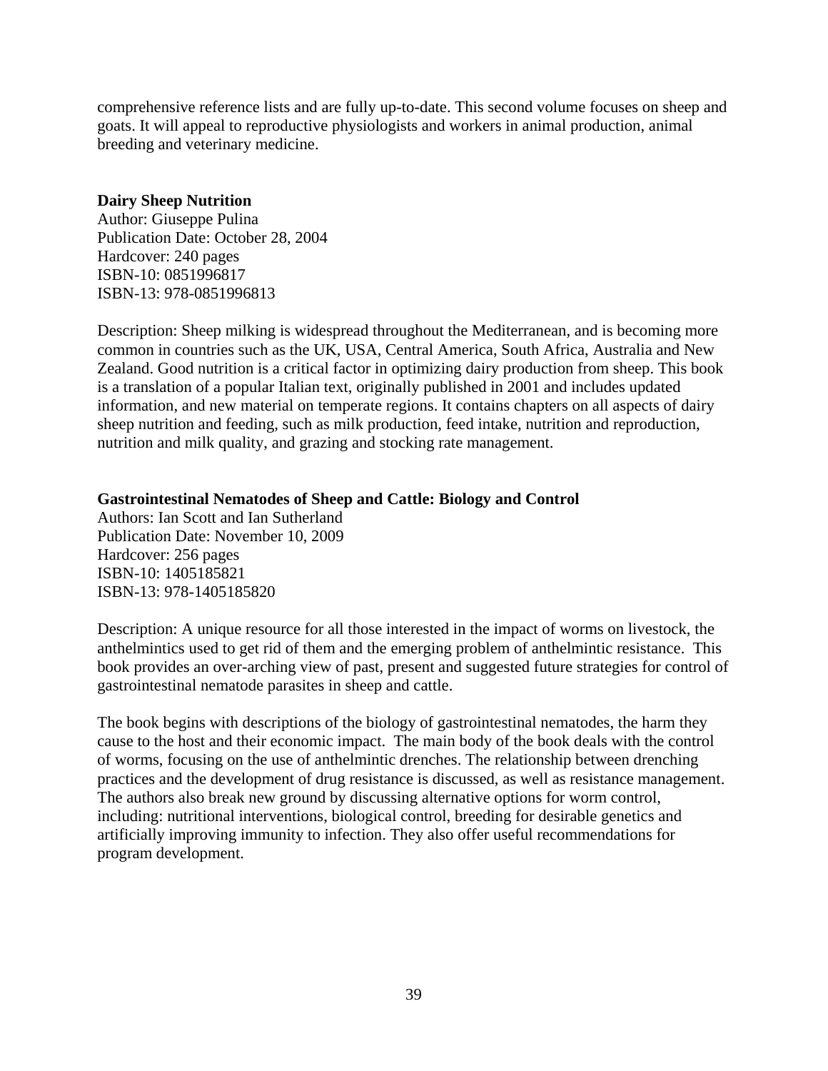comprehensive reference lists and are fully up-to-date. This second volume focuses on sheep and goats. It will appeal to reproductive physiologists and workers in animal production, animal breeding and veterinary medicine.

**Dairy Sheep Nutrition**
Author: Giuseppe Pulina
Publication Date: October 28, 2004
Hardcover: 240 pages
ISBN-10: 0851996817
ISBN-13: 978-0851996813

Description: Sheep milking is widespread throughout the Mediterranean, and is becoming more common in countries such as the UK, USA, Central America, South Africa, Australia and New Zealand. Good nutrition is a critical factor in optimizing dairy production from sheep. This book is a translation of a popular Italian text, originally published in 2001 and includes updated information, and new material on temperate regions. It contains chapters on all aspects of dairy sheep nutrition and feeding, such as milk production, feed intake, nutrition and reproduction, nutrition and milk quality, and grazing and stocking rate management.

**Gastrointestinal Nematodes of Sheep and Cattle: Biology and Control**
Authors: Ian Scott and Ian Sutherland
Publication Date: November 10, 2009
Hardcover: 256 pages
ISBN-10: 1405185821
ISBN-13: 978-1405185820

Description: A unique resource for all those interested in the impact of worms on livestock, the anthelmintics used to get rid of them and the emerging problem of anthelmintic resistance. This book provides an over-arching view of past, present and suggested future strategies for control of gastrointestinal nematode parasites in sheep and cattle.

The book begins with descriptions of the biology of gastrointestinal nematodes, the harm they cause to the host and their economic impact. The main body of the book deals with the control of worms, focusing on the use of anthelmintic drenches. The relationship between drenching practices and the development of drug resistance is discussed, as well as resistance management. The authors also break new ground by discussing alternative options for worm control, including: nutritional interventions, biological control, breeding for desirable genetics and artificially improving immunity to infection. They also offer useful recommendations for program development.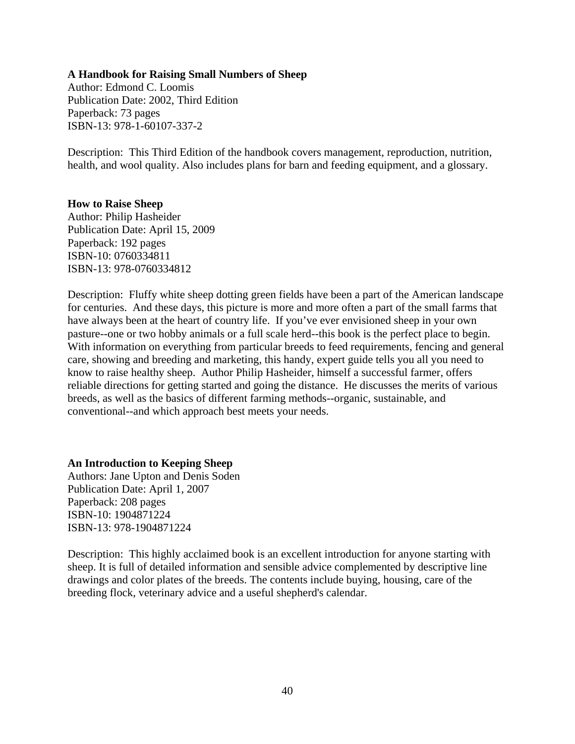**A Handbook for Raising Small Numbers of Sheep**
Author: Edmond C. Loomis
Publication Date: 2002, Third Edition
Paperback: 73 pages
ISBN-13: 978-1-60107-337-2

Description: This Third Edition of the handbook covers management, reproduction, nutrition, health, and wool quality. Also includes plans for barn and feeding equipment, and a glossary.

**How to Raise Sheep**
Author: Philip Hasheider
Publication Date: April 15, 2009
Paperback: 192 pages
ISBN-10: 0760334811
ISBN-13: 978-0760334812

Description: Fluffy white sheep dotting green fields have been a part of the American landscape for centuries. And these days, this picture is more and more often a part of the small farms that have always been at the heart of country life. If you've ever envisioned sheep in your own pasture--one or two hobby animals or a full scale herd--this book is the perfect place to begin. With information on everything from particular breeds to feed requirements, fencing and general care, showing and breeding and marketing, this handy, expert guide tells you all you need to know to raise healthy sheep. Author Philip Hasheider, himself a successful farmer, offers reliable directions for getting started and going the distance. He discusses the merits of various breeds, as well as the basics of different farming methods--organic, sustainable, and conventional--and which approach best meets your needs.

**An Introduction to Keeping Sheep**
Authors: Jane Upton and Denis Soden
Publication Date: April 1, 2007
Paperback: 208 pages
ISBN-10: 1904871224
ISBN-13: 978-1904871224

Description: This highly acclaimed book is an excellent introduction for anyone starting with sheep. It is full of detailed information and sensible advice complemented by descriptive line drawings and color plates of the breeds. The contents include buying, housing, care of the breeding flock, veterinary advice and a useful shepherd's calendar.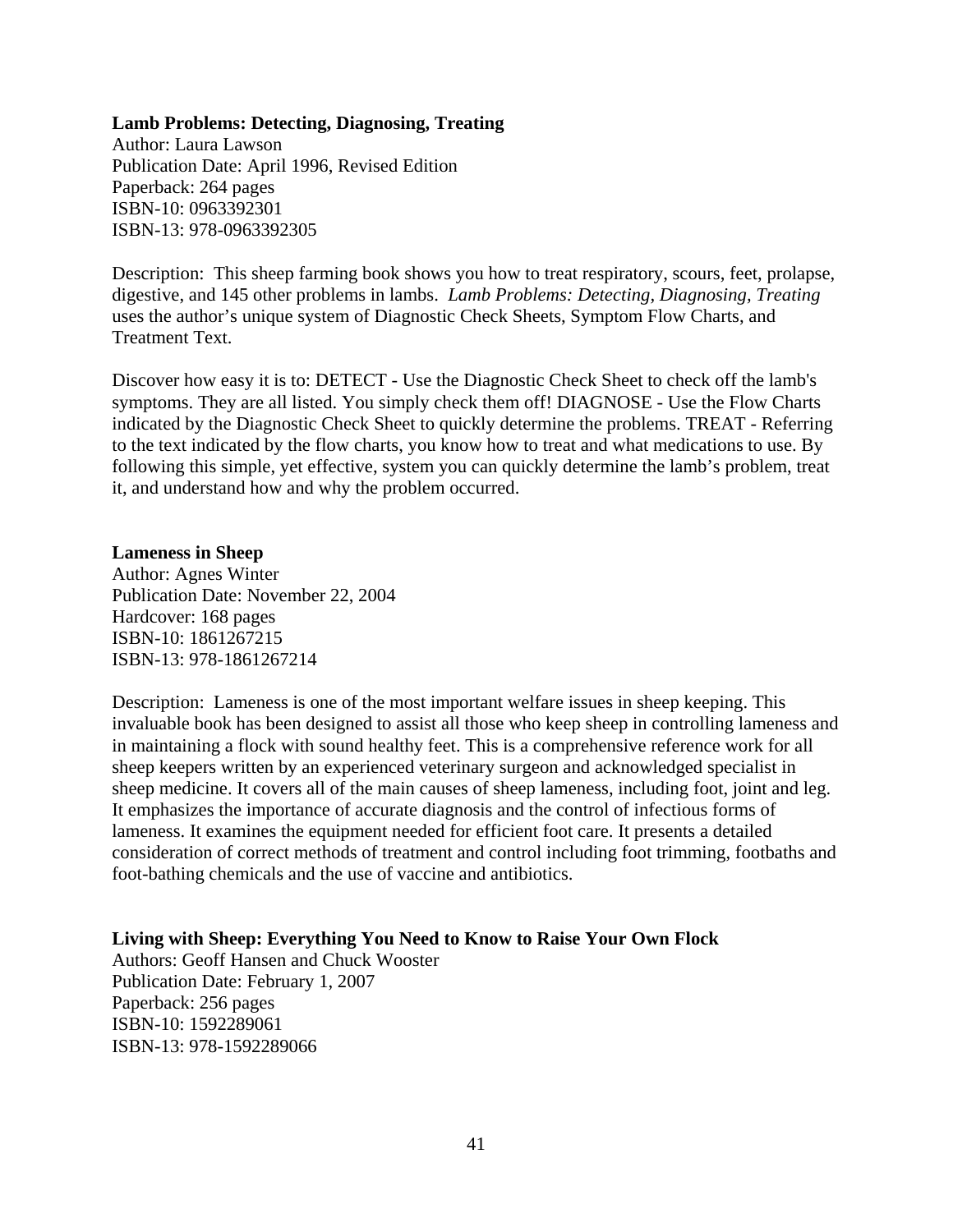**Lamb Problems: Detecting, Diagnosing, Treating**
Author: Laura Lawson
Publication Date: April 1996, Revised Edition
Paperback: 264 pages
ISBN-10: 0963392301
ISBN-13: 978-0963392305

Description: This sheep farming book shows you how to treat respiratory, scours, feet, prolapse, digestive, and 145 other problems in lambs. *Lamb Problems: Detecting, Diagnosing, Treating* uses the author's unique system of Diagnostic Check Sheets, Symptom Flow Charts, and Treatment Text.

Discover how easy it is to: DETECT - Use the Diagnostic Check Sheet to check off the lamb's symptoms. They are all listed. You simply check them off! DIAGNOSE - Use the Flow Charts indicated by the Diagnostic Check Sheet to quickly determine the problems. TREAT - Referring to the text indicated by the flow charts, you know how to treat and what medications to use. By following this simple, yet effective, system you can quickly determine the lamb's problem, treat it, and understand how and why the problem occurred.

**Lameness in Sheep**
Author: Agnes Winter
Publication Date: November 22, 2004
Hardcover: 168 pages
ISBN-10: 1861267215
ISBN-13: 978-1861267214

Description: Lameness is one of the most important welfare issues in sheep keeping. This invaluable book has been designed to assist all those who keep sheep in controlling lameness and in maintaining a flock with sound healthy feet. This is a comprehensive reference work for all sheep keepers written by an experienced veterinary surgeon and acknowledged specialist in sheep medicine. It covers all of the main causes of sheep lameness, including foot, joint and leg. It emphasizes the importance of accurate diagnosis and the control of infectious forms of lameness. It examines the equipment needed for efficient foot care. It presents a detailed consideration of correct methods of treatment and control including foot trimming, footbaths and foot-bathing chemicals and the use of vaccine and antibiotics.

**Living with Sheep: Everything You Need to Know to Raise Your Own Flock**
Authors: Geoff Hansen and Chuck Wooster
Publication Date: February 1, 2007
Paperback: 256 pages
ISBN-10: 1592289061
ISBN-13: 978-1592289066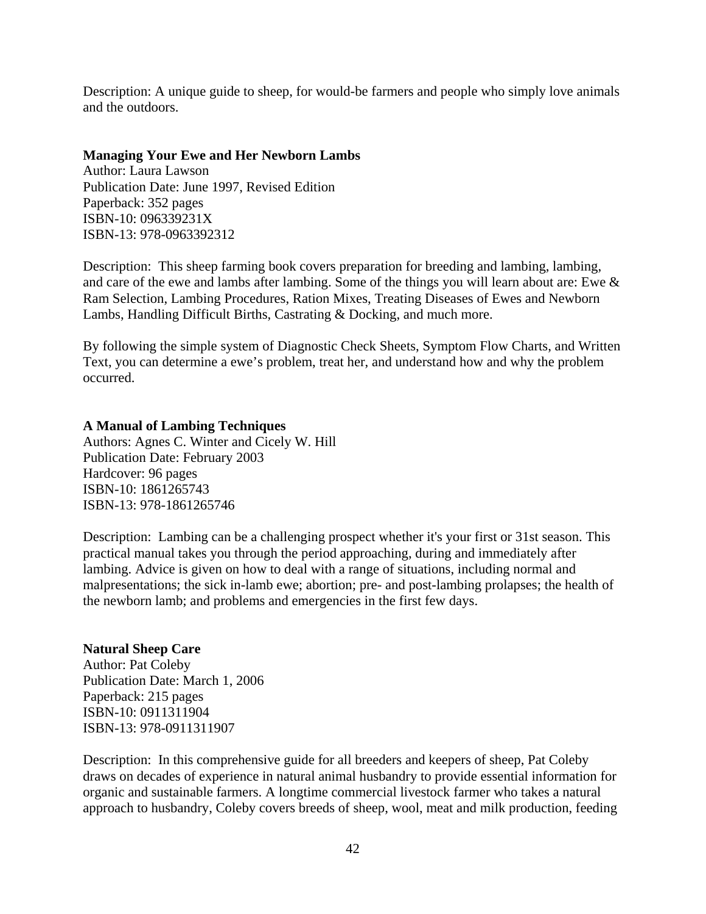Description: A unique guide to sheep, for would-be farmers and people who simply love animals and the outdoors.

**Managing Your Ewe and Her Newborn Lambs**
Author: Laura Lawson
Publication Date: June 1997, Revised Edition
Paperback: 352 pages
ISBN-10: 096339231X
ISBN-13: 978-0963392312

Description: This sheep farming book covers preparation for breeding and lambing, lambing, and care of the ewe and lambs after lambing. Some of the things you will learn about are: Ewe & Ram Selection, Lambing Procedures, Ration Mixes, Treating Diseases of Ewes and Newborn Lambs, Handling Difficult Births, Castrating & Docking, and much more.

By following the simple system of Diagnostic Check Sheets, Symptom Flow Charts, and Written Text, you can determine a ewe's problem, treat her, and understand how and why the problem occurred.

**A Manual of Lambing Techniques**
Authors: Agnes C. Winter and Cicely W. Hill
Publication Date: February 2003
Hardcover: 96 pages
ISBN-10: 1861265743
ISBN-13: 978-1861265746

Description: Lambing can be a challenging prospect whether it's your first or 31st season. This practical manual takes you through the period approaching, during and immediately after lambing. Advice is given on how to deal with a range of situations, including normal and malpresentations; the sick in-lamb ewe; abortion; pre- and post-lambing prolapses; the health of the newborn lamb; and problems and emergencies in the first few days.

**Natural Sheep Care**
Author: Pat Coleby
Publication Date: March 1, 2006
Paperback: 215 pages
ISBN-10: 0911311904
ISBN-13: 978-0911311907

Description: In this comprehensive guide for all breeders and keepers of sheep, Pat Coleby draws on decades of experience in natural animal husbandry to provide essential information for organic and sustainable farmers. A longtime commercial livestock farmer who takes a natural approach to husbandry, Coleby covers breeds of sheep, wool, meat and milk production, feeding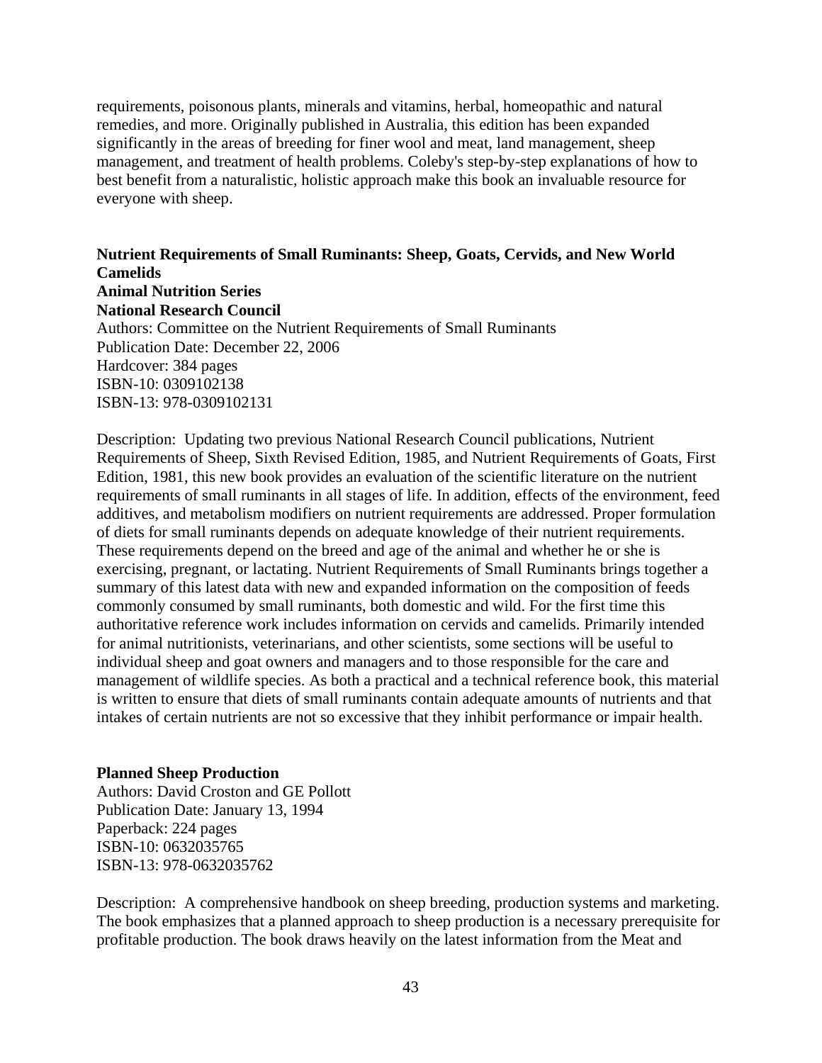requirements, poisonous plants, minerals and vitamins, herbal, homeopathic and natural remedies, and more. Originally published in Australia, this edition has been expanded significantly in the areas of breeding for finer wool and meat, land management, sheep management, and treatment of health problems. Coleby's step-by-step explanations of how to best benefit from a naturalistic, holistic approach make this book an invaluable resource for everyone with sheep.

**Nutrient Requirements of Small Ruminants: Sheep, Goats, Cervids, and New World Camelids**
**Animal Nutrition Series**
**National Research Council**
Authors: Committee on the Nutrient Requirements of Small Ruminants
Publication Date: December 22, 2006
Hardcover: 384 pages
ISBN-10: 0309102138
ISBN-13: 978-0309102131

Description: Updating two previous National Research Council publications, Nutrient Requirements of Sheep, Sixth Revised Edition, 1985, and Nutrient Requirements of Goats, First Edition, 1981, this new book provides an evaluation of the scientific literature on the nutrient requirements of small ruminants in all stages of life. In addition, effects of the environment, feed additives, and metabolism modifiers on nutrient requirements are addressed. Proper formulation of diets for small ruminants depends on adequate knowledge of their nutrient requirements. These requirements depend on the breed and age of the animal and whether he or she is exercising, pregnant, or lactating. Nutrient Requirements of Small Ruminants brings together a summary of this latest data with new and expanded information on the composition of feeds commonly consumed by small ruminants, both domestic and wild. For the first time this authoritative reference work includes information on cervids and camelids. Primarily intended for animal nutritionists, veterinarians, and other scientists, some sections will be useful to individual sheep and goat owners and managers and to those responsible for the care and management of wildlife species. As both a practical and a technical reference book, this material is written to ensure that diets of small ruminants contain adequate amounts of nutrients and that intakes of certain nutrients are not so excessive that they inhibit performance or impair health.

**Planned Sheep Production**
Authors: David Croston and GE Pollott
Publication Date: January 13, 1994
Paperback: 224 pages
ISBN-10: 0632035765
ISBN-13: 978-0632035762

Description: A comprehensive handbook on sheep breeding, production systems and marketing. The book emphasizes that a planned approach to sheep production is a necessary prerequisite for profitable production. The book draws heavily on the latest information from the Meat and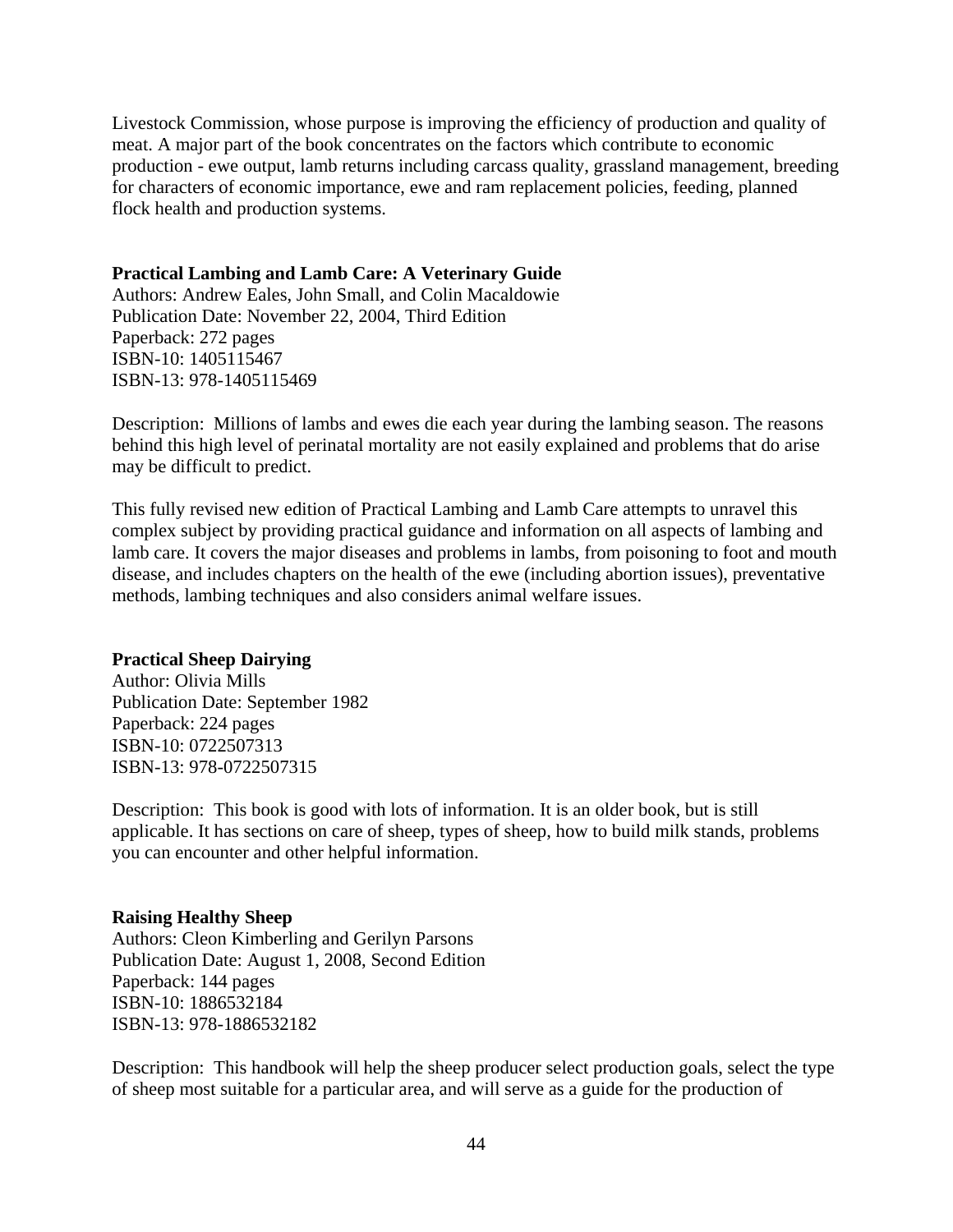Livestock Commission, whose purpose is improving the efficiency of production and quality of meat. A major part of the book concentrates on the factors which contribute to economic production - ewe output, lamb returns including carcass quality, grassland management, breeding for characters of economic importance, ewe and ram replacement policies, feeding, planned flock health and production systems.

**Practical Lambing and Lamb Care: A Veterinary Guide**
Authors: Andrew Eales, John Small, and Colin Macaldowie
Publication Date: November 22, 2004, Third Edition
Paperback: 272 pages
ISBN-10: 1405115467
ISBN-13: 978-1405115469

Description: Millions of lambs and ewes die each year during the lambing season. The reasons behind this high level of perinatal mortality are not easily explained and problems that do arise may be difficult to predict.

This fully revised new edition of Practical Lambing and Lamb Care attempts to unravel this complex subject by providing practical guidance and information on all aspects of lambing and lamb care. It covers the major diseases and problems in lambs, from poisoning to foot and mouth disease, and includes chapters on the health of the ewe (including abortion issues), preventative methods, lambing techniques and also considers animal welfare issues.

**Practical Sheep Dairying**
Author: Olivia Mills
Publication Date: September 1982
Paperback: 224 pages
ISBN-10: 0722507313
ISBN-13: 978-0722507315

Description: This book is good with lots of information. It is an older book, but is still applicable. It has sections on care of sheep, types of sheep, how to build milk stands, problems you can encounter and other helpful information.

**Raising Healthy Sheep**
Authors: Cleon Kimberling and Gerilyn Parsons
Publication Date: August 1, 2008, Second Edition
Paperback: 144 pages
ISBN-10: 1886532184
ISBN-13: 978-1886532182

Description: This handbook will help the sheep producer select production goals, select the type of sheep most suitable for a particular area, and will serve as a guide for the production of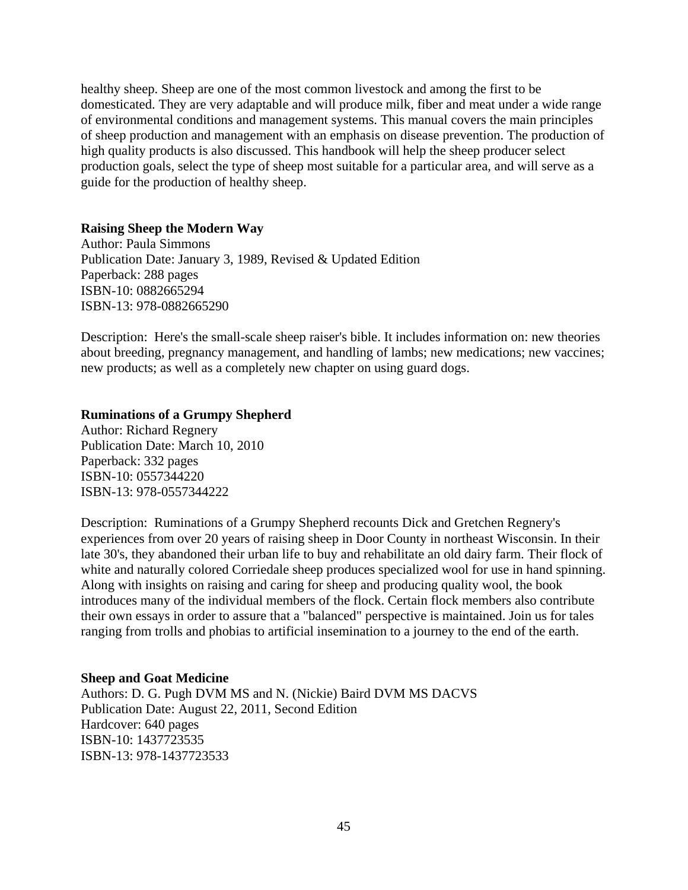healthy sheep. Sheep are one of the most common livestock and among the first to be domesticated. They are very adaptable and will produce milk, fiber and meat under a wide range of environmental conditions and management systems. This manual covers the main principles of sheep production and management with an emphasis on disease prevention. The production of high quality products is also discussed. This handbook will help the sheep producer select production goals, select the type of sheep most suitable for a particular area, and will serve as a guide for the production of healthy sheep.

**Raising Sheep the Modern Way**
Author: Paula Simmons
Publication Date: January 3, 1989, Revised & Updated Edition
Paperback: 288 pages
ISBN-10: 0882665294
ISBN-13: 978-0882665290

Description: Here's the small-scale sheep raiser's bible. It includes information on: new theories about breeding, pregnancy management, and handling of lambs; new medications; new vaccines; new products; as well as a completely new chapter on using guard dogs.

**Ruminations of a Grumpy Shepherd**
Author: Richard Regnery
Publication Date: March 10, 2010
Paperback: 332 pages
ISBN-10: 0557344220
ISBN-13: 978-0557344222

Description: Ruminations of a Grumpy Shepherd recounts Dick and Gretchen Regnery's experiences from over 20 years of raising sheep in Door County in northeast Wisconsin. In their late 30's, they abandoned their urban life to buy and rehabilitate an old dairy farm. Their flock of white and naturally colored Corriedale sheep produces specialized wool for use in hand spinning. Along with insights on raising and caring for sheep and producing quality wool, the book introduces many of the individual members of the flock. Certain flock members also contribute their own essays in order to assure that a "balanced" perspective is maintained. Join us for tales ranging from trolls and phobias to artificial insemination to a journey to the end of the earth.

**Sheep and Goat Medicine**
Authors: D. G. Pugh DVM MS and N. (Nickie) Baird DVM MS DACVS
Publication Date: August 22, 2011, Second Edition
Hardcover: 640 pages
ISBN-10: 1437723535
ISBN-13: 978-1437723533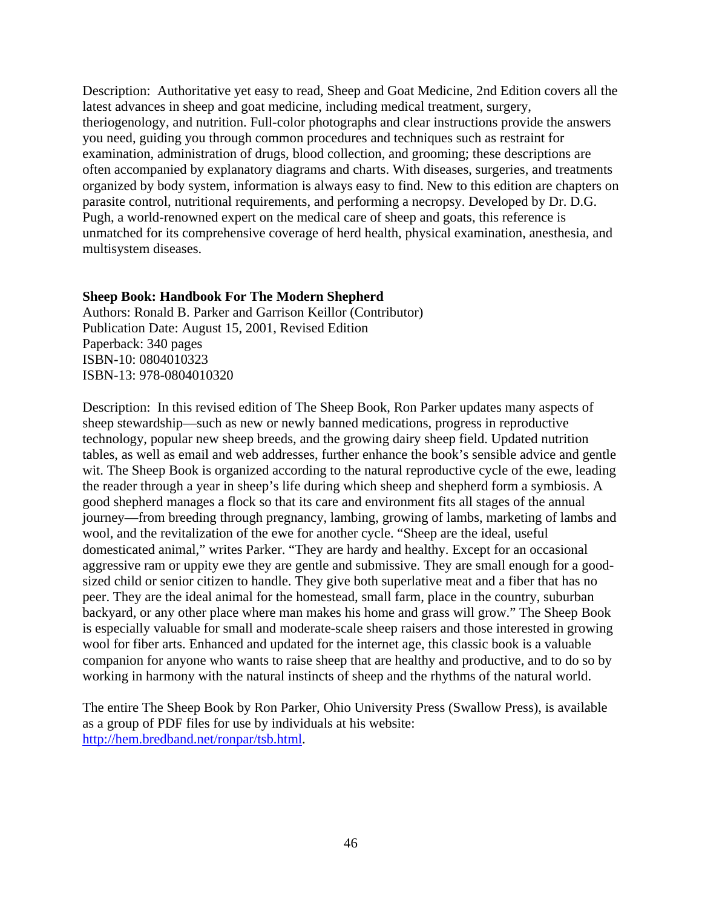Description: Authoritative yet easy to read, Sheep and Goat Medicine, 2nd Edition covers all the latest advances in sheep and goat medicine, including medical treatment, surgery, theriogenology, and nutrition. Full-color photographs and clear instructions provide the answers you need, guiding you through common procedures and techniques such as restraint for examination, administration of drugs, blood collection, and grooming; these descriptions are often accompanied by explanatory diagrams and charts. With diseases, surgeries, and treatments organized by body system, information is always easy to find. New to this edition are chapters on parasite control, nutritional requirements, and performing a necropsy. Developed by Dr. D.G. Pugh, a world-renowned expert on the medical care of sheep and goats, this reference is unmatched for its comprehensive coverage of herd health, physical examination, anesthesia, and multisystem diseases.

**Sheep Book: Handbook For The Modern Shepherd**
Authors: Ronald B. Parker and Garrison Keillor (Contributor)
Publication Date: August 15, 2001, Revised Edition
Paperback: 340 pages
ISBN-10: 0804010323
ISBN-13: 978-0804010320

Description: In this revised edition of The Sheep Book, Ron Parker updates many aspects of sheep stewardship—such as new or newly banned medications, progress in reproductive technology, popular new sheep breeds, and the growing dairy sheep field. Updated nutrition tables, as well as email and web addresses, further enhance the book's sensible advice and gentle wit. The Sheep Book is organized according to the natural reproductive cycle of the ewe, leading the reader through a year in sheep's life during which sheep and shepherd form a symbiosis. A good shepherd manages a flock so that its care and environment fits all stages of the annual journey—from breeding through pregnancy, lambing, growing of lambs, marketing of lambs and wool, and the revitalization of the ewe for another cycle. "Sheep are the ideal, useful domesticated animal," writes Parker. "They are hardy and healthy. Except for an occasional aggressive ram or uppity ewe they are gentle and submissive. They are small enough for a good-sized child or senior citizen to handle. They give both superlative meat and a fiber that has no peer. They are the ideal animal for the homestead, small farm, place in the country, suburban backyard, or any other place where man makes his home and grass will grow." The Sheep Book is especially valuable for small and moderate-scale sheep raisers and those interested in growing wool for fiber arts. Enhanced and updated for the internet age, this classic book is a valuable companion for anyone who wants to raise sheep that are healthy and productive, and to do so by working in harmony with the natural instincts of sheep and the rhythms of the natural world.

The entire The Sheep Book by Ron Parker, Ohio University Press (Swallow Press), is available as a group of PDF files for use by individuals at his website: http://hem.bredband.net/ronpar/tsb.html.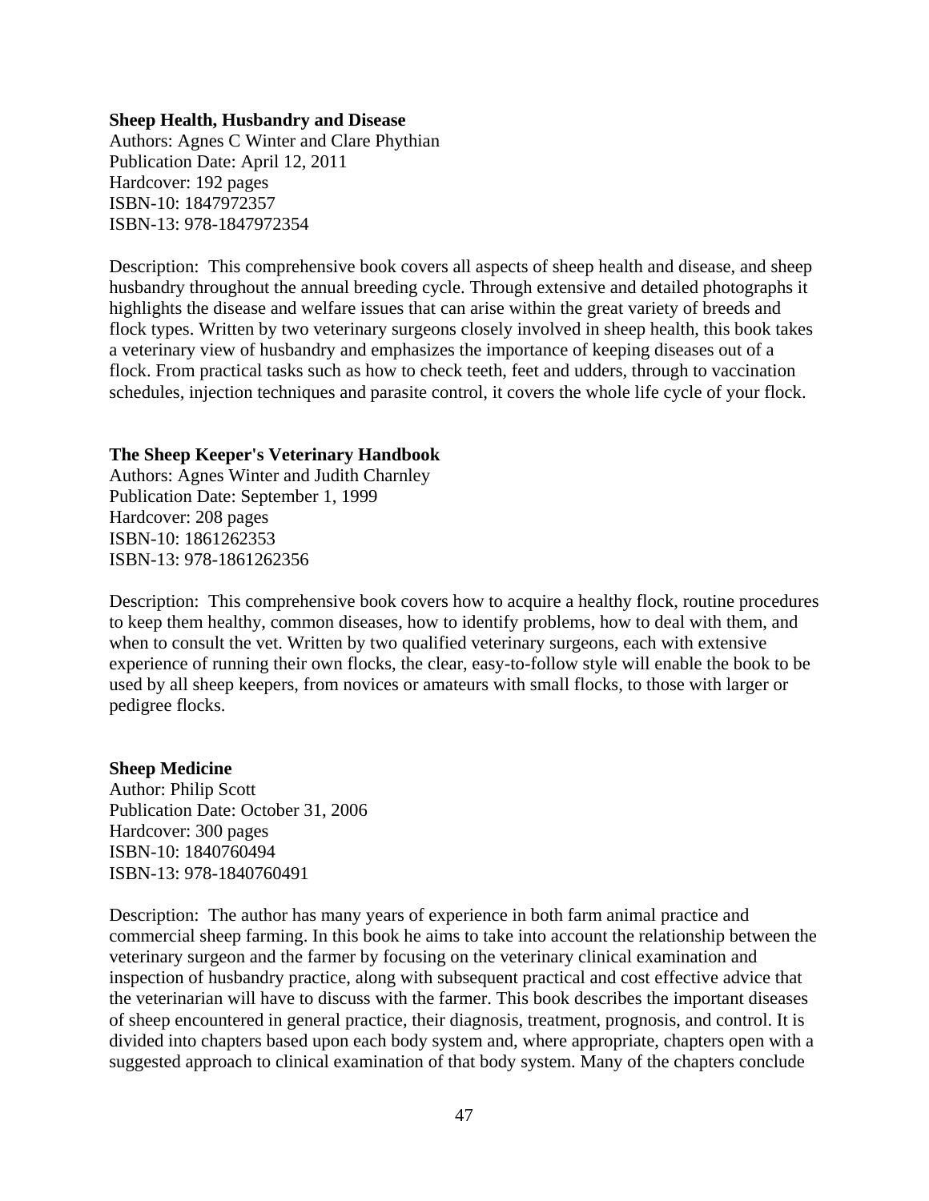**Sheep Health, Husbandry and Disease**
Authors: Agnes C Winter and Clare Phythian
Publication Date: April 12, 2011
Hardcover: 192 pages
ISBN-10: 1847972357
ISBN-13: 978-1847972354

Description: This comprehensive book covers all aspects of sheep health and disease, and sheep husbandry throughout the annual breeding cycle. Through extensive and detailed photographs it highlights the disease and welfare issues that can arise within the great variety of breeds and flock types. Written by two veterinary surgeons closely involved in sheep health, this book takes a veterinary view of husbandry and emphasizes the importance of keeping diseases out of a flock. From practical tasks such as how to check teeth, feet and udders, through to vaccination schedules, injection techniques and parasite control, it covers the whole life cycle of your flock.

**The Sheep Keeper's Veterinary Handbook**
Authors: Agnes Winter and Judith Charnley
Publication Date: September 1, 1999
Hardcover: 208 pages
ISBN-10: 1861262353
ISBN-13: 978-1861262356

Description: This comprehensive book covers how to acquire a healthy flock, routine procedures to keep them healthy, common diseases, how to identify problems, how to deal with them, and when to consult the vet. Written by two qualified veterinary surgeons, each with extensive experience of running their own flocks, the clear, easy-to-follow style will enable the book to be used by all sheep keepers, from novices or amateurs with small flocks, to those with larger or pedigree flocks.

**Sheep Medicine**
Author: Philip Scott
Publication Date: October 31, 2006
Hardcover: 300 pages
ISBN-10: 1840760494
ISBN-13: 978-1840760491

Description: The author has many years of experience in both farm animal practice and commercial sheep farming. In this book he aims to take into account the relationship between the veterinary surgeon and the farmer by focusing on the veterinary clinical examination and inspection of husbandry practice, along with subsequent practical and cost effective advice that the veterinarian will have to discuss with the farmer. This book describes the important diseases of sheep encountered in general practice, their diagnosis, treatment, prognosis, and control. It is divided into chapters based upon each body system and, where appropriate, chapters open with a suggested approach to clinical examination of that body system. Many of the chapters conclude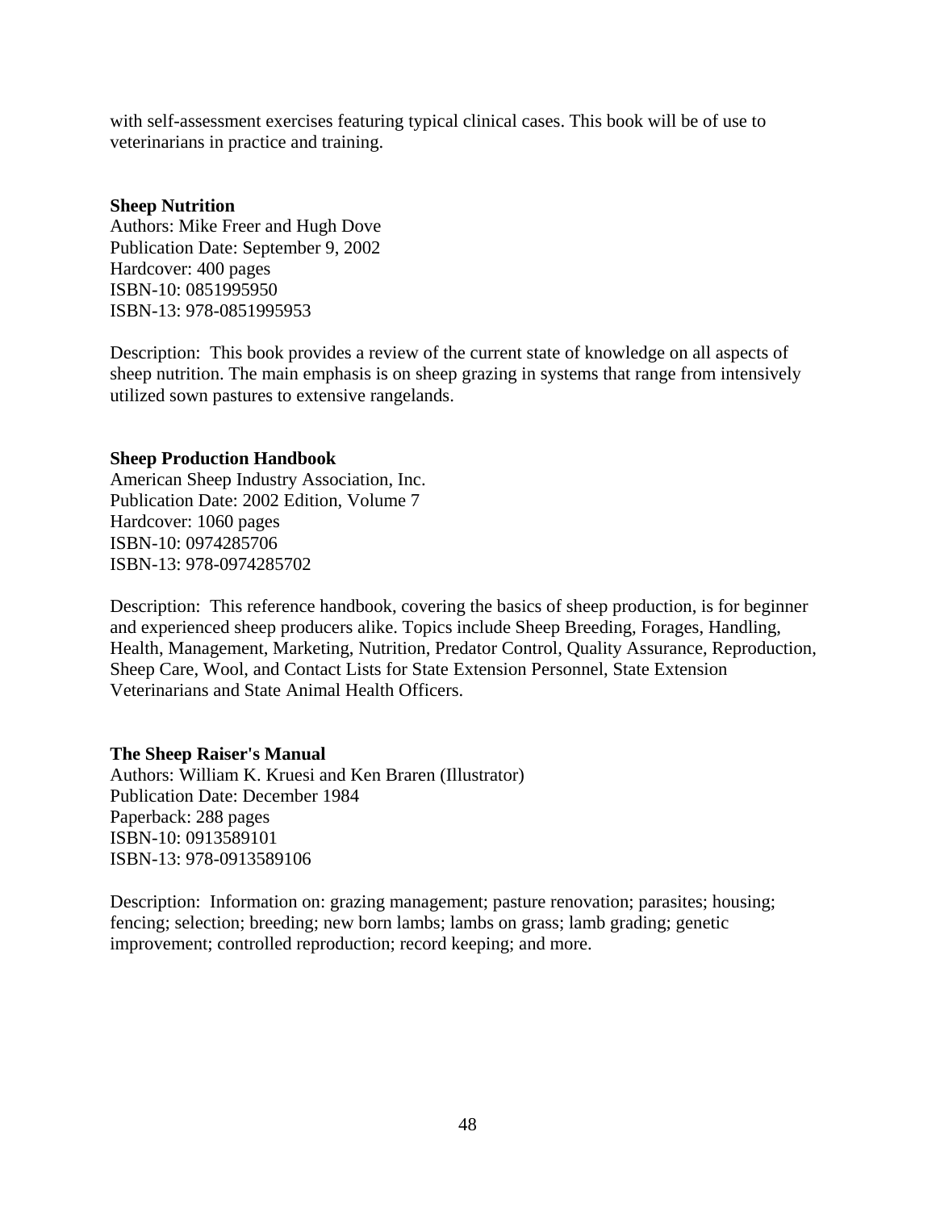with self-assessment exercises featuring typical clinical cases. This book will be of use to veterinarians in practice and training.

**Sheep Nutrition**
Authors: Mike Freer and Hugh Dove
Publication Date: September 9, 2002
Hardcover: 400 pages
ISBN-10: 0851995950
ISBN-13: 978-0851995953

Description: This book provides a review of the current state of knowledge on all aspects of sheep nutrition. The main emphasis is on sheep grazing in systems that range from intensively utilized sown pastures to extensive rangelands.

**Sheep Production Handbook**
American Sheep Industry Association, Inc.
Publication Date: 2002 Edition, Volume 7
Hardcover: 1060 pages
ISBN-10: 0974285706
ISBN-13: 978-0974285702

Description: This reference handbook, covering the basics of sheep production, is for beginner and experienced sheep producers alike. Topics include Sheep Breeding, Forages, Handling, Health, Management, Marketing, Nutrition, Predator Control, Quality Assurance, Reproduction, Sheep Care, Wool, and Contact Lists for State Extension Personnel, State Extension Veterinarians and State Animal Health Officers.

**The Sheep Raiser's Manual**
Authors: William K. Kruesi and Ken Braren (Illustrator)
Publication Date: December 1984
Paperback: 288 pages
ISBN-10: 0913589101
ISBN-13: 978-0913589106

Description: Information on: grazing management; pasture renovation; parasites; housing; fencing; selection; breeding; new born lambs; lambs on grass; lamb grading; genetic improvement; controlled reproduction; record keeping; and more.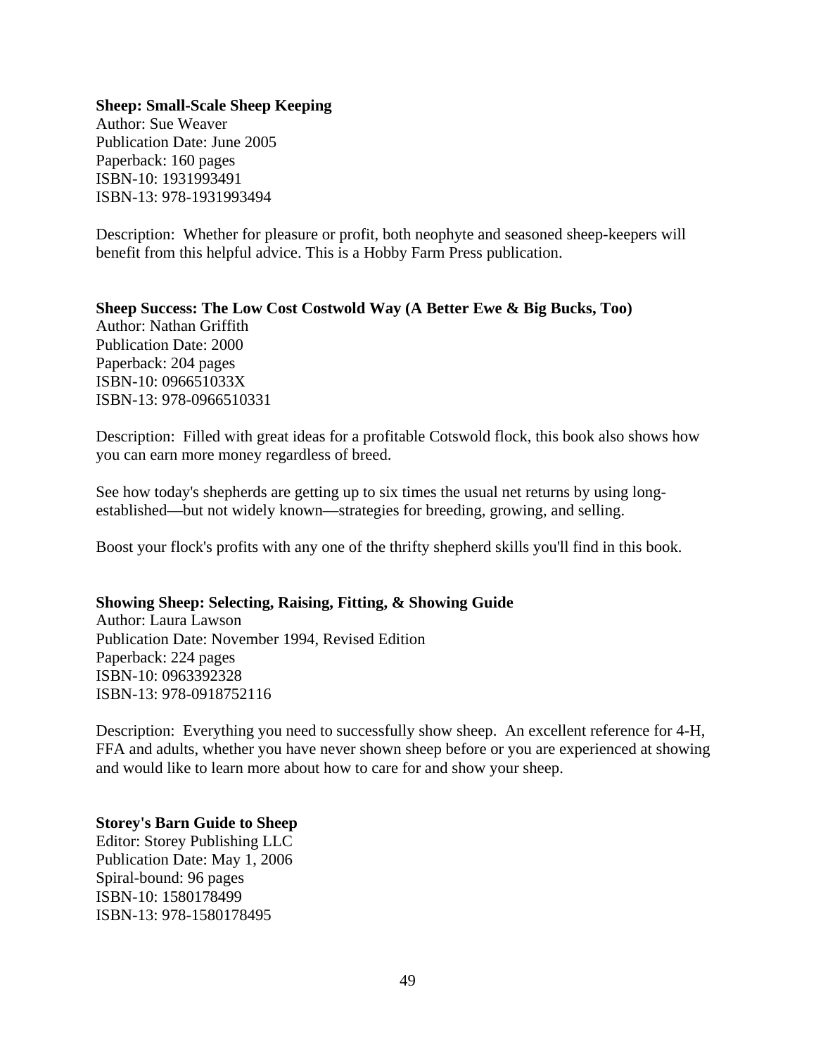**Sheep: Small-Scale Sheep Keeping**
Author: Sue Weaver
Publication Date: June 2005
Paperback: 160 pages
ISBN-10: 1931993491
ISBN-13: 978-1931993494

Description: Whether for pleasure or profit, both neophyte and seasoned sheep-keepers will benefit from this helpful advice. This is a Hobby Farm Press publication.

**Sheep Success: The Low Cost Costwold Way (A Better Ewe & Big Bucks, Too)**
Author: Nathan Griffith
Publication Date: 2000
Paperback: 204 pages
ISBN-10: 096651033X
ISBN-13: 978-0966510331

Description: Filled with great ideas for a profitable Cotswold flock, this book also shows how you can earn more money regardless of breed.

See how today's shepherds are getting up to six times the usual net returns by using long-established—but not widely known—strategies for breeding, growing, and selling.

Boost your flock's profits with any one of the thrifty shepherd skills you'll find in this book.

**Showing Sheep: Selecting, Raising, Fitting, & Showing Guide**
Author: Laura Lawson
Publication Date: November 1994, Revised Edition
Paperback: 224 pages
ISBN-10: 0963392328
ISBN-13: 978-0918752116

Description: Everything you need to successfully show sheep. An excellent reference for 4-H, FFA and adults, whether you have never shown sheep before or you are experienced at showing and would like to learn more about how to care for and show your sheep.

**Storey's Barn Guide to Sheep**
Editor: Storey Publishing LLC
Publication Date: May 1, 2006
Spiral-bound: 96 pages
ISBN-10: 1580178499
ISBN-13: 978-1580178495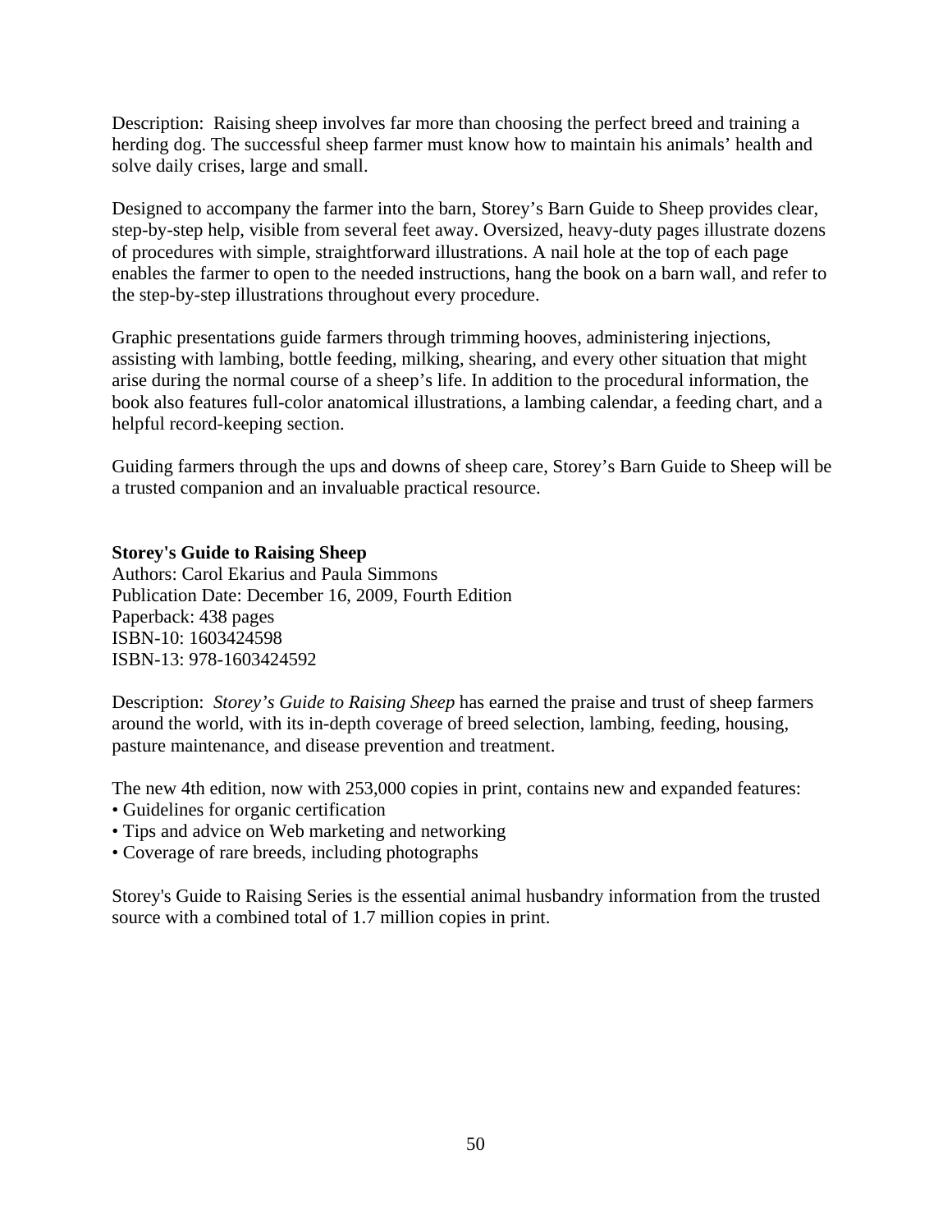Description: Raising sheep involves far more than choosing the perfect breed and training a herding dog. The successful sheep farmer must know how to maintain his animals' health and solve daily crises, large and small.

Designed to accompany the farmer into the barn, Storey's Barn Guide to Sheep provides clear, step-by-step help, visible from several feet away. Oversized, heavy-duty pages illustrate dozens of procedures with simple, straightforward illustrations. A nail hole at the top of each page enables the farmer to open to the needed instructions, hang the book on a barn wall, and refer to the step-by-step illustrations throughout every procedure.

Graphic presentations guide farmers through trimming hooves, administering injections, assisting with lambing, bottle feeding, milking, shearing, and every other situation that might arise during the normal course of a sheep's life. In addition to the procedural information, the book also features full-color anatomical illustrations, a lambing calendar, a feeding chart, and a helpful record-keeping section.

Guiding farmers through the ups and downs of sheep care, Storey's Barn Guide to Sheep will be a trusted companion and an invaluable practical resource.

**Storey's Guide to Raising Sheep**
Authors: Carol Ekarius and Paula Simmons
Publication Date: December 16, 2009, Fourth Edition
Paperback: 438 pages
ISBN-10: 1603424598
ISBN-13: 978-1603424592

Description: *Storey's Guide to Raising Sheep* has earned the praise and trust of sheep farmers around the world, with its in-depth coverage of breed selection, lambing, feeding, housing, pasture maintenance, and disease prevention and treatment.

The new 4th edition, now with 253,000 copies in print, contains new and expanded features:
- Guidelines for organic certification
- Tips and advice on Web marketing and networking
- Coverage of rare breeds, including photographs

Storey's Guide to Raising Series is the essential animal husbandry information from the trusted source with a combined total of 1.7 million copies in print.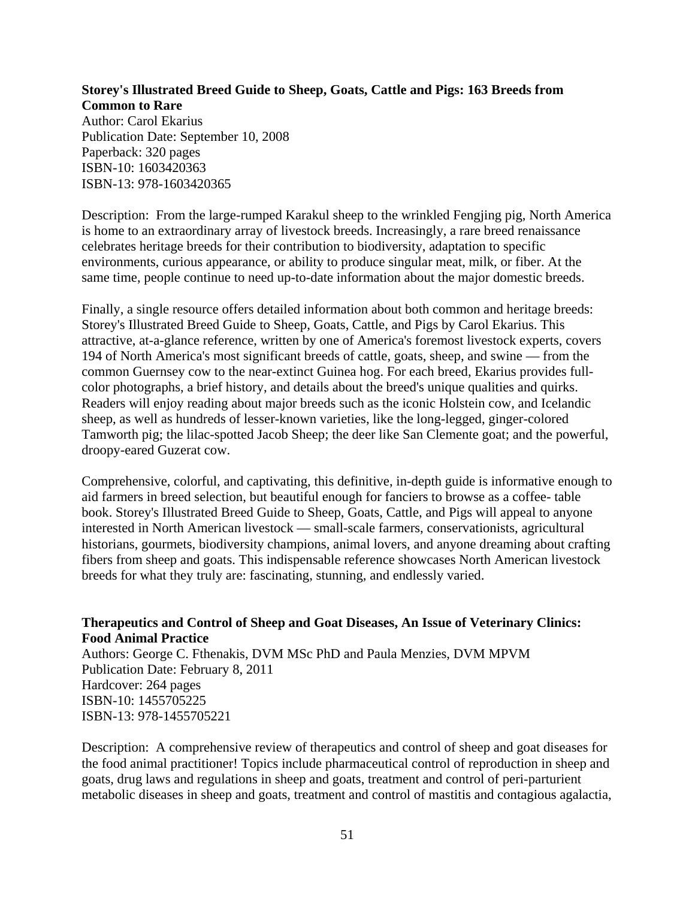**Storey's Illustrated Breed Guide to Sheep, Goats, Cattle and Pigs: 163 Breeds from Common to Rare**
Author: Carol Ekarius
Publication Date: September 10, 2008
Paperback: 320 pages
ISBN-10: 1603420363
ISBN-13: 978-1603420365

Description: From the large-rumped Karakul sheep to the wrinkled Fengjing pig, North America is home to an extraordinary array of livestock breeds. Increasingly, a rare breed renaissance celebrates heritage breeds for their contribution to biodiversity, adaptation to specific environments, curious appearance, or ability to produce singular meat, milk, or fiber. At the same time, people continue to need up-to-date information about the major domestic breeds.

Finally, a single resource offers detailed information about both common and heritage breeds: Storey's Illustrated Breed Guide to Sheep, Goats, Cattle, and Pigs by Carol Ekarius. This attractive, at-a-glance reference, written by one of America's foremost livestock experts, covers 194 of North America's most significant breeds of cattle, goats, sheep, and swine — from the common Guernsey cow to the near-extinct Guinea hog. For each breed, Ekarius provides full-color photographs, a brief history, and details about the breed's unique qualities and quirks. Readers will enjoy reading about major breeds such as the iconic Holstein cow, and Icelandic sheep, as well as hundreds of lesser-known varieties, like the long-legged, ginger-colored Tamworth pig; the lilac-spotted Jacob Sheep; the deer like San Clemente goat; and the powerful, droopy-eared Guzerat cow.

Comprehensive, colorful, and captivating, this definitive, in-depth guide is informative enough to aid farmers in breed selection, but beautiful enough for fanciers to browse as a coffee- table book. Storey's Illustrated Breed Guide to Sheep, Goats, Cattle, and Pigs will appeal to anyone interested in North American livestock — small-scale farmers, conservationists, agricultural historians, gourmets, biodiversity champions, animal lovers, and anyone dreaming about crafting fibers from sheep and goats. This indispensable reference showcases North American livestock breeds for what they truly are: fascinating, stunning, and endlessly varied.

**Therapeutics and Control of Sheep and Goat Diseases, An Issue of Veterinary Clinics: Food Animal Practice**
Authors: George C. Fthenakis, DVM MSc PhD and Paula Menzies, DVM MPVM
Publication Date: February 8, 2011
Hardcover: 264 pages
ISBN-10: 1455705225
ISBN-13: 978-1455705221

Description: A comprehensive review of therapeutics and control of sheep and goat diseases for the food animal practitioner! Topics include pharmaceutical control of reproduction in sheep and goats, drug laws and regulations in sheep and goats, treatment and control of peri-parturient metabolic diseases in sheep and goats, treatment and control of mastitis and contagious agalactia,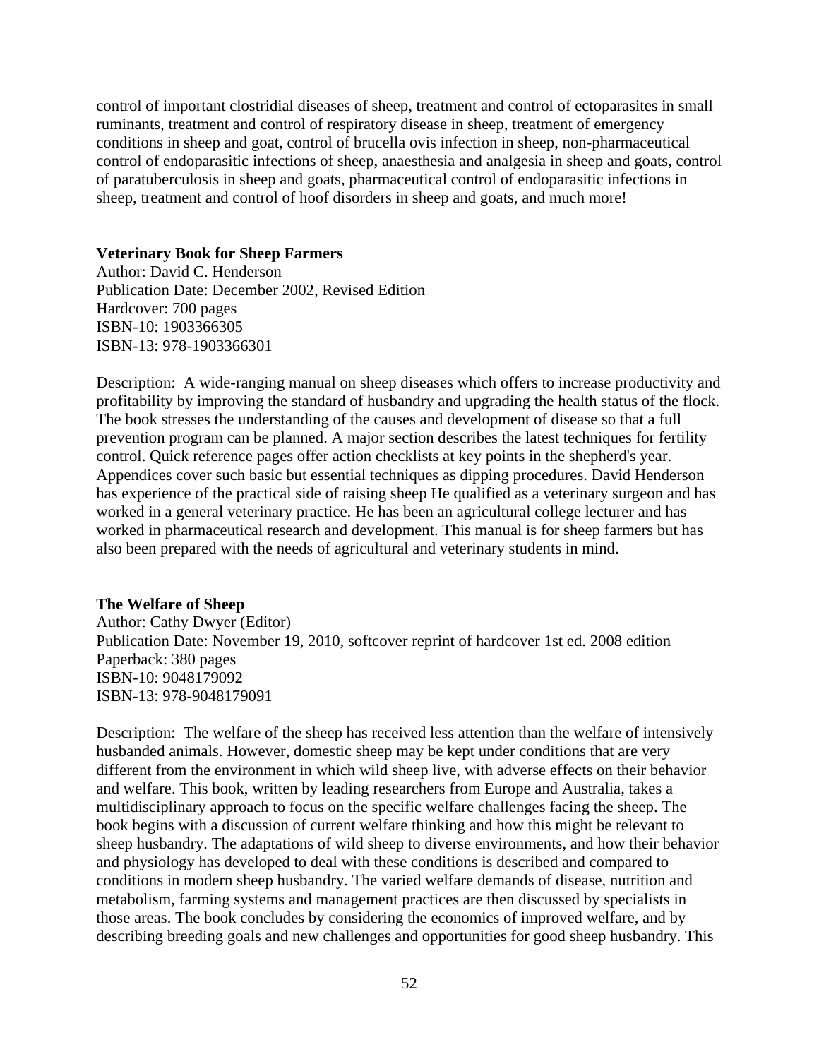control of important clostridial diseases of sheep, treatment and control of ectoparasites in small ruminants, treatment and control of respiratory disease in sheep, treatment of emergency conditions in sheep and goat, control of brucella ovis infection in sheep, non-pharmaceutical control of endoparasitic infections of sheep, anaesthesia and analgesia in sheep and goats, control of paratuberculosis in sheep and goats, pharmaceutical control of endoparasitic infections in sheep, treatment and control of hoof disorders in sheep and goats, and much more!

**Veterinary Book for Sheep Farmers**
Author: David C. Henderson
Publication Date: December 2002, Revised Edition
Hardcover: 700 pages
ISBN-10: 1903366305
ISBN-13: 978-1903366301

Description: A wide-ranging manual on sheep diseases which offers to increase productivity and profitability by improving the standard of husbandry and upgrading the health status of the flock. The book stresses the understanding of the causes and development of disease so that a full prevention program can be planned. A major section describes the latest techniques for fertility control. Quick reference pages offer action checklists at key points in the shepherd's year. Appendices cover such basic but essential techniques as dipping procedures. David Henderson has experience of the practical side of raising sheep He qualified as a veterinary surgeon and has worked in a general veterinary practice. He has been an agricultural college lecturer and has worked in pharmaceutical research and development. This manual is for sheep farmers but has also been prepared with the needs of agricultural and veterinary students in mind.

**The Welfare of Sheep**
Author: Cathy Dwyer (Editor)
Publication Date: November 19, 2010, softcover reprint of hardcover 1st ed. 2008 edition
Paperback: 380 pages
ISBN-10: 9048179092
ISBN-13: 978-9048179091

Description: The welfare of the sheep has received less attention than the welfare of intensively husbanded animals. However, domestic sheep may be kept under conditions that are very different from the environment in which wild sheep live, with adverse effects on their behavior and welfare. This book, written by leading researchers from Europe and Australia, takes a multidisciplinary approach to focus on the specific welfare challenges facing the sheep. The book begins with a discussion of current welfare thinking and how this might be relevant to sheep husbandry. The adaptations of wild sheep to diverse environments, and how their behavior and physiology has developed to deal with these conditions is described and compared to conditions in modern sheep husbandry. The varied welfare demands of disease, nutrition and metabolism, farming systems and management practices are then discussed by specialists in those areas. The book concludes by considering the economics of improved welfare, and by describing breeding goals and new challenges and opportunities for good sheep husbandry. This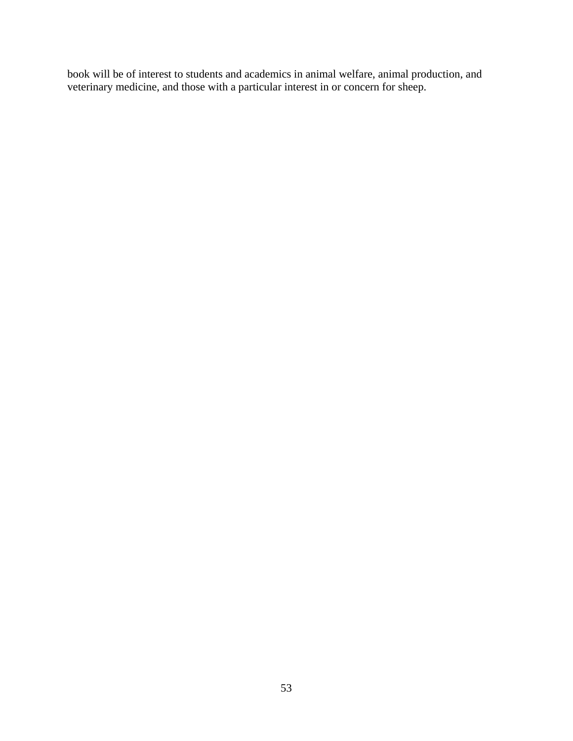book will be of interest to students and academics in animal welfare, animal production, and veterinary medicine, and those with a particular interest in or concern for sheep.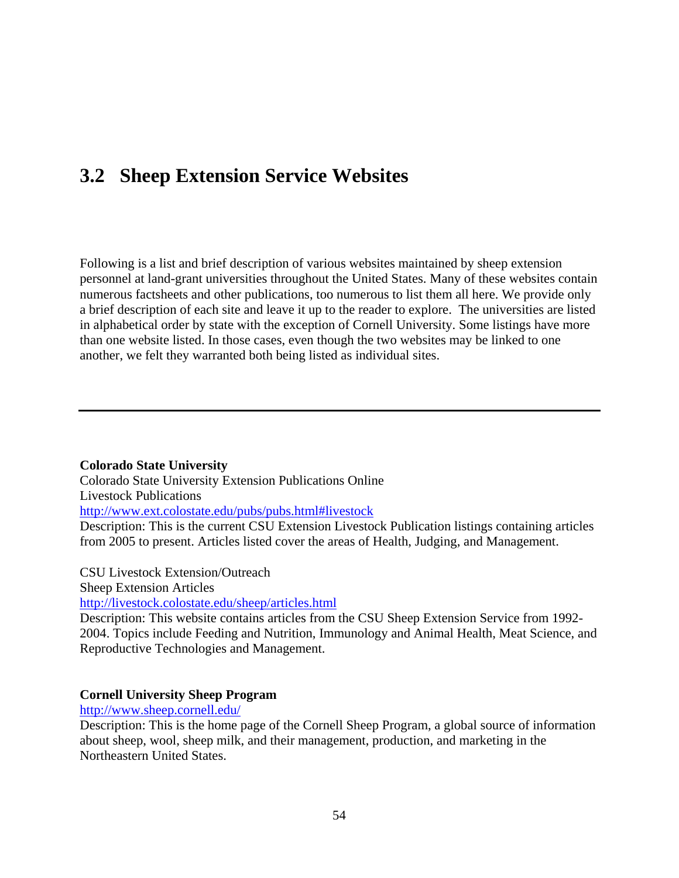## 3.2 Sheep Extension Service Websites

Following is a list and brief description of various websites maintained by sheep extension personnel at land-grant universities throughout the United States. Many of these websites contain numerous factsheets and other publications, too numerous to list them all here. We provide only a brief description of each site and leave it up to the reader to explore. The universities are listed in alphabetical order by state with the exception of Cornell University. Some listings have more than one website listed. In those cases, even though the two websites may be linked to one another, we felt they warranted both being listed as individual sites.

---

**Colorado State University**
Colorado State University Extension Publications Online
Livestock Publications
http://www.ext.colostate.edu/pubs/pubs.html#livestock
Description: This is the current CSU Extension Livestock Publication listings containing articles from 2005 to present. Articles listed cover the areas of Health, Judging, and Management.

CSU Livestock Extension/Outreach
Sheep Extension Articles
http://livestock.colostate.edu/sheep/articles.html
Description: This website contains articles from the CSU Sheep Extension Service from 1992-2004. Topics include Feeding and Nutrition, Immunology and Animal Health, Meat Science, and Reproductive Technologies and Management.

**Cornell University Sheep Program**
http://www.sheep.cornell.edu/
Description: This is the home page of the Cornell Sheep Program, a global source of information about sheep, wool, sheep milk, and their management, production, and marketing in the Northeastern United States.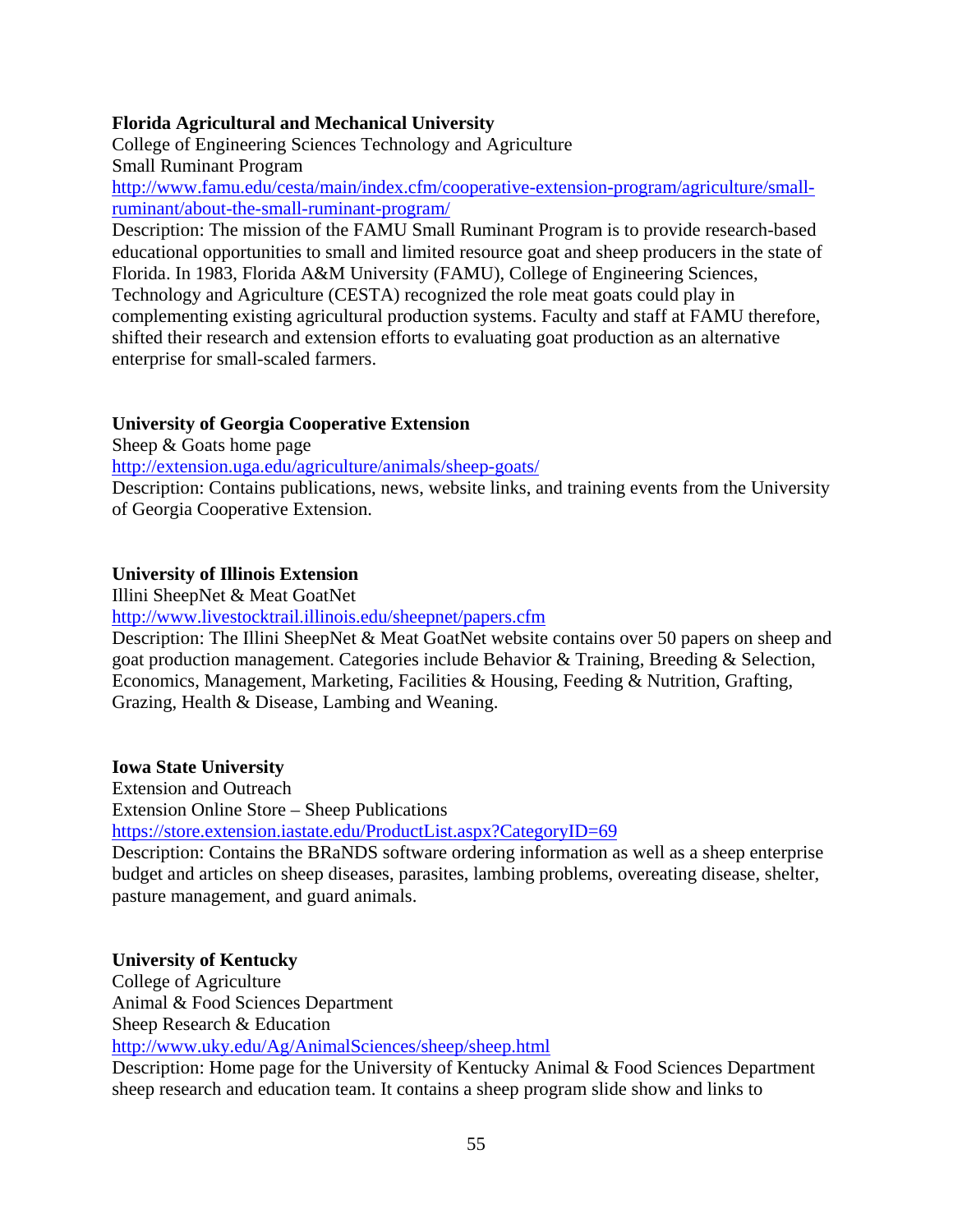**Florida Agricultural and Mechanical University**
College of Engineering Sciences Technology and Agriculture
Small Ruminant Program
http://www.famu.edu/cesta/main/index.cfm/cooperative-extension-program/agriculture/small-ruminant/about-the-small-ruminant-program/
Description: The mission of the FAMU Small Ruminant Program is to provide research-based educational opportunities to small and limited resource goat and sheep producers in the state of Florida. In 1983, Florida A&M University (FAMU), College of Engineering Sciences, Technology and Agriculture (CESTA) recognized the role meat goats could play in complementing existing agricultural production systems. Faculty and staff at FAMU therefore, shifted their research and extension efforts to evaluating goat production as an alternative enterprise for small-scaled farmers.

**University of Georgia Cooperative Extension**
Sheep & Goats home page
http://extension.uga.edu/agriculture/animals/sheep-goats/
Description: Contains publications, news, website links, and training events from the University of Georgia Cooperative Extension.

**University of Illinois Extension**
Illini SheepNet & Meat GoatNet
http://www.livestocktrail.illinois.edu/sheepnet/papers.cfm
Description: The Illini SheepNet & Meat GoatNet website contains over 50 papers on sheep and goat production management. Categories include Behavior & Training, Breeding & Selection, Economics, Management, Marketing, Facilities & Housing, Feeding & Nutrition, Grafting, Grazing, Health & Disease, Lambing and Weaning.

**Iowa State University**
Extension and Outreach
Extension Online Store – Sheep Publications
https://store.extension.iastate.edu/ProductList.aspx?CategoryID=69
Description: Contains the BRaNDS software ordering information as well as a sheep enterprise budget and articles on sheep diseases, parasites, lambing problems, overeating disease, shelter, pasture management, and guard animals.

**University of Kentucky**
College of Agriculture
Animal & Food Sciences Department
Sheep Research & Education
http://www.uky.edu/Ag/AnimalSciences/sheep/sheep.html
Description: Home page for the University of Kentucky Animal & Food Sciences Department sheep research and education team. It contains a sheep program slide show and links to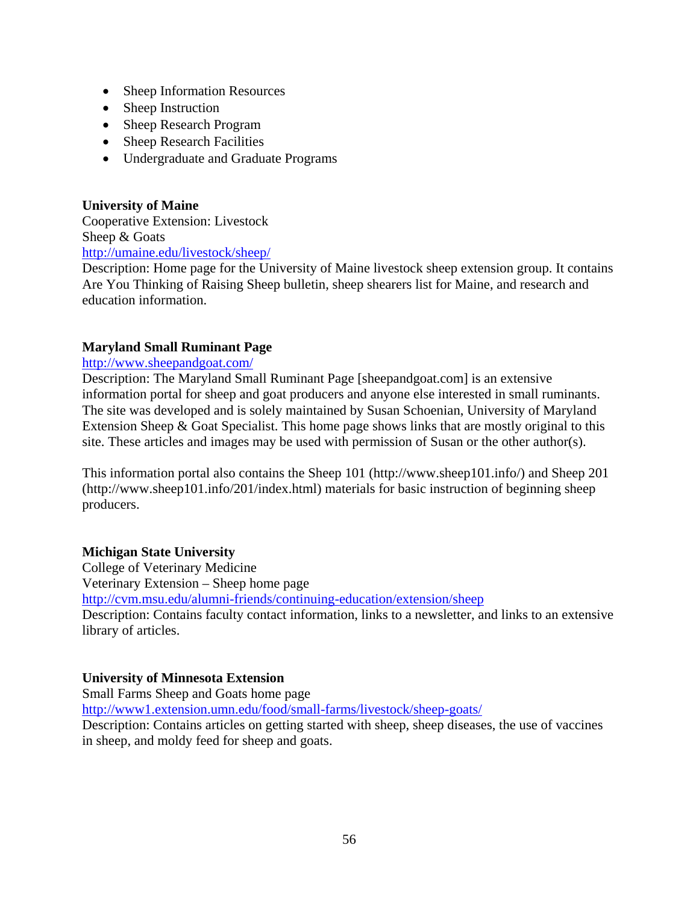- Sheep Information Resources
- Sheep Instruction
- Sheep Research Program
- Sheep Research Facilities
- Undergraduate and Graduate Programs

**University of Maine**
Cooperative Extension: Livestock
Sheep & Goats
http://umaine.edu/livestock/sheep/
Description: Home page for the University of Maine livestock sheep extension group. It contains Are You Thinking of Raising Sheep bulletin, sheep shearers list for Maine, and research and education information.

**Maryland Small Ruminant Page**
http://www.sheepandgoat.com/
Description: The Maryland Small Ruminant Page [sheepandgoat.com] is an extensive information portal for sheep and goat producers and anyone else interested in small ruminants. The site was developed and is solely maintained by Susan Schoenian, University of Maryland Extension Sheep & Goat Specialist. This home page shows links that are mostly original to this site. These articles and images may be used with permission of Susan or the other author(s).

This information portal also contains the Sheep 101 (http://www.sheep101.info/) and Sheep 201 (http://www.sheep101.info/201/index.html) materials for basic instruction of beginning sheep producers.

**Michigan State University**
College of Veterinary Medicine
Veterinary Extension – Sheep home page
http://cvm.msu.edu/alumni-friends/continuing-education/extension/sheep
Description: Contains faculty contact information, links to a newsletter, and links to an extensive library of articles.

**University of Minnesota Extension**
Small Farms Sheep and Goats home page
http://www1.extension.umn.edu/food/small-farms/livestock/sheep-goats/
Description: Contains articles on getting started with sheep, sheep diseases, the use of vaccines in sheep, and moldy feed for sheep and goats.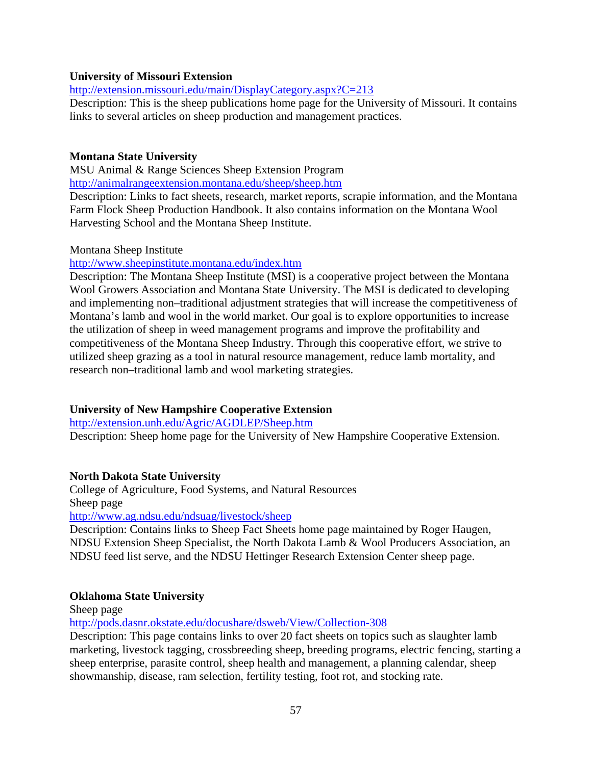**University of Missouri Extension**

http://extension.missouri.edu/main/DisplayCategory.aspx?C=213

Description: This is the sheep publications home page for the University of Missouri. It contains links to several articles on sheep production and management practices.

**Montana State University**

MSU Animal & Range Sciences Sheep Extension Program

http://animalrangeextension.montana.edu/sheep/sheep.htm

Description: Links to fact sheets, research, market reports, scrapie information, and the Montana Farm Flock Sheep Production Handbook. It also contains information on the Montana Wool Harvesting School and the Montana Sheep Institute.

Montana Sheep Institute

http://www.sheepinstitute.montana.edu/index.htm

Description: The Montana Sheep Institute (MSI) is a cooperative project between the Montana Wool Growers Association and Montana State University. The MSI is dedicated to developing and implementing non–traditional adjustment strategies that will increase the competitiveness of Montana's lamb and wool in the world market. Our goal is to explore opportunities to increase the utilization of sheep in weed management programs and improve the profitability and competitiveness of the Montana Sheep Industry. Through this cooperative effort, we strive to utilized sheep grazing as a tool in natural resource management, reduce lamb mortality, and research non–traditional lamb and wool marketing strategies.

**University of New Hampshire Cooperative Extension**

http://extension.unh.edu/Agric/AGDLEP/Sheep.htm

Description: Sheep home page for the University of New Hampshire Cooperative Extension.

**North Dakota State University**

College of Agriculture, Food Systems, and Natural Resources

Sheep page

http://www.ag.ndsu.edu/ndsuag/livestock/sheep

Description: Contains links to Sheep Fact Sheets home page maintained by Roger Haugen, NDSU Extension Sheep Specialist, the North Dakota Lamb & Wool Producers Association, an NDSU feed list serve, and the NDSU Hettinger Research Extension Center sheep page.

**Oklahoma State University**

Sheep page

http://pods.dasnr.okstate.edu/docushare/dsweb/View/Collection-308

Description: This page contains links to over 20 fact sheets on topics such as slaughter lamb marketing, livestock tagging, crossbreeding sheep, breeding programs, electric fencing, starting a sheep enterprise, parasite control, sheep health and management, a planning calendar, sheep showmanship, disease, ram selection, fertility testing, foot rot, and stocking rate.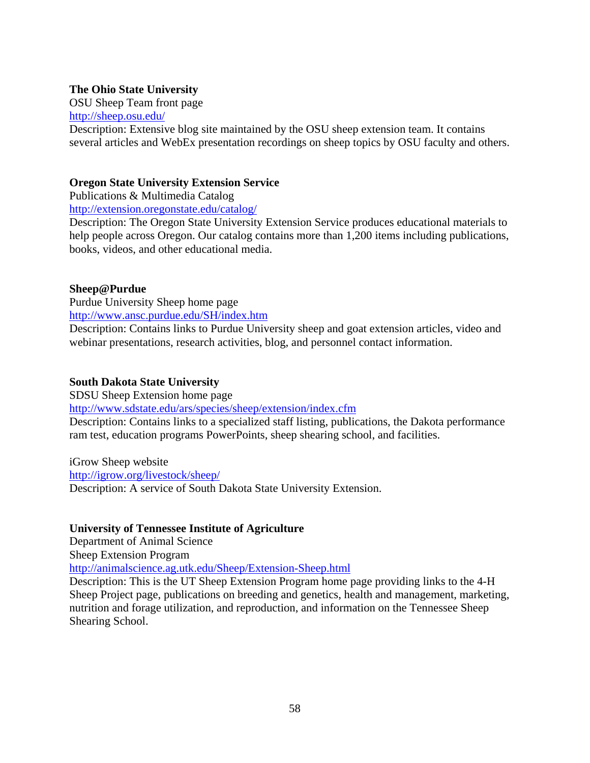**The Ohio State University**

OSU Sheep Team front page

http://sheep.osu.edu/

Description: Extensive blog site maintained by the OSU sheep extension team. It contains several articles and WebEx presentation recordings on sheep topics by OSU faculty and others.

**Oregon State University Extension Service**

Publications & Multimedia Catalog

http://extension.oregonstate.edu/catalog/

Description: The Oregon State University Extension Service produces educational materials to help people across Oregon. Our catalog contains more than 1,200 items including publications, books, videos, and other educational media.

**Sheep@Purdue**

Purdue University Sheep home page

http://www.ansc.purdue.edu/SH/index.htm

Description: Contains links to Purdue University sheep and goat extension articles, video and webinar presentations, research activities, blog, and personnel contact information.

**South Dakota State University**

SDSU Sheep Extension home page

http://www.sdstate.edu/ars/species/sheep/extension/index.cfm

Description: Contains links to a specialized staff listing, publications, the Dakota performance ram test, education programs PowerPoints, sheep shearing school, and facilities.

iGrow Sheep website

http://igrow.org/livestock/sheep/

Description: A service of South Dakota State University Extension.

**University of Tennessee Institute of Agriculture**

Department of Animal Science

Sheep Extension Program

http://animalscience.ag.utk.edu/Sheep/Extension-Sheep.html

Description: This is the UT Sheep Extension Program home page providing links to the 4-H Sheep Project page, publications on breeding and genetics, health and management, marketing, nutrition and forage utilization, and reproduction, and information on the Tennessee Sheep Shearing School.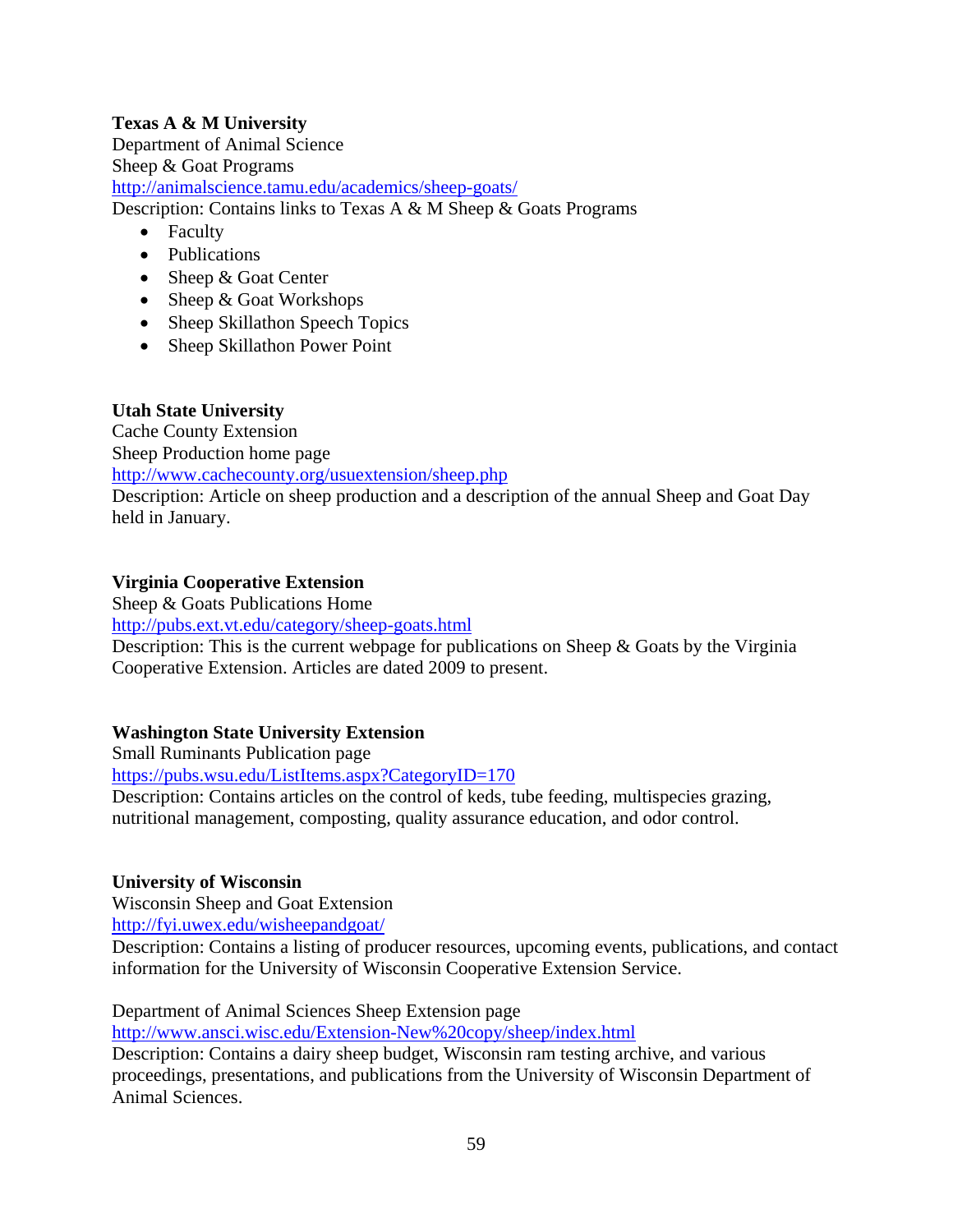**Texas A & M University**
Department of Animal Science
Sheep & Goat Programs
http://animalscience.tamu.edu/academics/sheep-goats/
Description: Contains links to Texas A & M Sheep & Goats Programs

- Faculty
- Publications
- Sheep & Goat Center
- Sheep & Goat Workshops
- Sheep Skillathon Speech Topics
- Sheep Skillathon Power Point

**Utah State University**
Cache County Extension
Sheep Production home page
http://www.cachecounty.org/usuextension/sheep.php
Description: Article on sheep production and a description of the annual Sheep and Goat Day held in January.

**Virginia Cooperative Extension**
Sheep & Goats Publications Home
http://pubs.ext.vt.edu/category/sheep-goats.html
Description: This is the current webpage for publications on Sheep & Goats by the Virginia Cooperative Extension. Articles are dated 2009 to present.

**Washington State University Extension**
Small Ruminants Publication page
https://pubs.wsu.edu/ListItems.aspx?CategoryID=170
Description: Contains articles on the control of keds, tube feeding, multispecies grazing, nutritional management, composting, quality assurance education, and odor control.

**University of Wisconsin**
Wisconsin Sheep and Goat Extension
http://fyi.uwex.edu/wisheepandgoat/
Description: Contains a listing of producer resources, upcoming events, publications, and contact information for the University of Wisconsin Cooperative Extension Service.

Department of Animal Sciences Sheep Extension page
http://www.ansci.wisc.edu/Extension-New%20copy/sheep/index.html
Description: Contains a dairy sheep budget, Wisconsin ram testing archive, and various proceedings, presentations, and publications from the University of Wisconsin Department of Animal Sciences.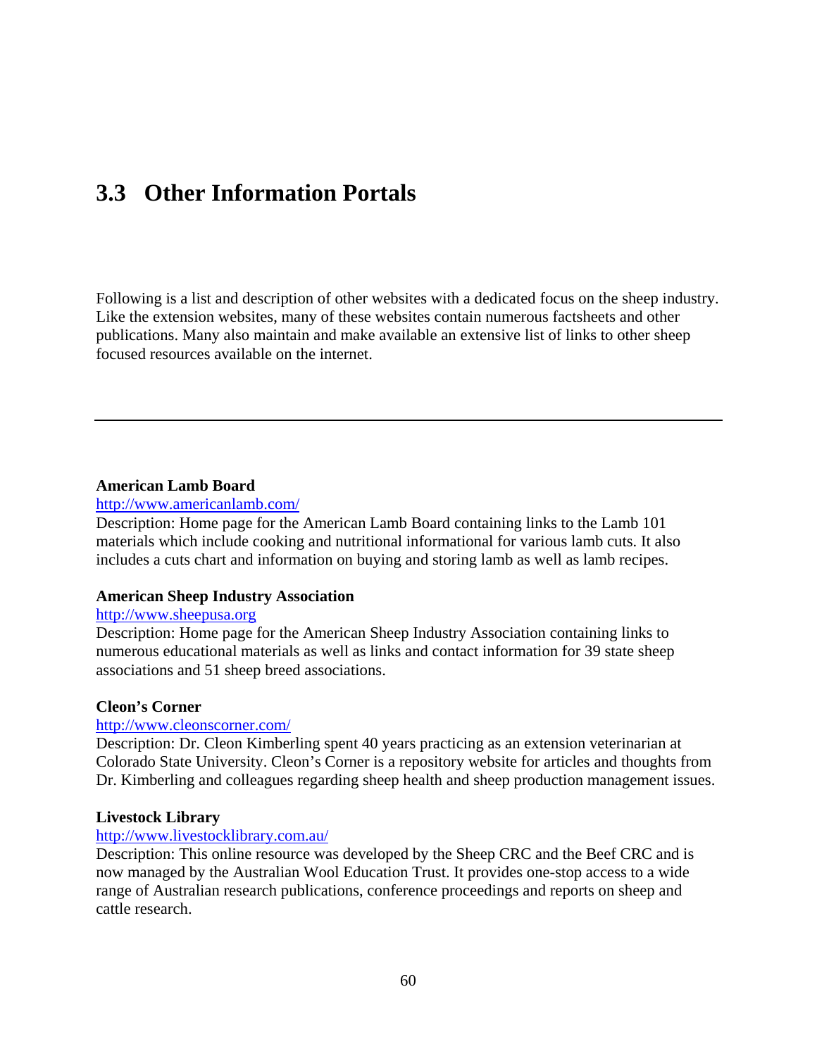## 3.3 Other Information Portals

Following is a list and description of other websites with a dedicated focus on the sheep industry. Like the extension websites, many of these websites contain numerous factsheets and other publications. Many also maintain and make available an extensive list of links to other sheep focused resources available on the internet.

---

**American Lamb Board**
http://www.americanlamb.com/
Description: Home page for the American Lamb Board containing links to the Lamb 101 materials which include cooking and nutritional informational for various lamb cuts. It also includes a cuts chart and information on buying and storing lamb as well as lamb recipes.

**American Sheep Industry Association**
http://www.sheepusa.org
Description: Home page for the American Sheep Industry Association containing links to numerous educational materials as well as links and contact information for 39 state sheep associations and 51 sheep breed associations.

**Cleon's Corner**
http://www.cleonscorner.com/
Description: Dr. Cleon Kimberling spent 40 years practicing as an extension veterinarian at Colorado State University. Cleon's Corner is a repository website for articles and thoughts from Dr. Kimberling and colleagues regarding sheep health and sheep production management issues.

**Livestock Library**
http://www.livestocklibrary.com.au/
Description: This online resource was developed by the Sheep CRC and the Beef CRC and is now managed by the Australian Wool Education Trust. It provides one-stop access to a wide range of Australian research publications, conference proceedings and reports on sheep and cattle research.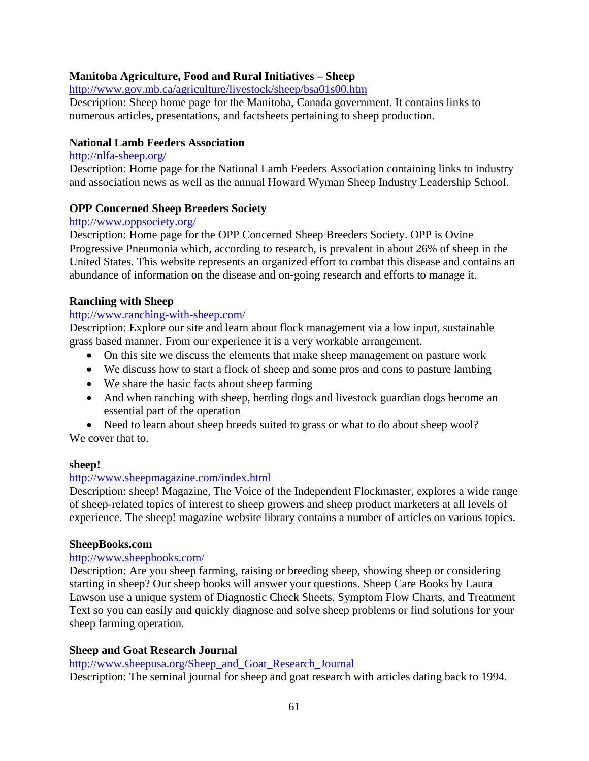**Manitoba Agriculture, Food and Rural Initiatives – Sheep**
http://www.gov.mb.ca/agriculture/livestock/sheep/bsa01s00.htm
Description: Sheep home page for the Manitoba, Canada government. It contains links to numerous articles, presentations, and factsheets pertaining to sheep production.

**National Lamb Feeders Association**
http://nlfa-sheep.org/
Description: Home page for the National Lamb Feeders Association containing links to industry and association news as well as the annual Howard Wyman Sheep Industry Leadership School.

**OPP Concerned Sheep Breeders Society**
http://www.oppsociety.org/
Description: Home page for the OPP Concerned Sheep Breeders Society. OPP is Ovine Progressive Pneumonia which, according to research, is prevalent in about 26% of sheep in the United States. This website represents an organized effort to combat this disease and contains an abundance of information on the disease and on-going research and efforts to manage it.

**Ranching with Sheep**
http://www.ranching-with-sheep.com/
Description: Explore our site and learn about flock management via a low input, sustainable grass based manner. From our experience it is a very workable arrangement.

- On this site we discuss the elements that make sheep management on pasture work
- We discuss how to start a flock of sheep and some pros and cons to pasture lambing
- We share the basic facts about sheep farming
- And when ranching with sheep, herding dogs and livestock guardian dogs become an essential part of the operation
- Need to learn about sheep breeds suited to grass or what to do about sheep wool?

We cover that to.

**sheep!**
http://www.sheepmagazine.com/index.html
Description: sheep! Magazine, The Voice of the Independent Flockmaster, explores a wide range of sheep-related topics of interest to sheep growers and sheep product marketers at all levels of experience. The sheep! magazine website library contains a number of articles on various topics.

**SheepBooks.com**
http://www.sheepbooks.com/
Description: Are you sheep farming, raising or breeding sheep, showing sheep or considering starting in sheep? Our sheep books will answer your questions. Sheep Care Books by Laura Lawson use a unique system of Diagnostic Check Sheets, Symptom Flow Charts, and Treatment Text so you can easily and quickly diagnose and solve sheep problems or find solutions for your sheep farming operation.

**Sheep and Goat Research Journal**
http://www.sheepusa.org/Sheep_and_Goat_Research_Journal
Description: The seminal journal for sheep and goat research with articles dating back to 1994.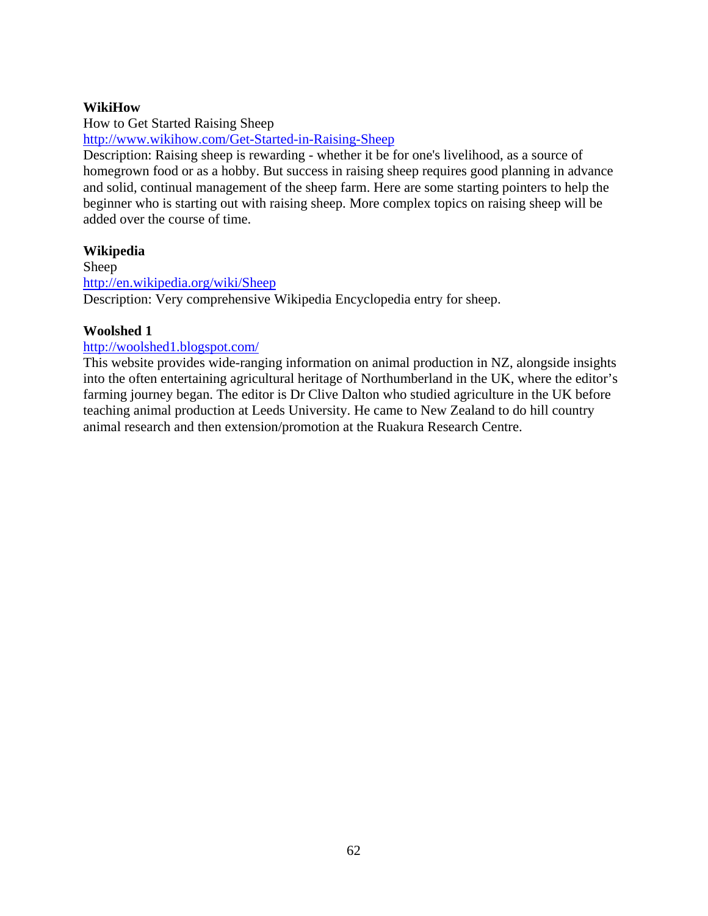**WikiHow**

How to Get Started Raising Sheep

http://www.wikihow.com/Get-Started-in-Raising-Sheep

Description: Raising sheep is rewarding - whether it be for one's livelihood, as a source of homegrown food or as a hobby. But success in raising sheep requires good planning in advance and solid, continual management of the sheep farm. Here are some starting pointers to help the beginner who is starting out with raising sheep. More complex topics on raising sheep will be added over the course of time.

**Wikipedia**

Sheep

http://en.wikipedia.org/wiki/Sheep

Description: Very comprehensive Wikipedia Encyclopedia entry for sheep.

**Woolshed 1**

http://woolshed1.blogspot.com/

This website provides wide-ranging information on animal production in NZ, alongside insights into the often entertaining agricultural heritage of Northumberland in the UK, where the editor's farming journey began. The editor is Dr Clive Dalton who studied agriculture in the UK before teaching animal production at Leeds University. He came to New Zealand to do hill country animal research and then extension/promotion at the Ruakura Research Centre.